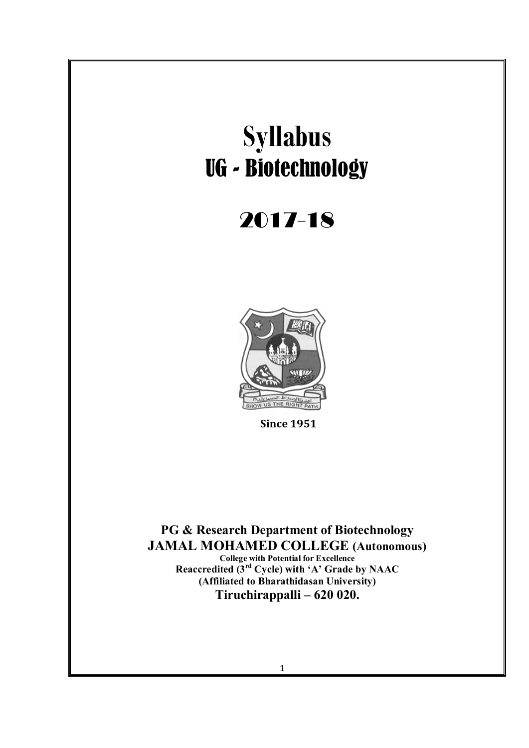# Syllabus
## UG - Biotechnology

# 2017-18

**Since 1951**

**PG & Research Department of Biotechnology**
**JAMAL MOHAMED COLLEGE (Autonomous)**
**College with Potential for Excellence**
**Reaccredited (3rd Cycle) with 'A' Grade by NAAC**
**(Affiliated to Bharathidasan University)**
**Tiruchirappalli – 620 020.**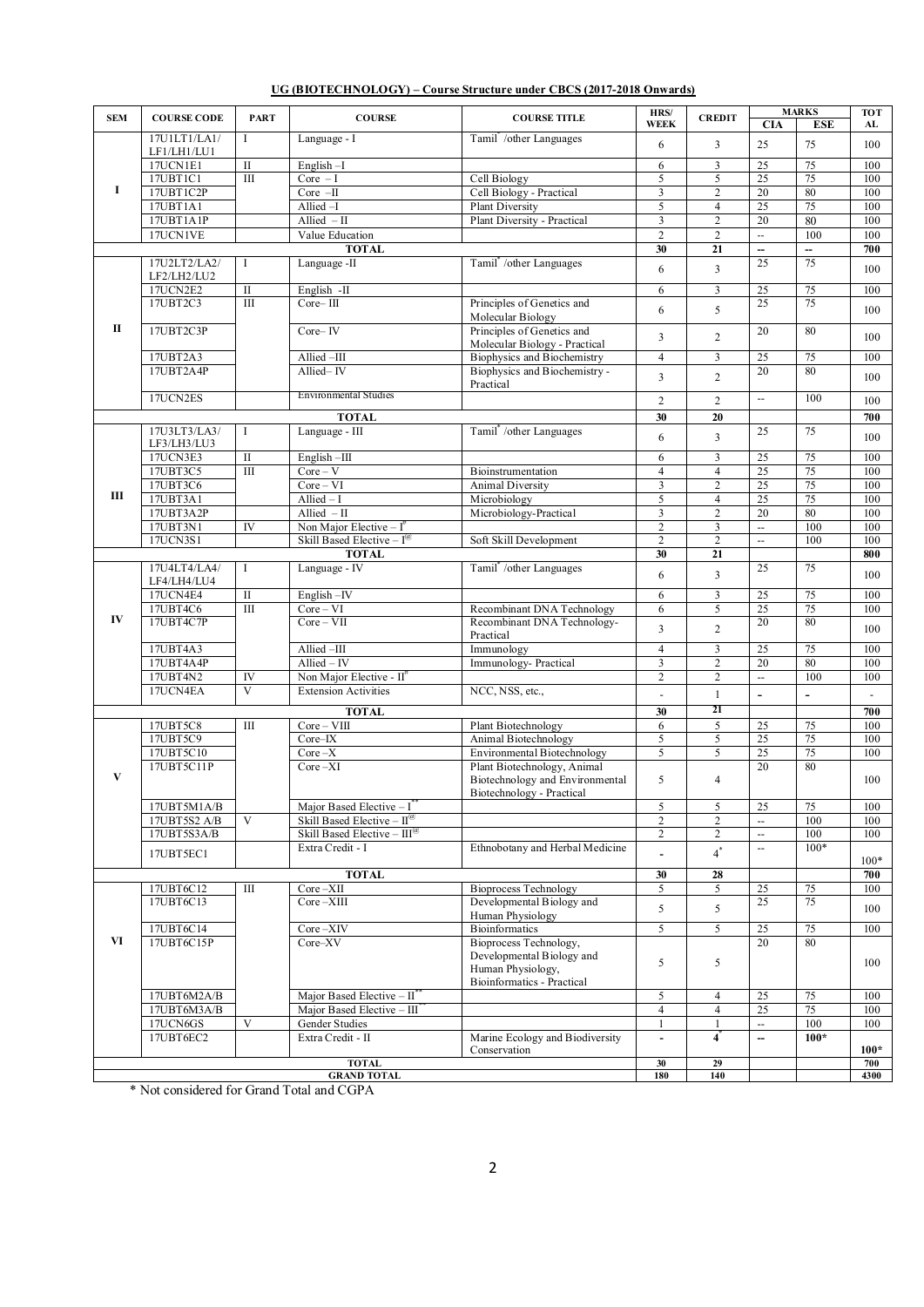## UG (BIOTECHNOLOGY) – Course Structure under CBCS (2017-2018 Onwards)

| SEM | COURSE CODE | PART | COURSE | COURSE TITLE | HRS/ WEEK | CREDIT | MARKS | | TOT AL |
|---|---|---|---|---|---|---|---|---|---|
| | | | | | | | CIA | ESE | |
| I | 17U1LT1/LA1/ LF1/LH1/LU1 | I | Language - I | Tamil* /other Languages | 6 | 3 | 25 | 75 | 100 |
| | 17UCN1E1 | II | English –I | | 6 | 3 | 25 | 75 | 100 |
| | 17UBT1C1 | III | Core – I | Cell Biology | 5 | 5 | 25 | 75 | 100 |
| | 17UBT1C2P | | Core –II | Cell Biology - Practical | 3 | 2 | 20 | 80 | 100 |
| | 17UBT1A1 | | Allied –I | Plant Diversity | 5 | 4 | 25 | 75 | 100 |
| | 17UBT1A1P | | Allied – II | Plant Diversity - Practical | 3 | 2 | 20 | 80 | 100 |
| | 17UCN1VE | | Value Education | | 2 | 2 | -- | 100 | 100 |
| | | | **TOTAL** | | **30** | **21** | **--** | **--** | **700** |
| II | 17U2LT2/LA2/ LF2/LH2/LU2 | I | Language -II | Tamil* /other Languages | 6 | 3 | 25 | 75 | 100 |
| | 17UCN2E2 | II | English -II | | 6 | 3 | 25 | 75 | 100 |
| | 17UBT2C3 | III | Core– III | Principles of Genetics and Molecular Biology | 6 | 5 | 25 | 75 | 100 |
| | 17UBT2C3P | | Core– IV | Principles of Genetics and Molecular Biology - Practical | 3 | 2 | 20 | 80 | 100 |
| | 17UBT2A3 | | Allied –III | Biophysics and Biochemistry | 4 | 3 | 25 | 75 | 100 |
| | 17UBT2A4P | | Allied– IV | Biophysics and Biochemistry - Practical | 3 | 2 | 20 | 80 | 100 |
| | 17UCN2ES | | Environmental Studies | | 2 | 2 | -- | 100 | 100 |
| | | | **TOTAL** | | **30** | **20** | | | **700** |
| III | 17U3LT3/LA3/ LF3/LH3/LU3 | I | Language - III | Tamil* /other Languages | 6 | 3 | 25 | 75 | 100 |
| | 17UCN3E3 | II | English –III | | 6 | 3 | 25 | 75 | 100 |
| | 17UBT3C5 | III | Core – V | Bioinstrumentation | 4 | 4 | 25 | 75 | 100 |
| | 17UBT3C6 | | Core – VI | Animal Diversity | 3 | 2 | 25 | 75 | 100 |
| | 17UBT3A1 | | Allied – I | Microbiology | 5 | 4 | 25 | 75 | 100 |
| | 17UBT3A2P | | Allied – II | Microbiology-Practical | 3 | 2 | 20 | 80 | 100 |
| | 17UBT3N1 | IV | Non Major Elective – I# | | 2 | 3 | -- | 100 | 100 |
| | 17UCN3S1 | | Skill Based Elective – I@ | Soft Skill Development | 2 | 2 | -- | 100 | 100 |
| | | | **TOTAL** | | **30** | **21** | | | **800** |
| IV | 17U4LT4/LA4/ LF4/LH4/LU4 | I | Language - IV | Tamil* /other Languages | 6 | 3 | 25 | 75 | 100 |
| | 17UCN4E4 | II | English –IV | | 6 | 3 | 25 | 75 | 100 |
| | 17UBT4C6 | III | Core – VI | Recombinant DNA Technology | 6 | 5 | 25 | 75 | 100 |
| | 17UBT4C7P | | Core – VII | Recombinant DNA Technology- Practical | 3 | 2 | 20 | 80 | 100 |
| | 17UBT4A3 | | Allied –III | Immunology | 4 | 3 | 25 | 75 | 100 |
| | 17UBT4A4P | | Allied – IV | Immunology- Practical | 3 | 2 | 20 | 80 | 100 |
| | 17UBT4N2 | IV | Non Major Elective - II# | | 2 | 2 | -- | 100 | 100 |
| | 17UCN4EA | V | Extension Activities | NCC, NSS, etc., | - | 1 | - | - | - |
| | | | **TOTAL** | | **30** | **21** | | | **700** |
| V | 17UBT5C8 | III | Core – VIII | Plant Biotechnology | 6 | 5 | 25 | 75 | 100 |
| | 17UBT5C9 | | Core–IX | Animal Biotechnology | 5 | 5 | 25 | 75 | 100 |
| | 17UBT5C10 | | Core –X | Environmental Biotechnology | 5 | 5 | 25 | 75 | 100 |
| | 17UBT5C11P | | Core –XI | Plant Biotechnology, Animal Biotechnology and Environmental Biotechnology - Practical | 5 | 4 | 20 | 80 | 100 |
| | 17UBT5M1A/B | | Major Based Elective – I** | | 5 | 5 | 25 | 75 | 100 |
| | 17UBT5S2 A/B | V | Skill Based Elective – II@ | | 2 | 2 | -- | 100 | 100 |
| | 17UBT5S3A/B | | Skill Based Elective – III@ | | 2 | 2 | -- | 100 | 100 |
| | 17UBT5EC1 | | Extra Credit - I | Ethnobotany and Herbal Medicine | - | 4* | -- | 100* | 100* |
| | | | **TOTAL** | | **30** | **28** | | | **700** |
| VI | 17UBT6C12 | III | Core –XII | Bioprocess Technology | 5 | 5 | 25 | 75 | 100 |
| | 17UBT6C13 | | Core –XIII | Developmental Biology and Human Physiology | 5 | 5 | 25 | 75 | 100 |
| | 17UBT6C14 | | Core –XIV | Bioinformatics | 5 | 5 | 25 | 75 | 100 |
| | 17UBT6C15P | | Core–XV | Bioprocess Technology, Developmental Biology and Human Physiology, Bioinformatics - Practical | 5 | 5 | 20 | 80 | 100 |
| | 17UBT6M2A/B | | Major Based Elective – II** | | 5 | 4 | 25 | 75 | 100 |
| | 17UBT6M3A/B | | Major Based Elective – III** | | 4 | 4 | 25 | 75 | 100 |
| | 17UCN6GS | V | Gender Studies | | 1 | 1 | -- | 100 | 100 |
| | 17UBT6EC2 | | Extra Credit - II | Marine Ecology and Biodiversity Conservation | - | 4* | -- | 100* | 100* |
| | | | **TOTAL** | | **30** | **29** | | | **700** |
| | | | **GRAND TOTAL** | | **180** | **140** | | | **4300** |

\* Not considered for Grand Total and CGPA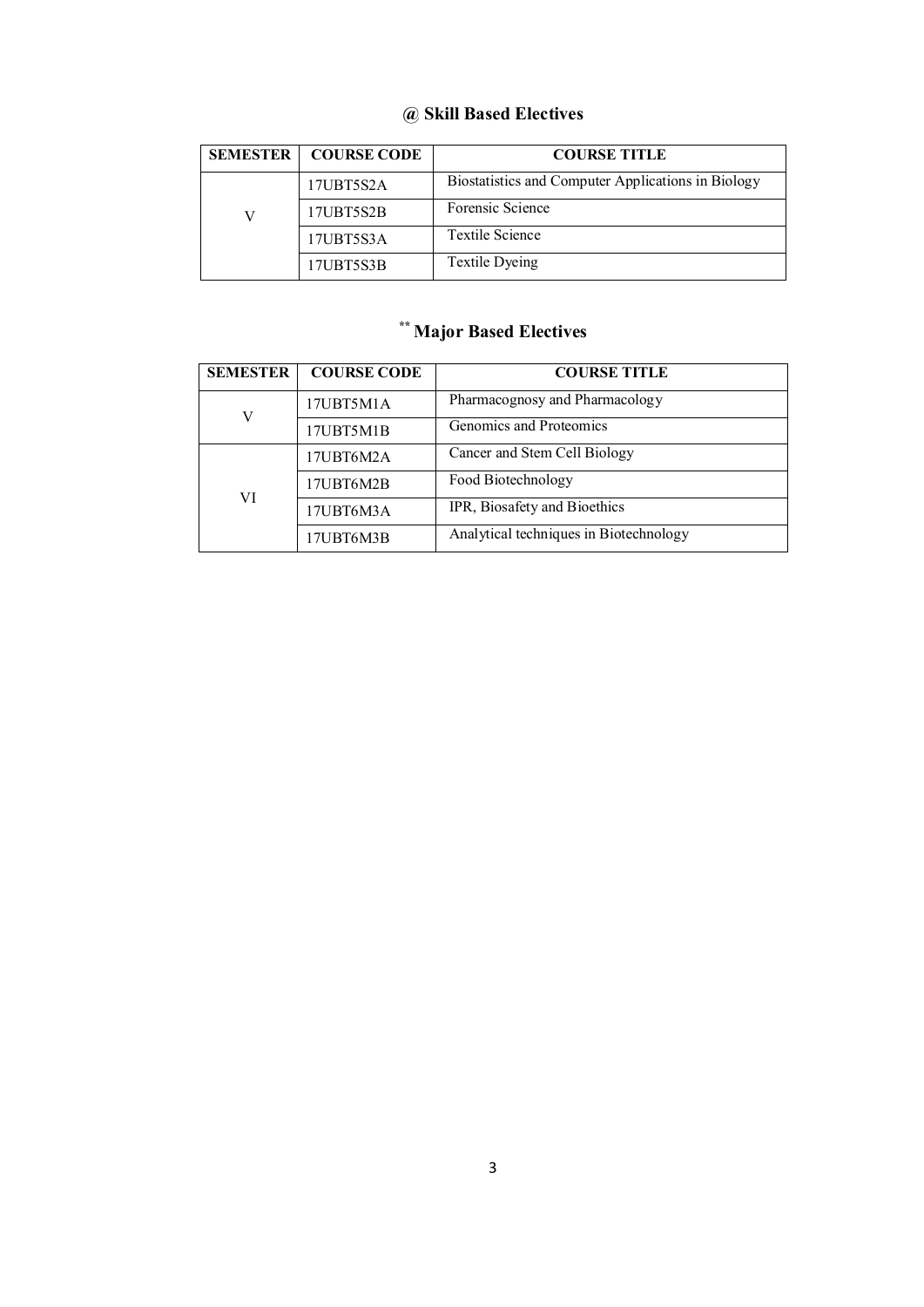## @ Skill Based Electives

| SEMESTER | COURSE CODE | COURSE TITLE |
|---|---|---|
| V | 17UBT5S2A | Biostatistics and Computer Applications in Biology |
| | 17UBT5S2B | Forensic Science |
| | 17UBT5S3A | Textile Science |
| | 17UBT5S3B | Textile Dyeing |

## ** Major Based Electives

| SEMESTER | COURSE CODE | COURSE TITLE |
|---|---|---|
| V | 17UBT5M1A | Pharmacognosy and Pharmacology |
| | 17UBT5M1B | Genomics and Proteomics |
| VI | 17UBT6M2A | Cancer and Stem Cell Biology |
| | 17UBT6M2B | Food Biotechnology |
| | 17UBT6M3A | IPR, Biosafety and Bioethics |
| | 17UBT6M3B | Analytical techniques in Biotechnology |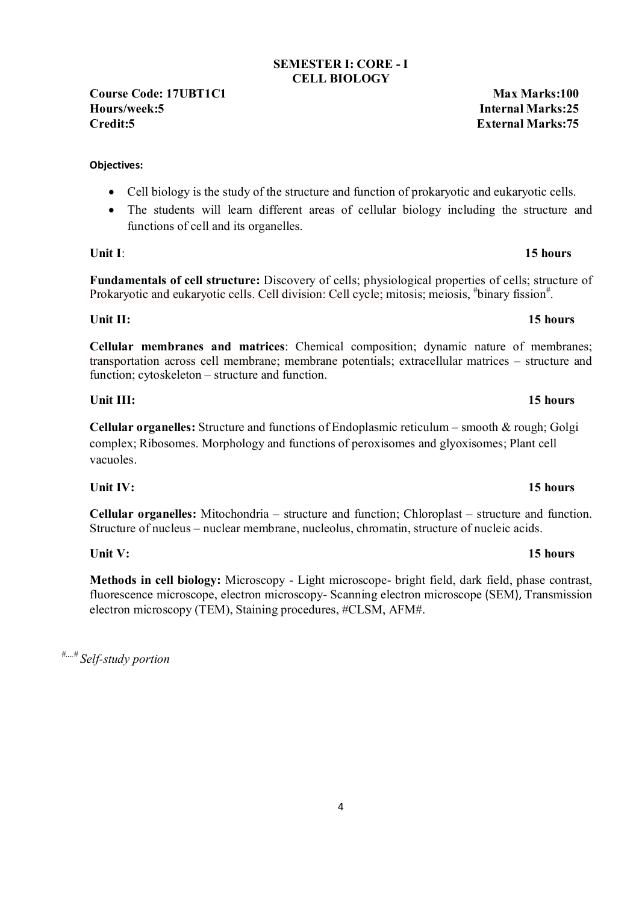## SEMESTER I: CORE - I
## CELL BIOLOGY

| **Course Code: 17UBT1C1** | **Max Marks:100** |
|---|---|
| **Hours/week:5** | **Internal Marks:25** |
| **Credit:5** | **External Marks:75** |

**Objectives:**

- Cell biology is the study of the structure and function of prokaryotic and eukaryotic cells.
- The students will learn different areas of cellular biology including the structure and functions of cell and its organelles.

**Unit I**: **15 hours**

**Fundamentals of cell structure:** Discovery of cells; physiological properties of cells; structure of Prokaryotic and eukaryotic cells. Cell division: Cell cycle; mitosis; meiosis, #binary fission#.

**Unit II:** **15 hours**

**Cellular membranes and matrices**: Chemical composition; dynamic nature of membranes; transportation across cell membrane; membrane potentials; extracellular matrices – structure and function; cytoskeleton – structure and function.

**Unit III:** **15 hours**

**Cellular organelles:** Structure and functions of Endoplasmic reticulum – smooth & rough; Golgi complex; Ribosomes. Morphology and functions of peroxisomes and glyoxisomes; Plant cell vacuoles.

**Unit IV:** **15 hours**

**Cellular organelles:** Mitochondria – structure and function; Chloroplast – structure and function. Structure of nucleus – nuclear membrane, nucleolus, chromatin, structure of nucleic acids.

**Unit V:** **15 hours**

**Methods in cell biology:** Microscopy - Light microscope- bright field, dark field, phase contrast, fluorescence microscope, electron microscopy- Scanning electron microscope (SEM), Transmission electron microscopy (TEM), Staining procedures, #CLSM, AFM#.

#....# *Self-study portion*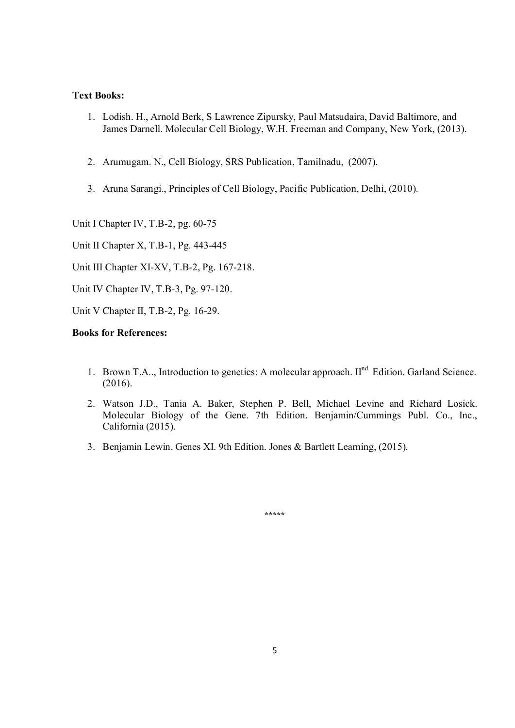**Text Books:**

1. Lodish. H., Arnold Berk, S Lawrence Zipursky, Paul Matsudaira, David Baltimore, and James Darnell. Molecular Cell Biology, W.H. Freeman and Company, New York, (2013).
2. Arumugam. N., Cell Biology, SRS Publication, Tamilnadu, (2007).
3. Aruna Sarangi., Principles of Cell Biology, Pacific Publication, Delhi, (2010).

Unit I Chapter IV, T.B-2, pg. 60-75

Unit II Chapter X, T.B-1, Pg. 443-445

Unit III Chapter XI-XV, T.B-2, Pg. 167-218.

Unit IV Chapter IV, T.B-3, Pg. 97-120.

Unit V Chapter II, T.B-2, Pg. 16-29.

**Books for References:**

1. Brown T.A.., Introduction to genetics: A molecular approach. II[nd] Edition. Garland Science. (2016).
2. Watson J.D., Tania A. Baker, Stephen P. Bell, Michael Levine and Richard Losick. Molecular Biology of the Gene. 7th Edition. Benjamin/Cummings Publ. Co., Inc., California (2015).
3. Benjamin Lewin. Genes XI. 9th Edition. Jones & Bartlett Learning, (2015).

*****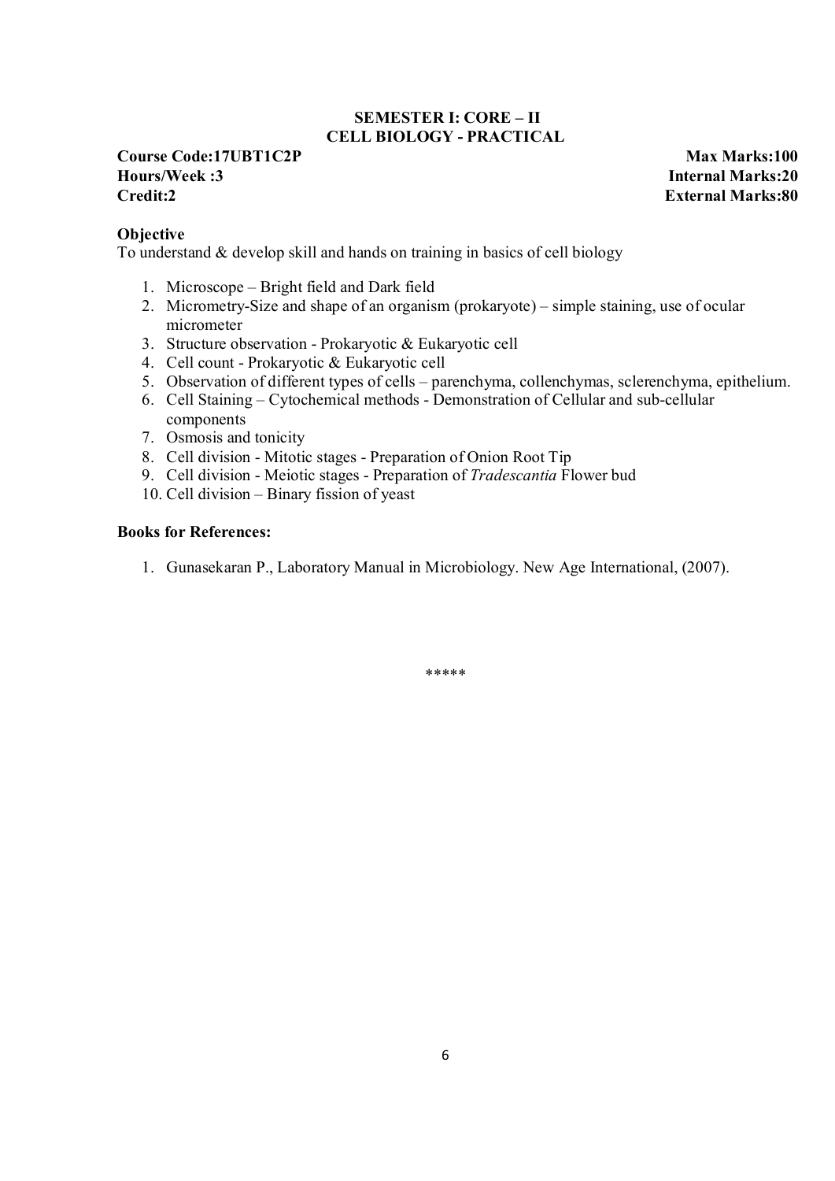**SEMESTER I: CORE – II**
**CELL BIOLOGY - PRACTICAL**

**Course Code:17UBT1C2P** **Max Marks:100**
**Hours/Week :3** **Internal Marks:20**
**Credit:2** **External Marks:80**

**Objective**

To understand & develop skill and hands on training in basics of cell biology

1. Microscope – Bright field and Dark field
2. Micrometry-Size and shape of an organism (prokaryote) – simple staining, use of ocular micrometer
3. Structure observation - Prokaryotic & Eukaryotic cell
4. Cell count - Prokaryotic & Eukaryotic cell
5. Observation of different types of cells – parenchyma, collenchymas, sclerenchyma, epithelium.
6. Cell Staining – Cytochemical methods - Demonstration of Cellular and sub-cellular components
7. Osmosis and tonicity
8. Cell division - Mitotic stages - Preparation of Onion Root Tip
9. Cell division - Meiotic stages - Preparation of *Tradescantia* Flower bud
10. Cell division – Binary fission of yeast

**Books for References:**

1. Gunasekaran P., Laboratory Manual in Microbiology. New Age International, (2007).

*****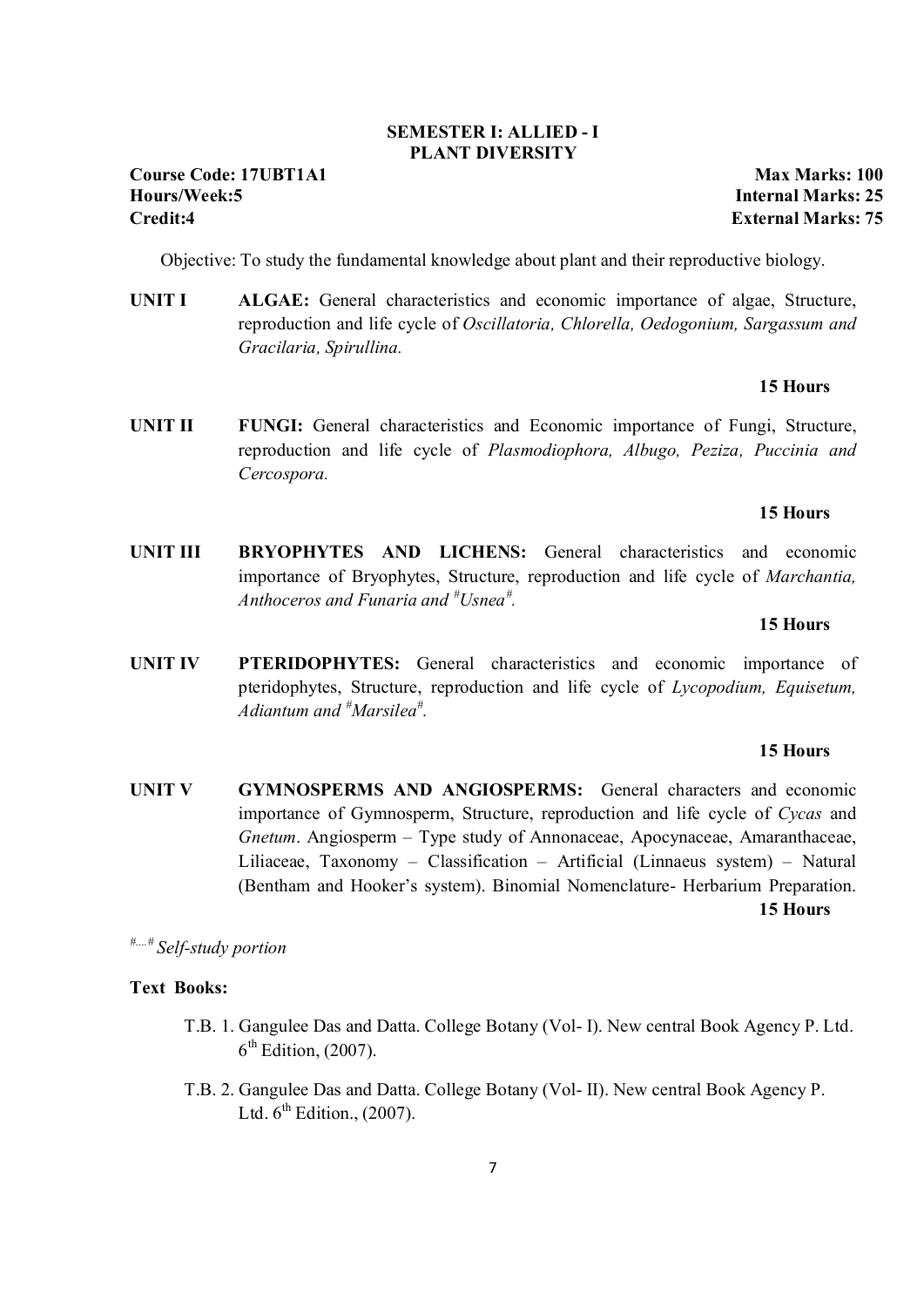## SEMESTER I: ALLIED - I
## PLANT DIVERSITY

**Course Code: 17UBT1A1** **Max Marks: 100**
**Hours/Week:5** **Internal Marks: 25**
**Credit:4** **External Marks: 75**

Objective: To study the fundamental knowledge about plant and their reproductive biology.

**UNIT I** **ALGAE:** General characteristics and economic importance of algae, Structure, reproduction and life cycle of *Oscillatoria, Chlorella, Oedogonium, Sargassum and Gracilaria, Spirullina.*

**15 Hours**

**UNIT II** **FUNGI:** General characteristics and Economic importance of Fungi, Structure, reproduction and life cycle of *Plasmodiophora, Albugo, Peziza, Puccinia and Cercospora.*

**15 Hours**

**UNIT III** **BRYOPHYTES AND LICHENS:** General characteristics and economic importance of Bryophytes, Structure, reproduction and life cycle of *Marchantia, Anthoceros and Funaria and #Usnea#.*

**15 Hours**

**UNIT IV** **PTERIDOPHYTES:** General characteristics and economic importance of pteridophytes, Structure, reproduction and life cycle of *Lycopodium, Equisetum, Adiantum and #Marsilea#.*

**15 Hours**

**UNIT V** **GYMNOSPERMS AND ANGIOSPERMS:** General characters and economic importance of Gymnosperm, Structure, reproduction and life cycle of *Cycas* and *Gnetum*. Angiosperm – Type study of Annonaceae, Apocynaceae, Amaranthaceae, Liliaceae, Taxonomy – Classification – Artificial (Linnaeus system) – Natural (Bentham and Hooker's system). Binomial Nomenclature- Herbarium Preparation.

**15 Hours**

*#....# Self-study portion*

**Text Books:**

T.B. 1. Gangulee Das and Datta. College Botany (Vol- I). New central Book Agency P. Ltd. 6th Edition, (2007).

T.B. 2. Gangulee Das and Datta. College Botany (Vol- II). New central Book Agency P. Ltd. 6th Edition., (2007).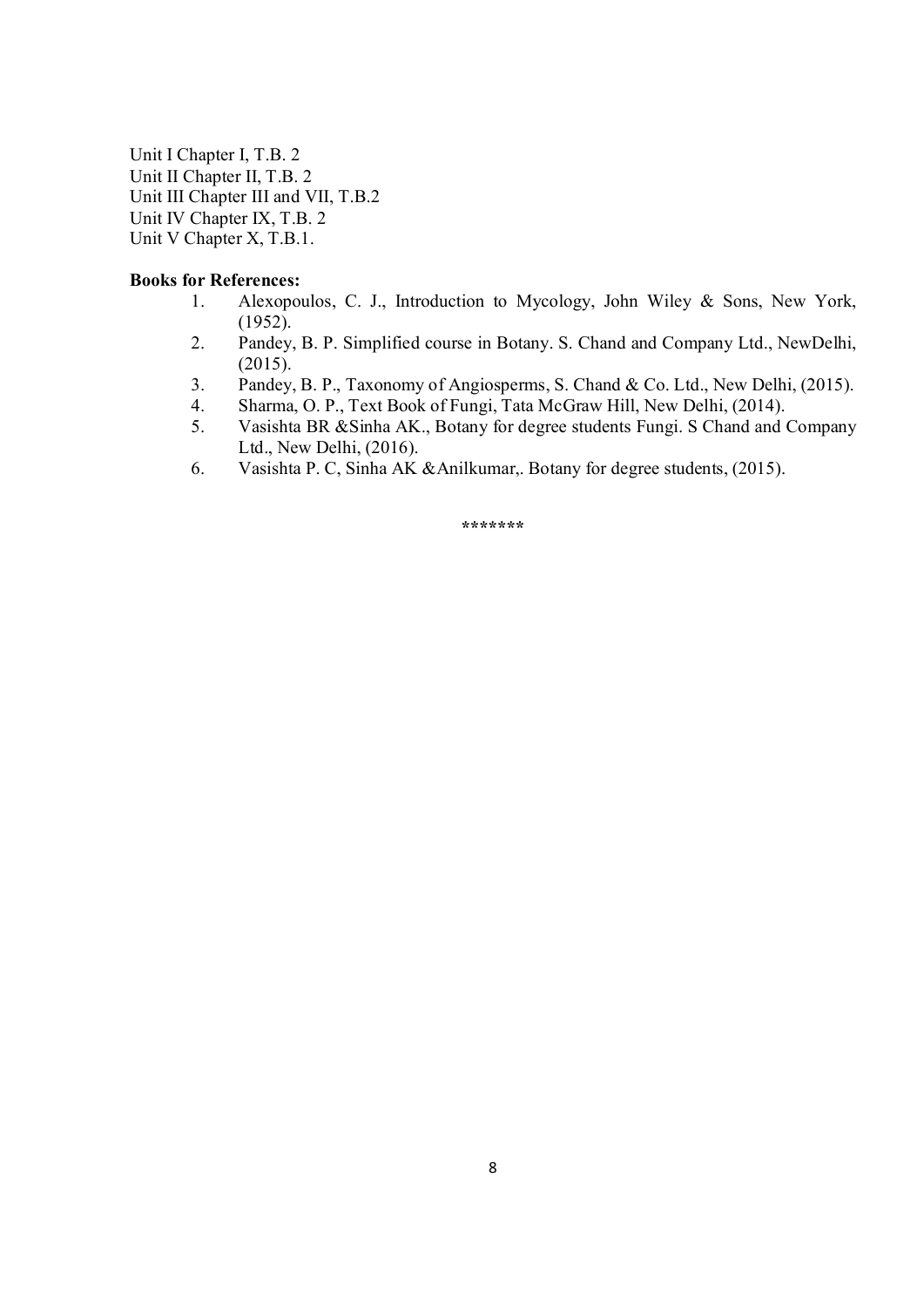Unit I Chapter I, T.B. 2
Unit II Chapter II, T.B. 2
Unit III Chapter III and VII, T.B.2
Unit IV Chapter IX, T.B. 2
Unit V Chapter X, T.B.1.

**Books for References:**

1. Alexopoulos, C. J., Introduction to Mycology, John Wiley & Sons, New York, (1952).
2. Pandey, B. P. Simplified course in Botany. S. Chand and Company Ltd., NewDelhi, (2015).
3. Pandey, B. P., Taxonomy of Angiosperms, S. Chand & Co. Ltd., New Delhi, (2015).
4. Sharma, O. P., Text Book of Fungi, Tata McGraw Hill, New Delhi, (2014).
5. Vasishta BR &Sinha AK., Botany for degree students Fungi. S Chand and Company Ltd., New Delhi, (2016).
6. Vasishta P. C, Sinha AK &Anilkumar,. Botany for degree students, (2015).

*******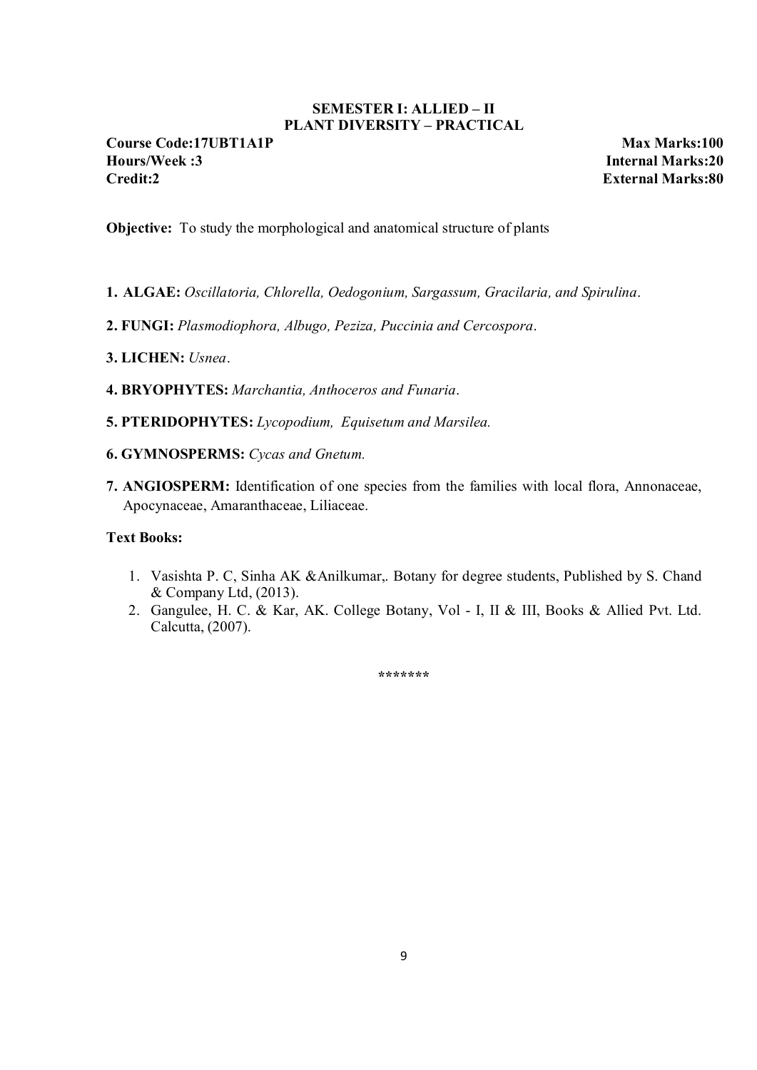## SEMESTER I: ALLIED – II
## PLANT DIVERSITY – PRACTICAL

| | |
|---|---|
| **Course Code:17UBT1A1P** | **Max Marks:100** |
| **Hours/Week :3** | **Internal Marks:20** |
| **Credit:2** | **External Marks:80** |

**Objective:** To study the morphological and anatomical structure of plants

1. **ALGAE:** *Oscillatoria, Chlorella, Oedogonium, Sargassum, Gracilaria, and Spirulina*.
2. **FUNGI:** *Plasmodiophora, Albugo, Peziza, Puccinia and Cercospora*.
3. **LICHEN:** *Usnea*.
4. **BRYOPHYTES:** *Marchantia, Anthoceros and Funaria*.
5. **PTERIDOPHYTES:** *Lycopodium, Equisetum and Marsilea.*
6. **GYMNOSPERMS:** *Cycas and Gnetum.*
7. **ANGIOSPERM:** Identification of one species from the families with local flora, Annonaceae, Apocynaceae, Amaranthaceae, Liliaceae.

**Text Books:**

1. Vasishta P. C, Sinha AK &Anilkumar,. Botany for degree students, Published by S. Chand & Company Ltd, (2013).
2. Gangulee, H. C. & Kar, AK. College Botany, Vol - I, II & III, Books & Allied Pvt. Ltd. Calcutta, (2007).

*******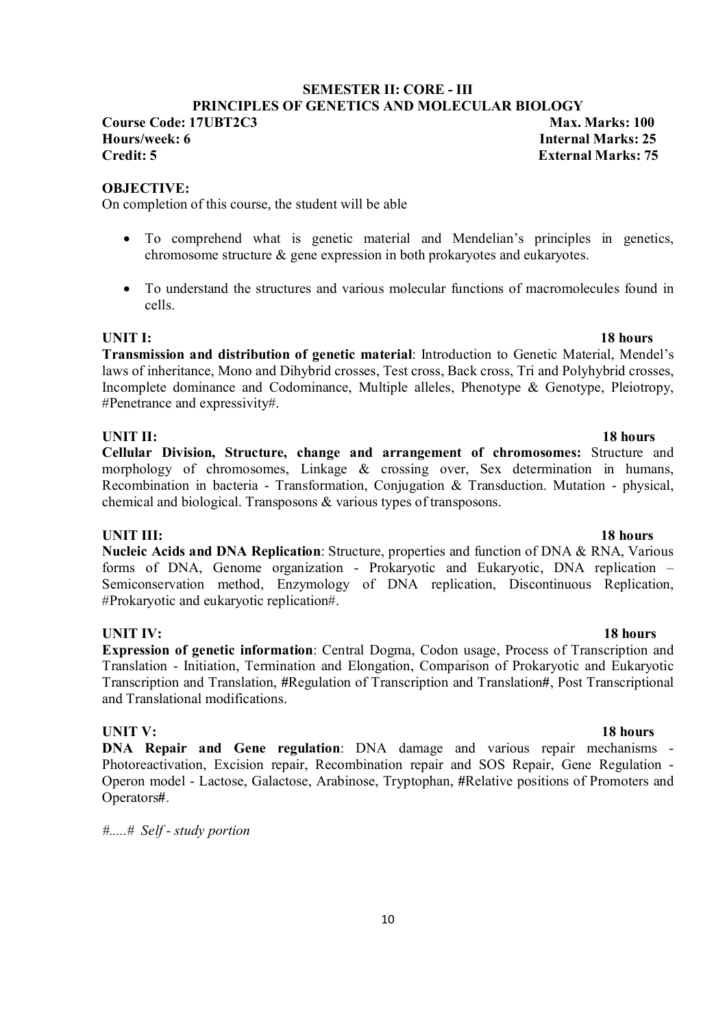## SEMESTER II: CORE - III
## PRINCIPLES OF GENETICS AND MOLECULAR BIOLOGY

**Course Code: 17UBT2C3** — **Max. Marks: 100**
**Hours/week: 6** — **Internal Marks: 25**
**Credit: 5** — **External Marks: 75**

**OBJECTIVE:**

On completion of this course, the student will be able

- To comprehend what is genetic material and Mendelian's principles in genetics, chromosome structure & gene expression in both prokaryotes and eukaryotes.
- To understand the structures and various molecular functions of macromolecules found in cells.

**UNIT I:** **18 hours**

**Transmission and distribution of genetic material**: Introduction to Genetic Material, Mendel's laws of inheritance, Mono and Dihybrid crosses, Test cross, Back cross, Tri and Polyhybrid crosses, Incomplete dominance and Codominance, Multiple alleles, Phenotype & Genotype, Pleiotropy, #Penetrance and expressivity#.

**UNIT II:** **18 hours**

**Cellular Division, Structure, change and arrangement of chromosomes:** Structure and morphology of chromosomes, Linkage & crossing over, Sex determination in humans, Recombination in bacteria - Transformation, Conjugation & Transduction. Mutation - physical, chemical and biological. Transposons & various types of transposons.

**UNIT III:** **18 hours**

**Nucleic Acids and DNA Replication**: Structure, properties and function of DNA & RNA, Various forms of DNA, Genome organization - Prokaryotic and Eukaryotic, DNA replication – Semiconservation method, Enzymology of DNA replication, Discontinuous Replication, #Prokaryotic and eukaryotic replication#.

**UNIT IV:** **18 hours**

**Expression of genetic information**: Central Dogma, Codon usage, Process of Transcription and Translation - Initiation, Termination and Elongation, Comparison of Prokaryotic and Eukaryotic Transcription and Translation, #Regulation of Transcription and Translation#, Post Transcriptional and Translational modifications.

**UNIT V:** **18 hours**

**DNA Repair and Gene regulation**: DNA damage and various repair mechanisms - Photoreactivation, Excision repair, Recombination repair and SOS Repair, Gene Regulation - Operon model - Lactose, Galactose, Arabinose, Tryptophan, #Relative positions of Promoters and Operators#.

*#.....# Self - study portion*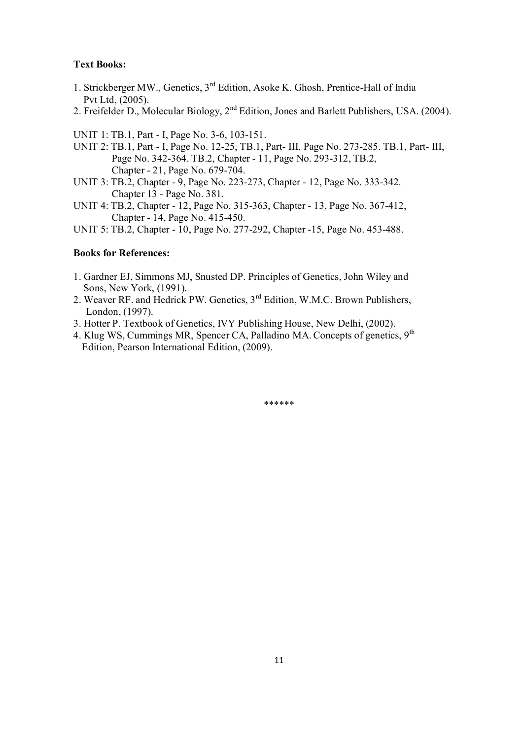**Text Books:**

1. Strickberger MW., Genetics, 3rd Edition, Asoke K. Ghosh, Prentice-Hall of India Pvt Ltd, (2005).
2. Freifelder D., Molecular Biology, 2nd Edition, Jones and Barlett Publishers, USA. (2004).

UNIT 1: TB.1, Part - I, Page No. 3-6, 103-151.

UNIT 2: TB.1, Part - I, Page No. 12-25, TB.1, Part- III, Page No. 273-285. TB.1, Part- III, Page No. 342-364. TB.2, Chapter - 11, Page No. 293-312, TB.2, Chapter - 21, Page No. 679-704.

UNIT 3: TB.2, Chapter - 9, Page No. 223-273, Chapter - 12, Page No. 333-342. Chapter 13 - Page No. 381.

UNIT 4: TB.2, Chapter - 12, Page No. 315-363, Chapter - 13, Page No. 367-412, Chapter - 14, Page No. 415-450.

UNIT 5: TB.2, Chapter - 10, Page No. 277-292, Chapter -15, Page No. 453-488.

**Books for References:**

1. Gardner EJ, Simmons MJ, Snusted DP. Principles of Genetics, John Wiley and Sons, New York, (1991).
2. Weaver RF. and Hedrick PW. Genetics, 3rd Edition, W.M.C. Brown Publishers, London, (1997).
3. Hotter P. Textbook of Genetics, IVY Publishing House, New Delhi, (2002).
4. Klug WS, Cummings MR, Spencer CA, Palladino MA. Concepts of genetics, 9th Edition, Pearson International Edition, (2009).

******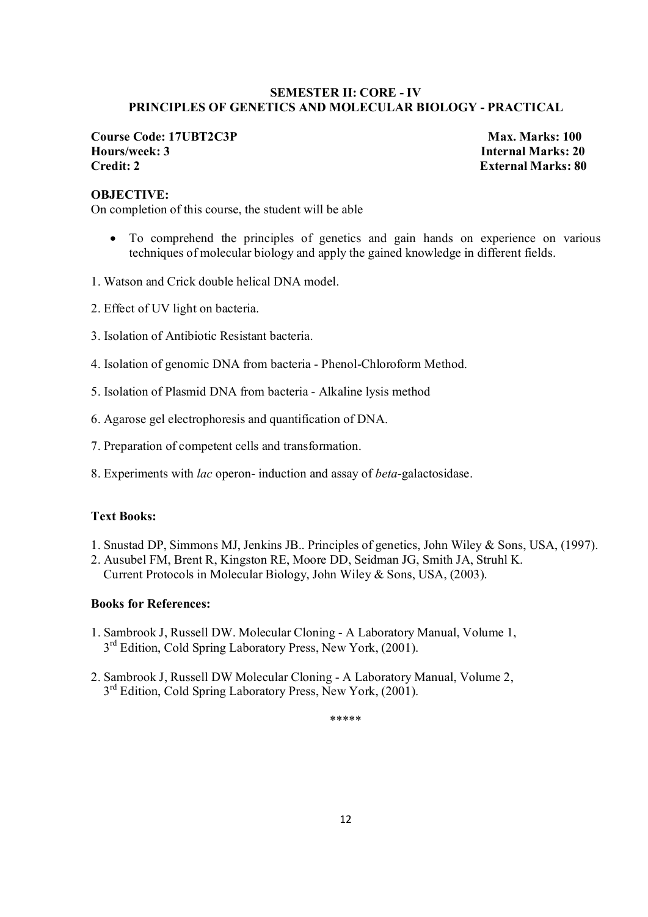## SEMESTER II: CORE - IV
## PRINCIPLES OF GENETICS AND MOLECULAR BIOLOGY - PRACTICAL

**Course Code: 17UBT2C3P** **Max. Marks: 100**
**Hours/week: 3** **Internal Marks: 20**
**Credit: 2** **External Marks: 80**

**OBJECTIVE:**

On completion of this course, the student will be able

- To comprehend the principles of genetics and gain hands on experience on various techniques of molecular biology and apply the gained knowledge in different fields.

1. Watson and Crick double helical DNA model.
2. Effect of UV light on bacteria.
3. Isolation of Antibiotic Resistant bacteria.
4. Isolation of genomic DNA from bacteria - Phenol-Chloroform Method.
5. Isolation of Plasmid DNA from bacteria - Alkaline lysis method
6. Agarose gel electrophoresis and quantification of DNA.
7. Preparation of competent cells and transformation.
8. Experiments with *lac* operon- induction and assay of *beta*-galactosidase.

**Text Books:**

1. Snustad DP, Simmons MJ, Jenkins JB.. Principles of genetics, John Wiley & Sons, USA, (1997).
2. Ausubel FM, Brent R, Kingston RE, Moore DD, Seidman JG, Smith JA, Struhl K. Current Protocols in Molecular Biology, John Wiley & Sons, USA, (2003).

**Books for References:**

1. Sambrook J, Russell DW. Molecular Cloning - A Laboratory Manual, Volume 1, 3rd Edition, Cold Spring Laboratory Press, New York, (2001).
2. Sambrook J, Russell DW Molecular Cloning - A Laboratory Manual, Volume 2, 3rd Edition, Cold Spring Laboratory Press, New York, (2001).

*****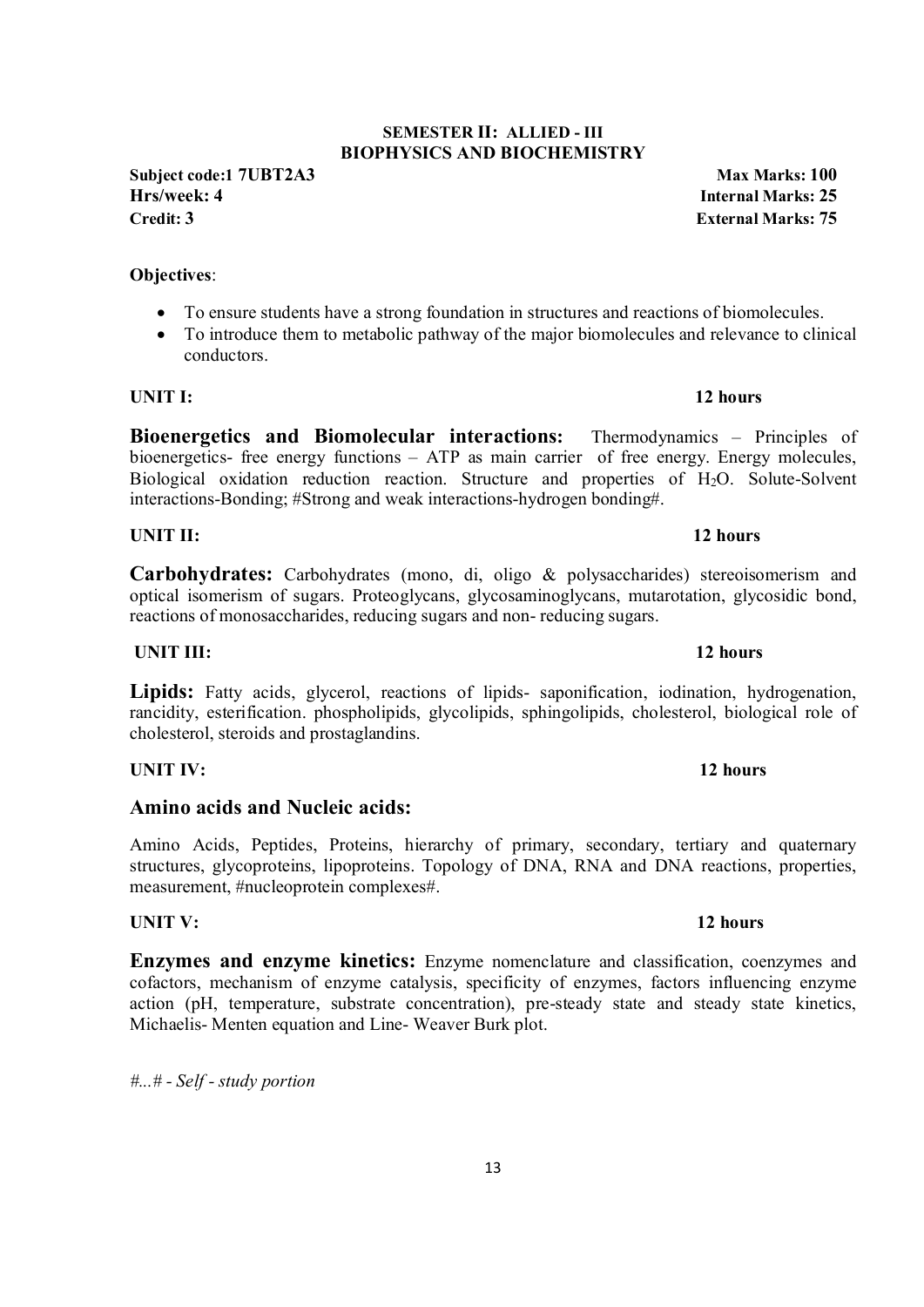**SEMESTER II: ALLIED - III**
**BIOPHYSICS AND BIOCHEMISTRY**

| | |
|---|---|
| **Subject code:1 7UBT2A3** | **Max Marks: 100** |
| **Hrs/week: 4** | **Internal Marks: 25** |
| **Credit: 3** | **External Marks: 75** |

**Objectives**:

- To ensure students have a strong foundation in structures and reactions of biomolecules.
- To introduce them to metabolic pathway of the major biomolecules and relevance to clinical conductors.

**UNIT I: 12 hours**

**Bioenergetics and Biomolecular interactions:** Thermodynamics – Principles of bioenergetics- free energy functions – ATP as main carrier of free energy. Energy molecules, Biological oxidation reduction reaction. Structure and properties of $H_2O$. Solute-Solvent interactions-Bonding; #Strong and weak interactions-hydrogen bonding#.

**UNIT II: 12 hours**

**Carbohydrates:** Carbohydrates (mono, di, oligo & polysaccharides) stereoisomerism and optical isomerism of sugars. Proteoglycans, glycosaminoglycans, mutarotation, glycosidic bond, reactions of monosaccharides, reducing sugars and non- reducing sugars.

**UNIT III: 12 hours**

**Lipids:** Fatty acids, glycerol, reactions of lipids- saponification, iodination, hydrogenation, rancidity, esterification. phospholipids, glycolipids, sphingolipids, cholesterol, biological role of cholesterol, steroids and prostaglandins.

**UNIT IV: 12 hours**

**Amino acids and Nucleic acids:**

Amino Acids, Peptides, Proteins, hierarchy of primary, secondary, tertiary and quaternary structures, glycoproteins, lipoproteins. Topology of DNA, RNA and DNA reactions, properties, measurement, #nucleoprotein complexes#.

**UNIT V: 12 hours**

**Enzymes and enzyme kinetics:** Enzyme nomenclature and classification, coenzymes and cofactors, mechanism of enzyme catalysis, specificity of enzymes, factors influencing enzyme action (pH, temperature, substrate concentration), pre-steady state and steady state kinetics, Michaelis- Menten equation and Line- Weaver Burk plot.

*#...# - Self - study portion*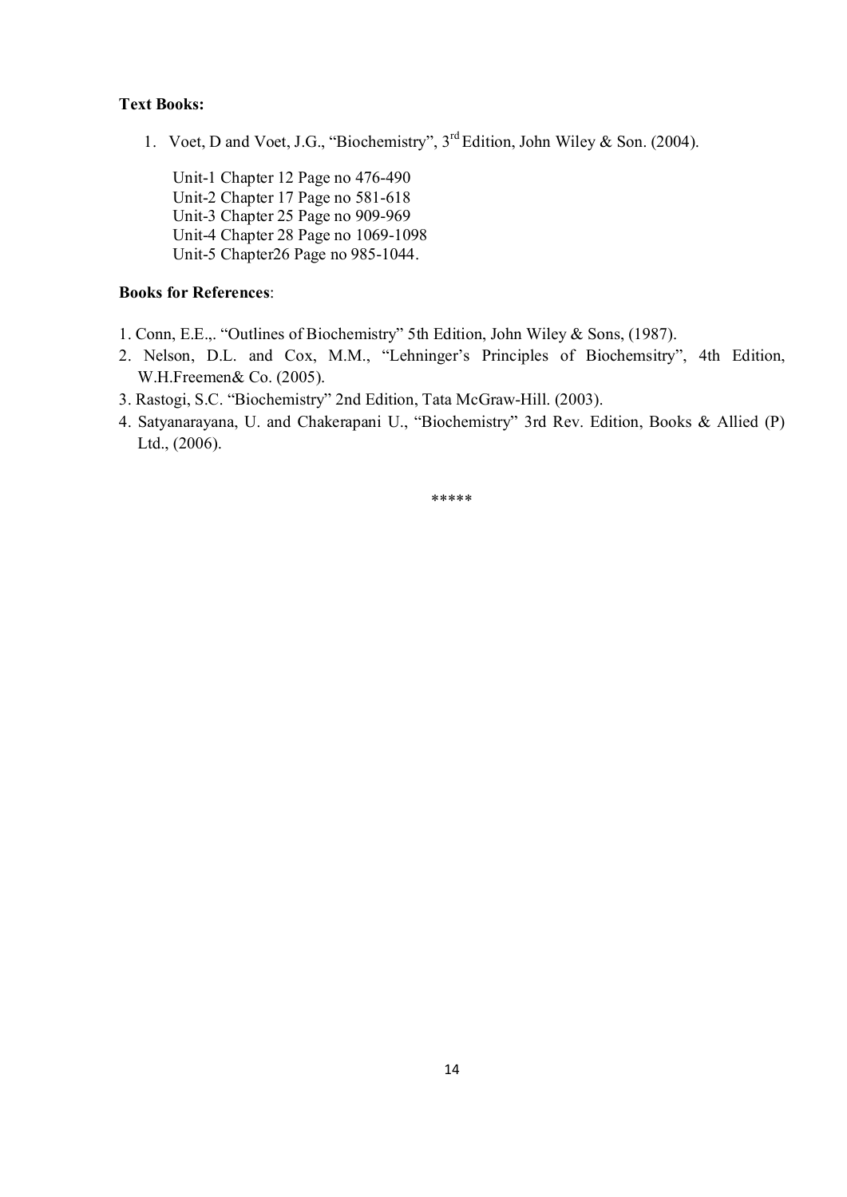**Text Books:**

1. Voet, D and Voet, J.G., “Biochemistry”, 3rd Edition, John Wiley & Son. (2004).

   Unit-1 Chapter 12 Page no 476-490
   Unit-2 Chapter 17 Page no 581-618
   Unit-3 Chapter 25 Page no 909-969
   Unit-4 Chapter 28 Page no 1069-1098
   Unit-5 Chapter26 Page no 985-1044.

**Books for References**:

1. Conn, E.E.,. “Outlines of Biochemistry” 5th Edition, John Wiley & Sons, (1987).
2. Nelson, D.L. and Cox, M.M., “Lehninger’s Principles of Biochemsitry”, 4th Edition, W.H.Freemen& Co. (2005).
3. Rastogi, S.C. “Biochemistry” 2nd Edition, Tata McGraw-Hill. (2003).
4. Satyanarayana, U. and Chakerapani U., “Biochemistry” 3rd Rev. Edition, Books & Allied (P) Ltd., (2006).

*****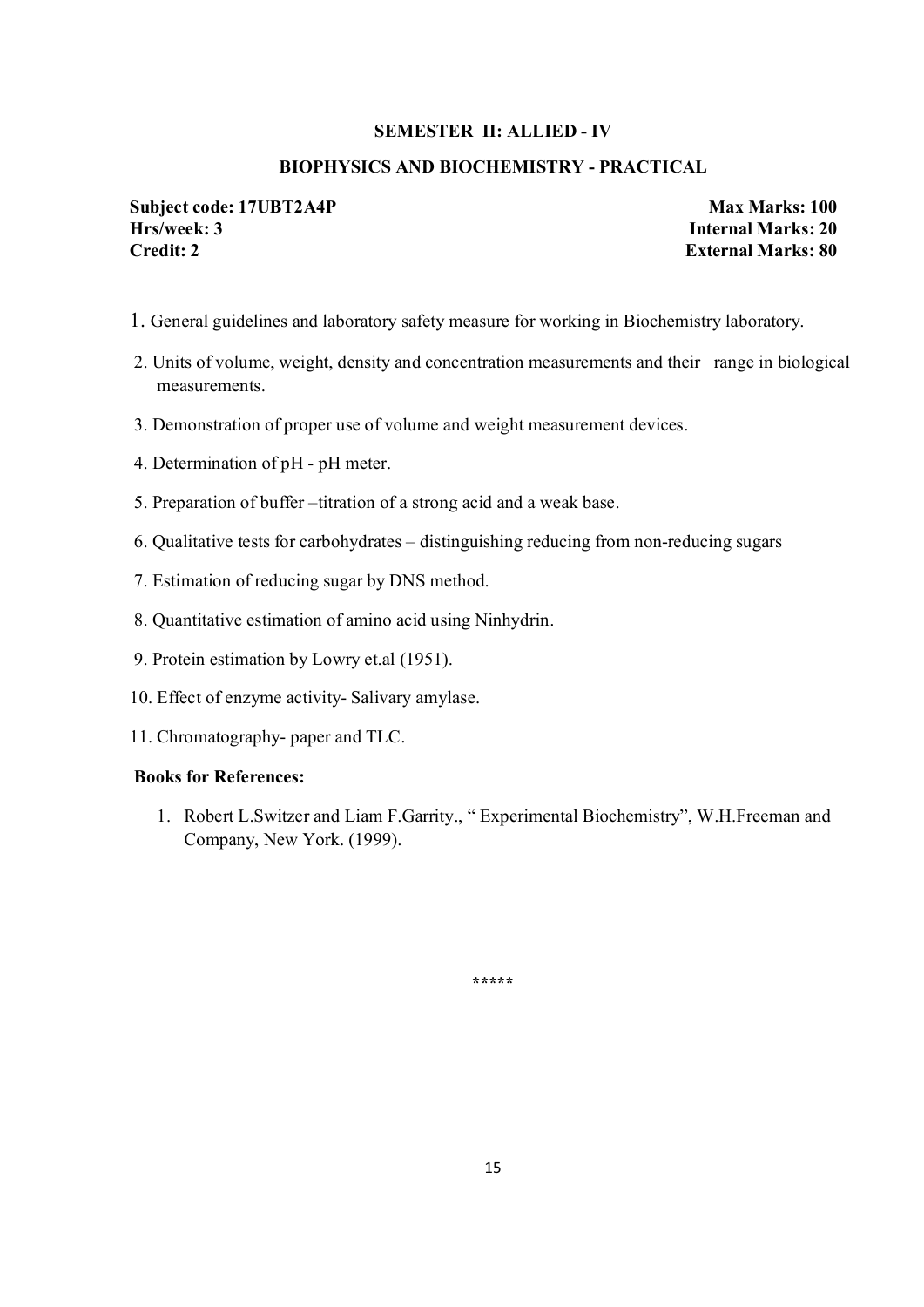## SEMESTER II: ALLIED - IV

## BIOPHYSICS AND BIOCHEMISTRY - PRACTICAL

**Subject code: 17UBT2A4P** | **Max Marks: 100**
**Hrs/week: 3** | **Internal Marks: 20**
**Credit: 2** | **External Marks: 80**

1. General guidelines and laboratory safety measure for working in Biochemistry laboratory.
2. Units of volume, weight, density and concentration measurements and their range in biological measurements.
3. Demonstration of proper use of volume and weight measurement devices.
4. Determination of pH - pH meter.
5. Preparation of buffer –titration of a strong acid and a weak base.
6. Qualitative tests for carbohydrates – distinguishing reducing from non-reducing sugars
7. Estimation of reducing sugar by DNS method.
8. Quantitative estimation of amino acid using Ninhydrin.
9. Protein estimation by Lowry et.al (1951).
10. Effect of enzyme activity- Salivary amylase.
11. Chromatography- paper and TLC.

**Books for References:**

1. Robert L.Switzer and Liam F.Garrity., " Experimental Biochemistry", W.H.Freeman and Company, New York. (1999).

*****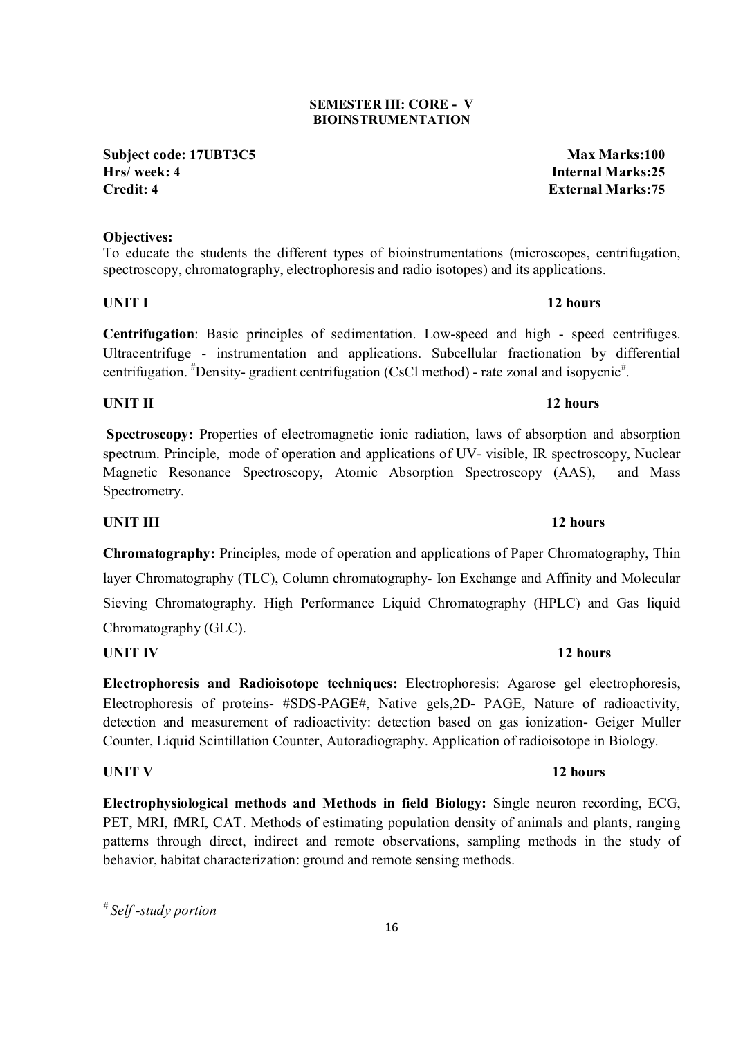**SEMESTER III: CORE - V**
**BIOINSTRUMENTATION**

**Subject code: 17UBT3C5** | **Max Marks:100**
**Hrs/ week: 4** | **Internal Marks:25**
**Credit: 4** | **External Marks:75**

**Objectives:**
To educate the students the different types of bioinstrumentations (microscopes, centrifugation, spectroscopy, chromatography, electrophoresis and radio isotopes) and its applications.

**UNIT I** **12 hours**

**Centrifugation**: Basic principles of sedimentation. Low-speed and high - speed centrifuges. Ultracentrifuge - instrumentation and applications. Subcellular fractionation by differential centrifugation. #Density- gradient centrifugation (CsCl method) - rate zonal and isopycnic#.

**UNIT II** **12 hours**

**Spectroscopy:** Properties of electromagnetic ionic radiation, laws of absorption and absorption spectrum. Principle, mode of operation and applications of UV- visible, IR spectroscopy, Nuclear Magnetic Resonance Spectroscopy, Atomic Absorption Spectroscopy (AAS), and Mass Spectrometry.

**UNIT III** **12 hours**

**Chromatography:** Principles, mode of operation and applications of Paper Chromatography, Thin layer Chromatography (TLC), Column chromatography- Ion Exchange and Affinity and Molecular Sieving Chromatography. High Performance Liquid Chromatography (HPLC) and Gas liquid Chromatography (GLC).

**UNIT IV** **12 hours**

**Electrophoresis and Radioisotope techniques:** Electrophoresis: Agarose gel electrophoresis, Electrophoresis of proteins- #SDS-PAGE#, Native gels,2D- PAGE, Nature of radioactivity, detection and measurement of radioactivity: detection based on gas ionization- Geiger Muller Counter, Liquid Scintillation Counter, Autoradiography. Application of radioisotope in Biology.

**UNIT V** **12 hours**

**Electrophysiological methods and Methods in field Biology:** Single neuron recording, ECG, PET, MRI, fMRI, CAT. Methods of estimating population density of animals and plants, ranging patterns through direct, indirect and remote observations, sampling methods in the study of behavior, habitat characterization: ground and remote sensing methods.

# *Self -study portion*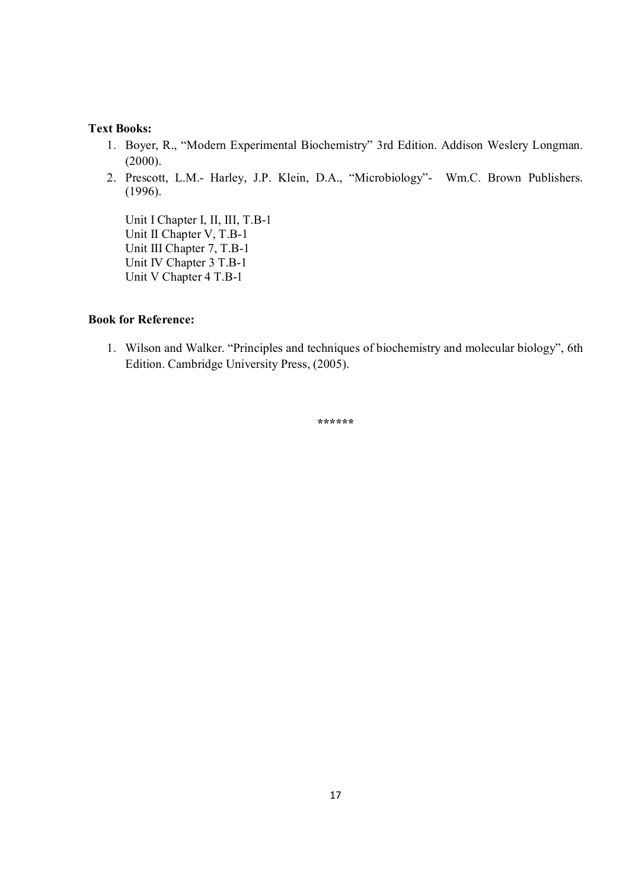**Text Books:**

1. Boyer, R., "Modern Experimental Biochemistry" 3rd Edition. Addison Weslery Longman. (2000).
2. Prescott, L.M.- Harley, J.P. Klein, D.A., "Microbiology"- Wm.C. Brown Publishers. (1996).

   Unit I Chapter I, II, III, T.B-1
   Unit II Chapter V, T.B-1
   Unit III Chapter 7, T.B-1
   Unit IV Chapter 3 T.B-1
   Unit V Chapter 4 T.B-1

**Book for Reference:**

1. Wilson and Walker. "Principles and techniques of biochemistry and molecular biology", 6th Edition. Cambridge University Press, (2005).

******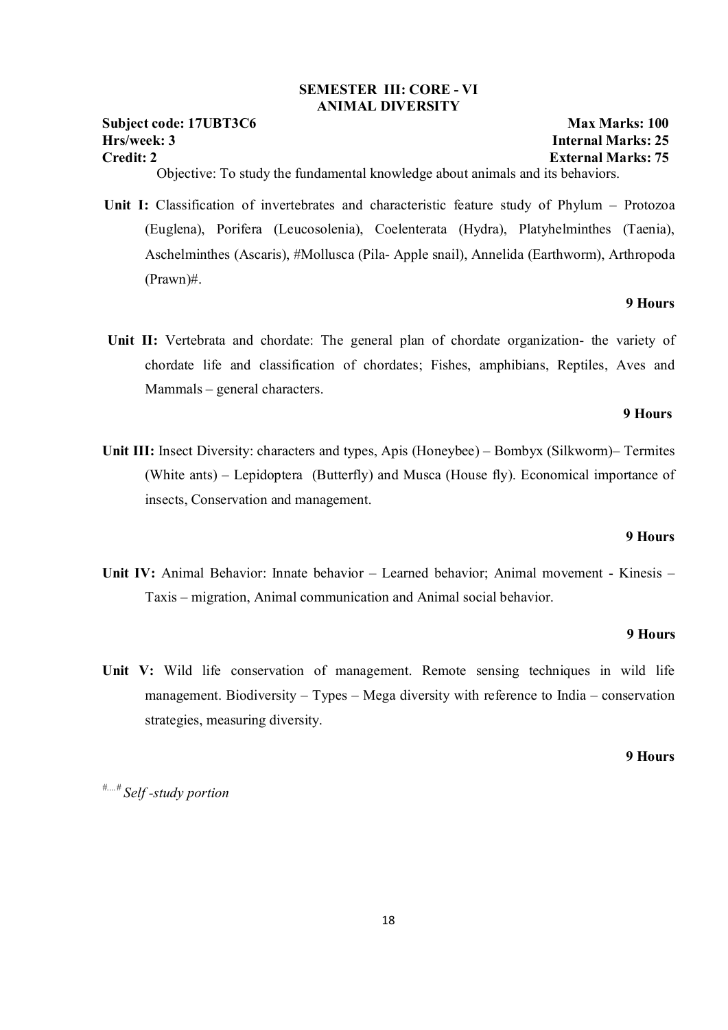## SEMESTER III: CORE - VI
## ANIMAL DIVERSITY

**Subject code: 17UBT3C6** **Max Marks: 100**
**Hrs/week: 3** **Internal Marks: 25**
**Credit: 2** **External Marks: 75**

Objective: To study the fundamental knowledge about animals and its behaviors.

**Unit I:** Classification of invertebrates and characteristic feature study of Phylum – Protozoa (Euglena), Porifera (Leucosolenia), Coelenterata (Hydra), Platyhelminthes (Taenia), Aschelminthes (Ascaris), #Mollusca (Pila- Apple snail), Annelida (Earthworm), Arthropoda (Prawn)#.

**9 Hours**

**Unit II:** Vertebrata and chordate: The general plan of chordate organization- the variety of chordate life and classification of chordates; Fishes, amphibians, Reptiles, Aves and Mammals – general characters.

**9 Hours**

**Unit III:** Insect Diversity: characters and types, Apis (Honeybee) – Bombyx (Silkworm)– Termites (White ants) – Lepidoptera (Butterfly) and Musca (House fly). Economical importance of insects, Conservation and management.

**9 Hours**

**Unit IV:** Animal Behavior: Innate behavior – Learned behavior; Animal movement - Kinesis – Taxis – migration, Animal communication and Animal social behavior.

**9 Hours**

**Unit V:** Wild life conservation of management. Remote sensing techniques in wild life management. Biodiversity – Types – Mega diversity with reference to India – conservation strategies, measuring diversity.

**9 Hours**

#....# *Self -study portion*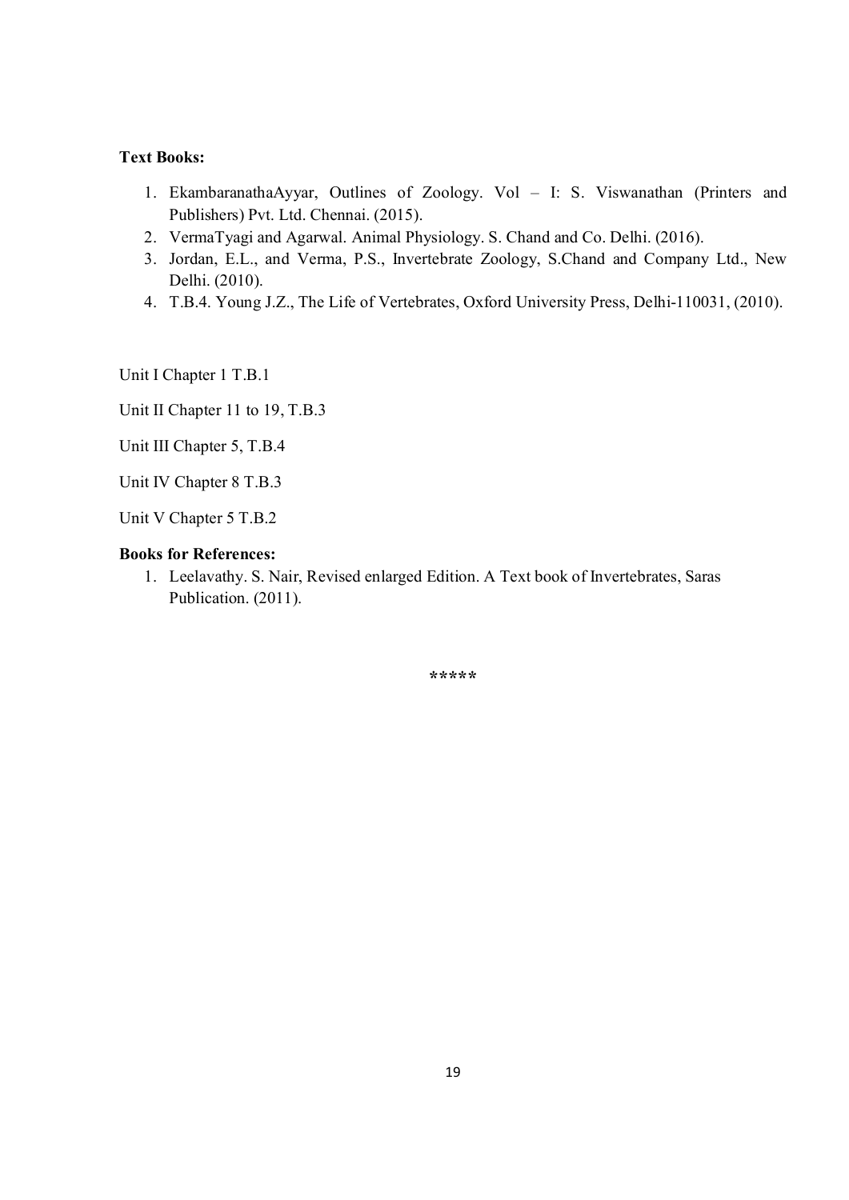**Text Books:**

1. EkambaranathaAyyar, Outlines of Zoology. Vol – I: S. Viswanathan (Printers and Publishers) Pvt. Ltd. Chennai. (2015).
2. VermaTyagi and Agarwal. Animal Physiology. S. Chand and Co. Delhi. (2016).
3. Jordan, E.L., and Verma, P.S., Invertebrate Zoology, S.Chand and Company Ltd., New Delhi. (2010).
4. T.B.4. Young J.Z., The Life of Vertebrates, Oxford University Press, Delhi-110031, (2010).

Unit I Chapter 1 T.B.1

Unit II Chapter 11 to 19, T.B.3

Unit III Chapter 5, T.B.4

Unit IV Chapter 8 T.B.3

Unit V Chapter 5 T.B.2

**Books for References:**

1. Leelavathy. S. Nair, Revised enlarged Edition. A Text book of Invertebrates, Saras Publication. (2011).

*****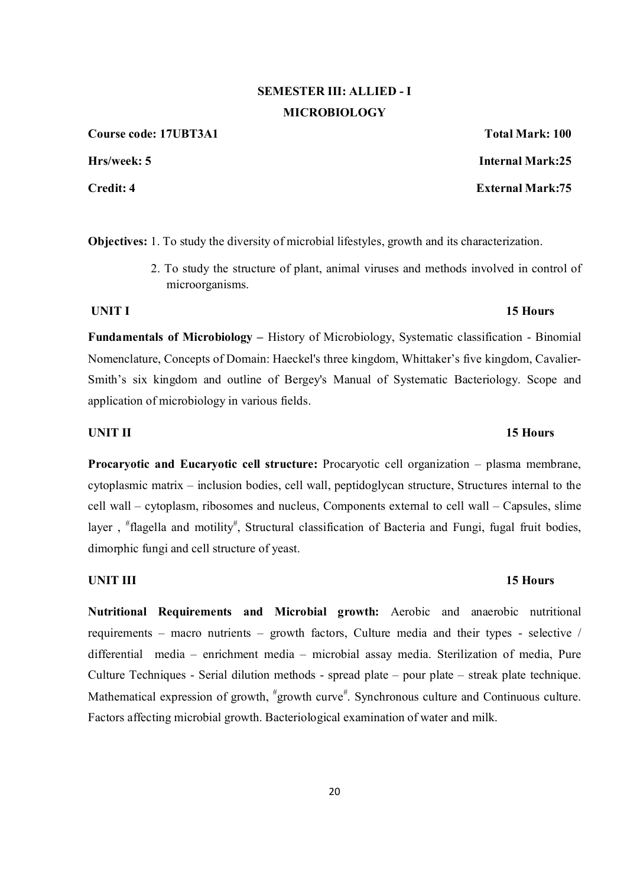## SEMESTER III: ALLIED - I

## MICROBIOLOGY

**Course code: 17UBT3A1** **Total Mark: 100**

**Hrs/week: 5** **Internal Mark:25**

**Credit: 4** **External Mark:75**

**Objectives:** 1. To study the diversity of microbial lifestyles, growth and its characterization.

2. To study the structure of plant, animal viruses and methods involved in control of microorganisms.

**UNIT I** **15 Hours**

**Fundamentals of Microbiology –** History of Microbiology, Systematic classification - Binomial Nomenclature, Concepts of Domain: Haeckel's three kingdom, Whittaker's five kingdom, Cavalier-Smith's six kingdom and outline of Bergey's Manual of Systematic Bacteriology. Scope and application of microbiology in various fields.

**UNIT II** **15 Hours**

**Procaryotic and Eucaryotic cell structure:** Procaryotic cell organization – plasma membrane, cytoplasmic matrix – inclusion bodies, cell wall, peptidoglycan structure, Structures internal to the cell wall – cytoplasm, ribosomes and nucleus, Components external to cell wall – Capsules, slime layer , #flagella and motility#, Structural classification of Bacteria and Fungi, fugal fruit bodies, dimorphic fungi and cell structure of yeast.

**UNIT III** **15 Hours**

**Nutritional Requirements and Microbial growth:** Aerobic and anaerobic nutritional requirements – macro nutrients – growth factors, Culture media and their types - selective / differential media – enrichment media – microbial assay media. Sterilization of media, Pure Culture Techniques - Serial dilution methods - spread plate – pour plate – streak plate technique. Mathematical expression of growth, #growth curve#. Synchronous culture and Continuous culture. Factors affecting microbial growth. Bacteriological examination of water and milk.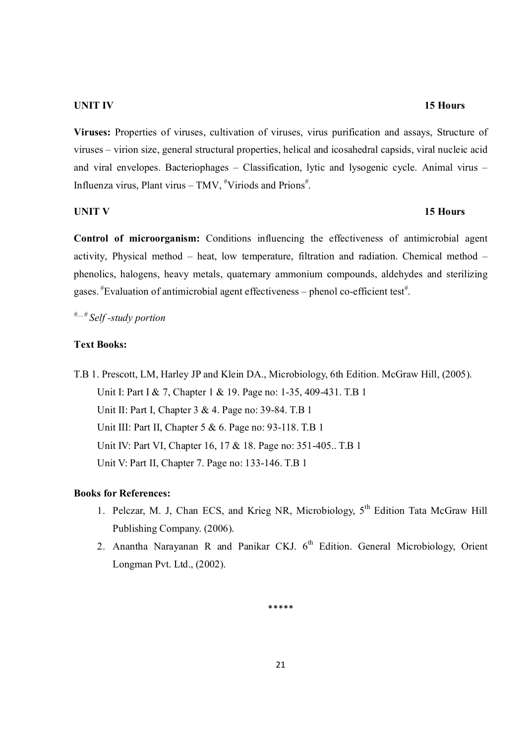**UNIT IV** **15 Hours**

**Viruses:** Properties of viruses, cultivation of viruses, virus purification and assays, Structure of viruses – virion size, general structural properties, helical and icosahedral capsids, viral nucleic acid and viral envelopes. Bacteriophages – Classification, lytic and lysogenic cycle. Animal virus – Influenza virus, Plant virus – TMV, #Viriods and Prions#.

**UNIT V** **15 Hours**

**Control of microorganism:** Conditions influencing the effectiveness of antimicrobial agent activity, Physical method – heat, low temperature, filtration and radiation. Chemical method – phenolics, halogens, heavy metals, quaternary ammonium compounds, aldehydes and sterilizing gases. #Evaluation of antimicrobial agent effectiveness – phenol co-efficient test#.

#....# *Self -study portion*

**Text Books:**

T.B 1. Prescott, LM, Harley JP and Klein DA., Microbiology, 6th Edition. McGraw Hill, (2005).

Unit I: Part I & 7, Chapter 1 & 19. Page no: 1-35, 409-431. T.B 1

Unit II: Part I, Chapter 3 & 4. Page no: 39-84. T.B 1

Unit III: Part II, Chapter 5 & 6. Page no: 93-118. T.B 1

Unit IV: Part VI, Chapter 16, 17 & 18. Page no: 351-405.. T.B 1

Unit V: Part II, Chapter 7. Page no: 133-146. T.B 1

**Books for References:**

1. Pelczar, M. J, Chan ECS, and Krieg NR, Microbiology, 5th Edition Tata McGraw Hill Publishing Company. (2006).
2. Anantha Narayanan R and Panikar CKJ. 6th Edition. General Microbiology, Orient Longman Pvt. Ltd., (2002).

\*\*\*\*\*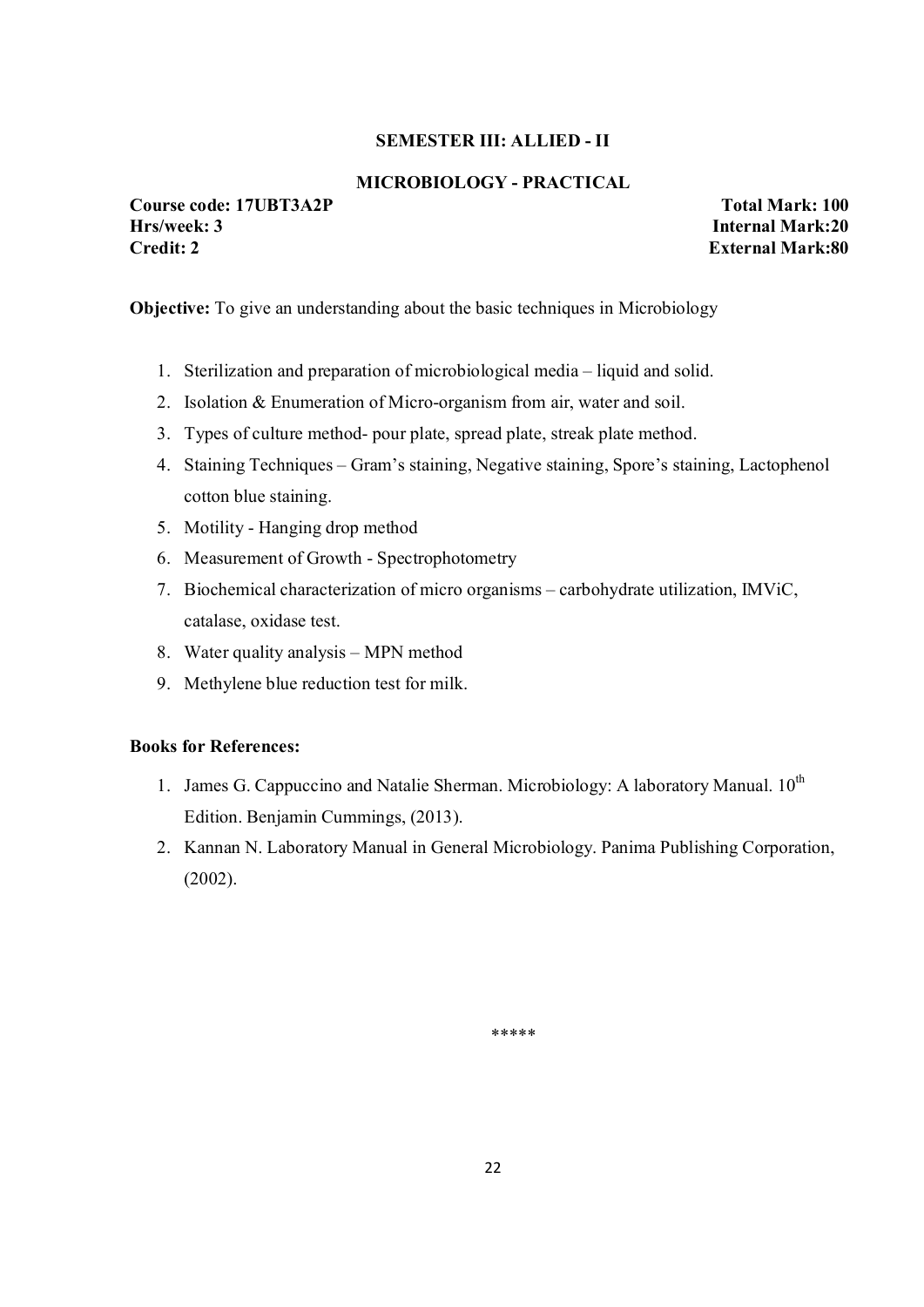## SEMESTER III: ALLIED - II

### MICROBIOLOGY - PRACTICAL

**Course code: 17UBT3A2P** | **Total Mark: 100**
**Hrs/week: 3** | **Internal Mark:20**
**Credit: 2** | **External Mark:80**

**Objective:** To give an understanding about the basic techniques in Microbiology

1. Sterilization and preparation of microbiological media – liquid and solid.
2. Isolation & Enumeration of Micro-organism from air, water and soil.
3. Types of culture method- pour plate, spread plate, streak plate method.
4. Staining Techniques – Gram's staining, Negative staining, Spore's staining, Lactophenol cotton blue staining.
5. Motility - Hanging drop method
6. Measurement of Growth - Spectrophotometry
7. Biochemical characterization of micro organisms – carbohydrate utilization, IMViC, catalase, oxidase test.
8. Water quality analysis – MPN method
9. Methylene blue reduction test for milk.

**Books for References:**

1. James G. Cappuccino and Natalie Sherman. Microbiology: A laboratory Manual. 10th Edition. Benjamin Cummings, (2013).
2. Kannan N. Laboratory Manual in General Microbiology. Panima Publishing Corporation, (2002).

*****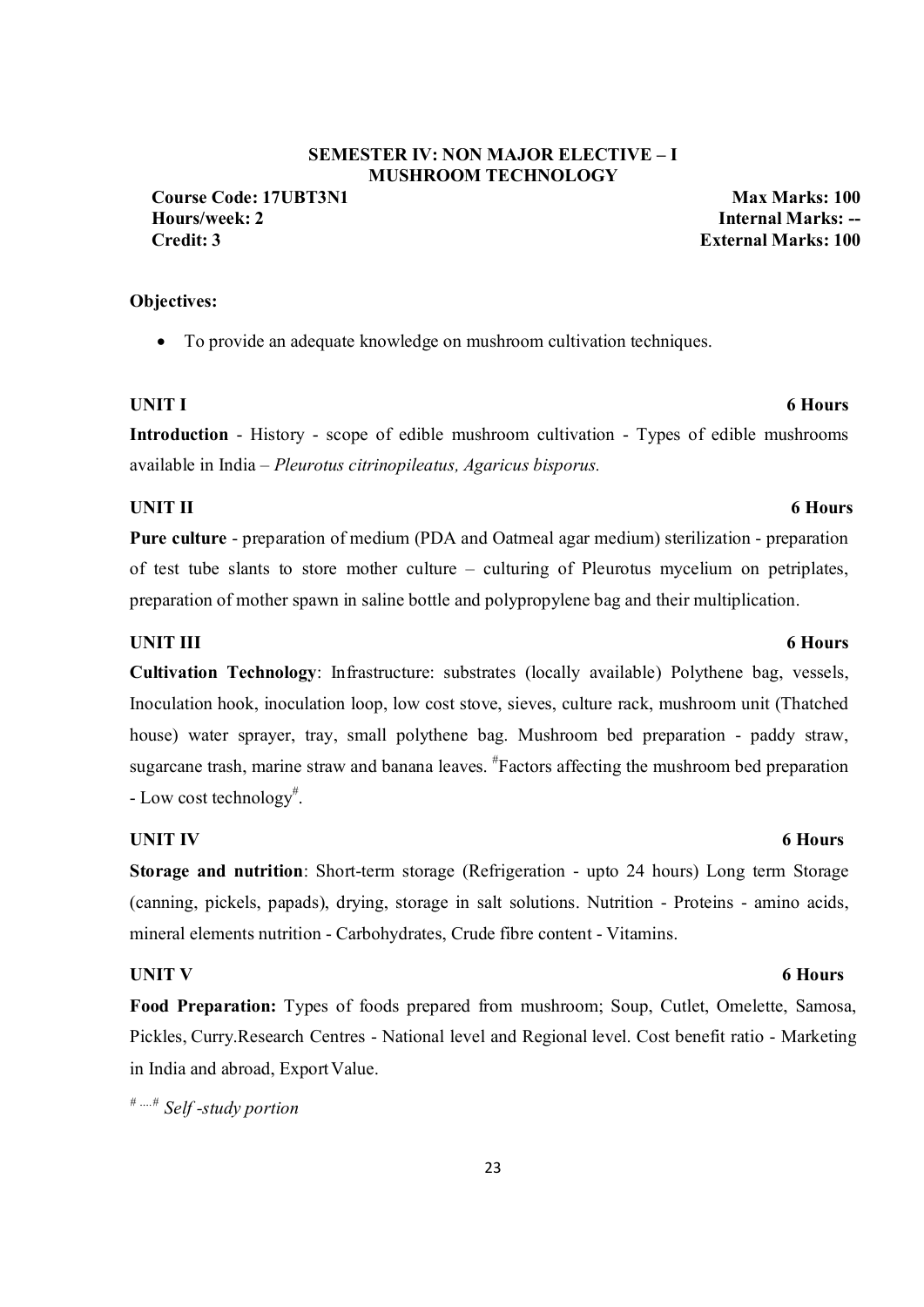## SEMESTER IV: NON MAJOR ELECTIVE – I
## MUSHROOM TECHNOLOGY

**Course Code: 17UBT3N1** **Max Marks: 100**
**Hours/week: 2** **Internal Marks: --**
**Credit: 3** **External Marks: 100**

**Objectives:**

- To provide an adequate knowledge on mushroom cultivation techniques.

**UNIT I** **6 Hours**

**Introduction** - History - scope of edible mushroom cultivation - Types of edible mushrooms available in India – *Pleurotus citrinopileatus, Agaricus bisporus.*

**UNIT II** **6 Hours**

**Pure culture** - preparation of medium (PDA and Oatmeal agar medium) sterilization - preparation of test tube slants to store mother culture – culturing of Pleurotus mycelium on petriplates, preparation of mother spawn in saline bottle and polypropylene bag and their multiplication.

**UNIT III** **6 Hours**

**Cultivation Technology**: Infrastructure: substrates (locally available) Polythene bag, vessels, Inoculation hook, inoculation loop, low cost stove, sieves, culture rack, mushroom unit (Thatched house) water sprayer, tray, small polythene bag. Mushroom bed preparation - paddy straw, sugarcane trash, marine straw and banana leaves. #Factors affecting the mushroom bed preparation - Low cost technology#.

**UNIT IV** **6 Hours**

**Storage and nutrition**: Short-term storage (Refrigeration - upto 24 hours) Long term Storage (canning, pickels, papads), drying, storage in salt solutions. Nutrition - Proteins - amino acids, mineral elements nutrition - Carbohydrates, Crude fibre content - Vitamins.

**UNIT V** **6 Hours**

**Food Preparation:** Types of foods prepared from mushroom; Soup, Cutlet, Omelette, Samosa, Pickles, Curry.Research Centres - National level and Regional level. Cost benefit ratio - Marketing in India and abroad, Export Value.

# ....# *Self -study portion*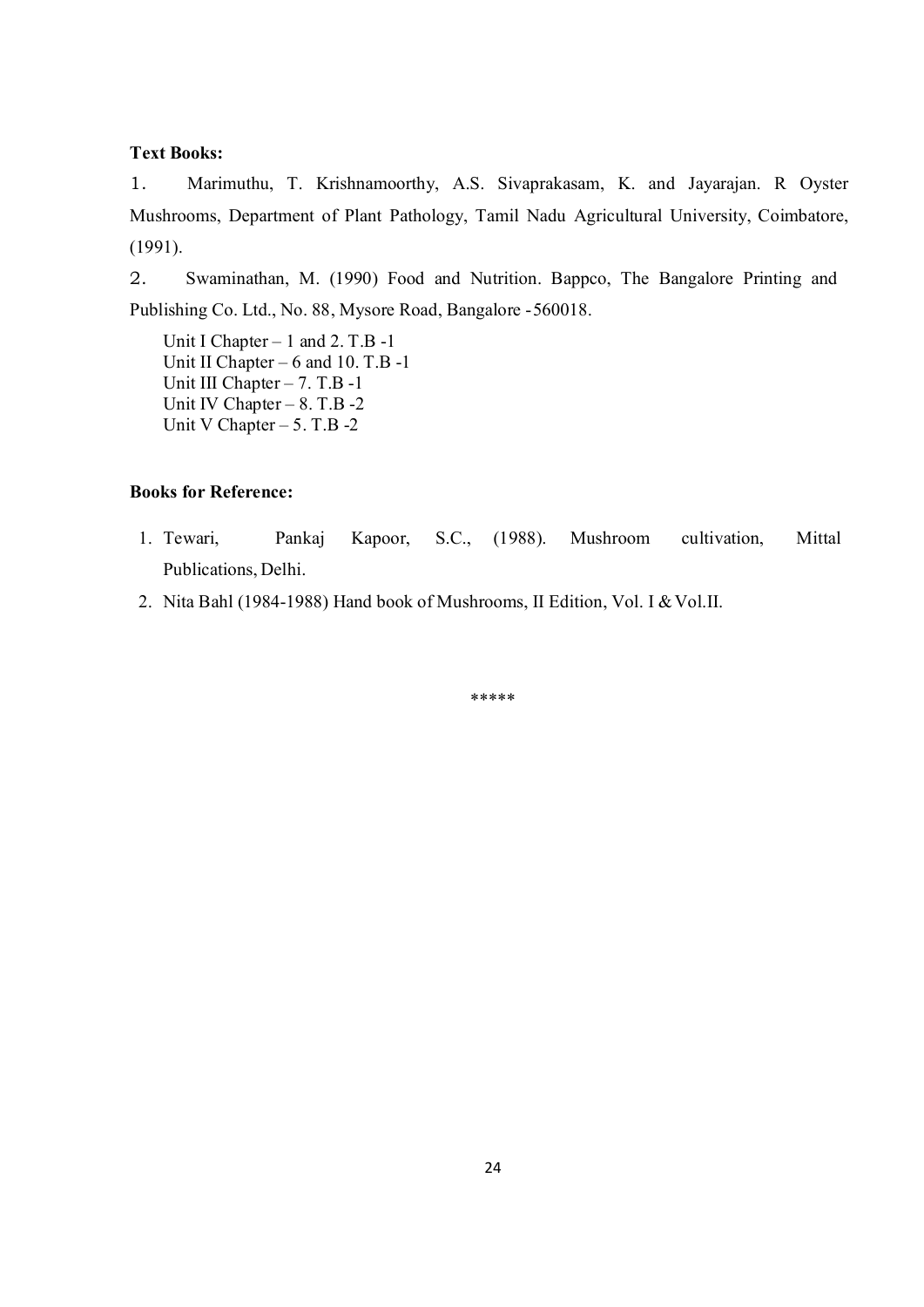**Text Books:**

1. Marimuthu, T. Krishnamoorthy, A.S. Sivaprakasam, K. and Jayarajan. R Oyster Mushrooms, Department of Plant Pathology, Tamil Nadu Agricultural University, Coimbatore, (1991).
2. Swaminathan, M. (1990) Food and Nutrition. Bappco, The Bangalore Printing and Publishing Co. Ltd., No. 88, Mysore Road, Bangalore -560018.

Unit I Chapter – 1 and 2. T.B -1
Unit II Chapter – 6 and 10. T.B -1
Unit III Chapter – 7. T.B -1
Unit IV Chapter – 8. T.B -2
Unit V Chapter – 5. T.B -2

**Books for Reference:**

1. Tewari, Pankaj Kapoor, S.C., (1988). Mushroom cultivation, Mittal Publications, Delhi.
2. Nita Bahl (1984-1988) Hand book of Mushrooms, II Edition, Vol. I & Vol.II.

*****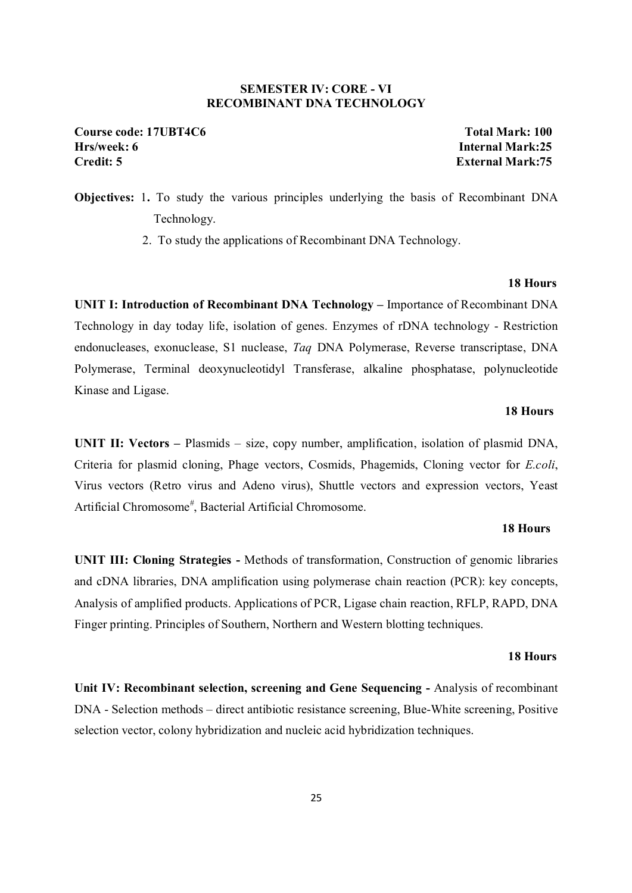**SEMESTER IV: CORE - VI**
**RECOMBINANT DNA TECHNOLOGY**

**Course code: 17UBT4C6** **Total Mark: 100**
**Hrs/week: 6** **Internal Mark:25**
**Credit: 5** **External Mark:75**

**Objectives:** 1. To study the various principles underlying the basis of Recombinant DNA Technology.

2. To study the applications of Recombinant DNA Technology.

**18 Hours**

**UNIT I: Introduction of Recombinant DNA Technology –** Importance of Recombinant DNA Technology in day today life, isolation of genes. Enzymes of rDNA technology - Restriction endonucleases, exonuclease, S1 nuclease, *Taq* DNA Polymerase, Reverse transcriptase, DNA Polymerase, Terminal deoxynucleotidyl Transferase, alkaline phosphatase, polynucleotide Kinase and Ligase.

**18 Hours**

**UNIT II: Vectors –** Plasmids – size, copy number, amplification, isolation of plasmid DNA, Criteria for plasmid cloning, Phage vectors, Cosmids, Phagemids, Cloning vector for *E.coli*, Virus vectors (Retro virus and Adeno virus), Shuttle vectors and expression vectors, Yeast Artificial Chromosome[#], Bacterial Artificial Chromosome.

**18 Hours**

**UNIT III: Cloning Strategies -** Methods of transformation, Construction of genomic libraries and cDNA libraries, DNA amplification using polymerase chain reaction (PCR): key concepts, Analysis of amplified products. Applications of PCR, Ligase chain reaction, RFLP, RAPD, DNA Finger printing. Principles of Southern, Northern and Western blotting techniques.

**18 Hours**

**Unit IV: Recombinant selection, screening and Gene Sequencing -** Analysis of recombinant DNA - Selection methods – direct antibiotic resistance screening, Blue-White screening, Positive selection vector, colony hybridization and nucleic acid hybridization techniques.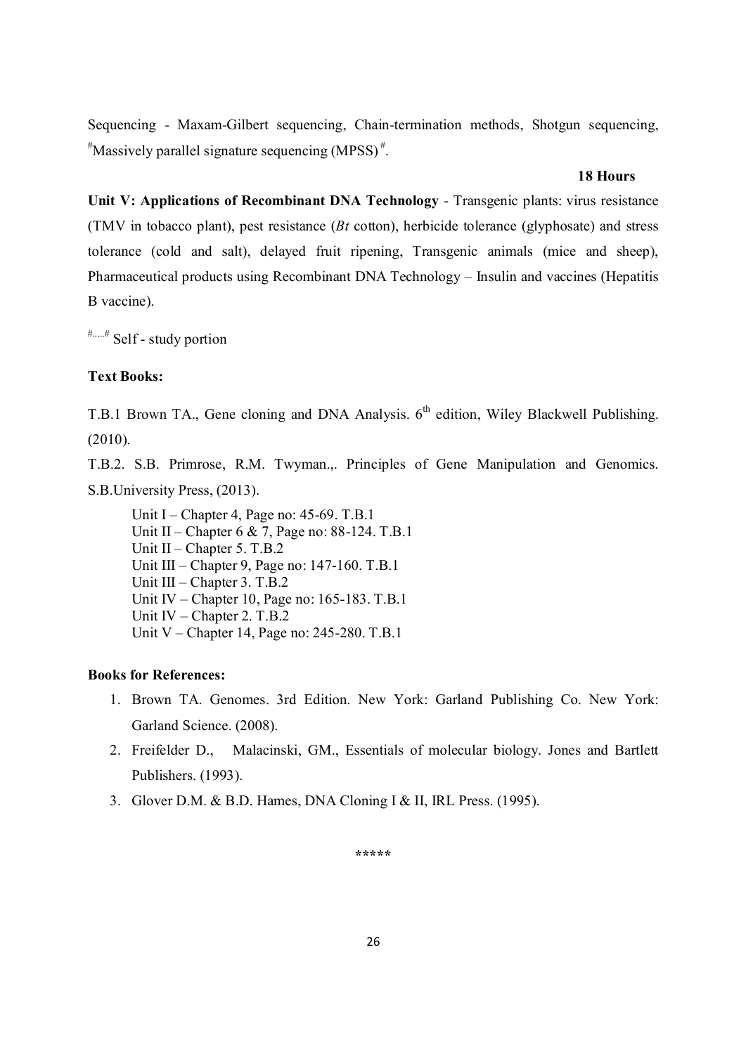Sequencing - Maxam-Gilbert sequencing, Chain-termination methods, Shotgun sequencing, #Massively parallel signature sequencing (MPSS)#.

**18 Hours**

**Unit V: Applications of Recombinant DNA Technology** - Transgenic plants: virus resistance (TMV in tobacco plant), pest resistance (*Bt* cotton), herbicide tolerance (glyphosate) and stress tolerance (cold and salt), delayed fruit ripening, Transgenic animals (mice and sheep), Pharmaceutical products using Recombinant DNA Technology – Insulin and vaccines (Hepatitis B vaccine).

#.....# Self - study portion

**Text Books:**

T.B.1 Brown TA., Gene cloning and DNA Analysis. 6th edition, Wiley Blackwell Publishing. (2010).

T.B.2. S.B. Primrose, R.M. Twyman.,. Principles of Gene Manipulation and Genomics. S.B.University Press, (2013).

Unit I – Chapter 4, Page no: 45-69. T.B.1
Unit II – Chapter 6 & 7, Page no: 88-124. T.B.1
Unit II – Chapter 5. T.B.2
Unit III – Chapter 9, Page no: 147-160. T.B.1
Unit III – Chapter 3. T.B.2
Unit IV – Chapter 10, Page no: 165-183. T.B.1
Unit IV – Chapter 2. T.B.2
Unit V – Chapter 14, Page no: 245-280. T.B.1

**Books for References:**

1. Brown TA. Genomes. 3rd Edition. New York: Garland Publishing Co. New York: Garland Science. (2008).
2. Freifelder D., Malacinski, GM., Essentials of molecular biology. Jones and Bartlett Publishers. (1993).
3. Glover D.M. & B.D. Hames, DNA Cloning I & II, IRL Press. (1995).

*****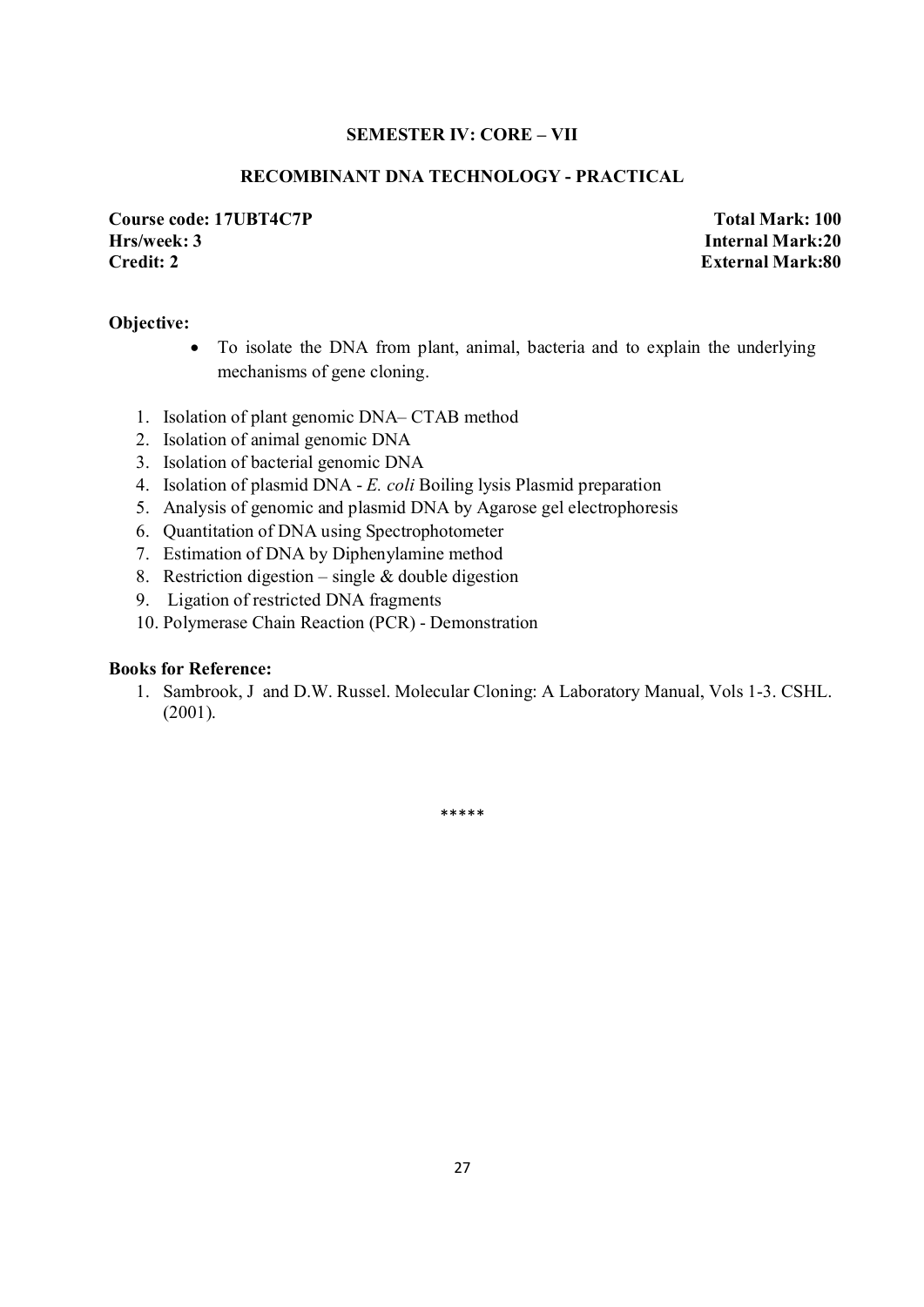## SEMESTER IV: CORE – VII

## RECOMBINANT DNA TECHNOLOGY - PRACTICAL

**Course code: 17UBT4C7P** **Total Mark: 100**
**Hrs/week: 3** **Internal Mark:20**
**Credit: 2** **External Mark:80**

**Objective:**

- To isolate the DNA from plant, animal, bacteria and to explain the underlying mechanisms of gene cloning.

1. Isolation of plant genomic DNA– CTAB method
2. Isolation of animal genomic DNA
3. Isolation of bacterial genomic DNA
4. Isolation of plasmid DNA - *E. coli* Boiling lysis Plasmid preparation
5. Analysis of genomic and plasmid DNA by Agarose gel electrophoresis
6. Quantitation of DNA using Spectrophotometer
7. Estimation of DNA by Diphenylamine method
8. Restriction digestion – single & double digestion
9. Ligation of restricted DNA fragments
10. Polymerase Chain Reaction (PCR) - Demonstration

**Books for Reference:**

1. Sambrook, J and D.W. Russel. Molecular Cloning: A Laboratory Manual, Vols 1-3. CSHL. (2001).

*****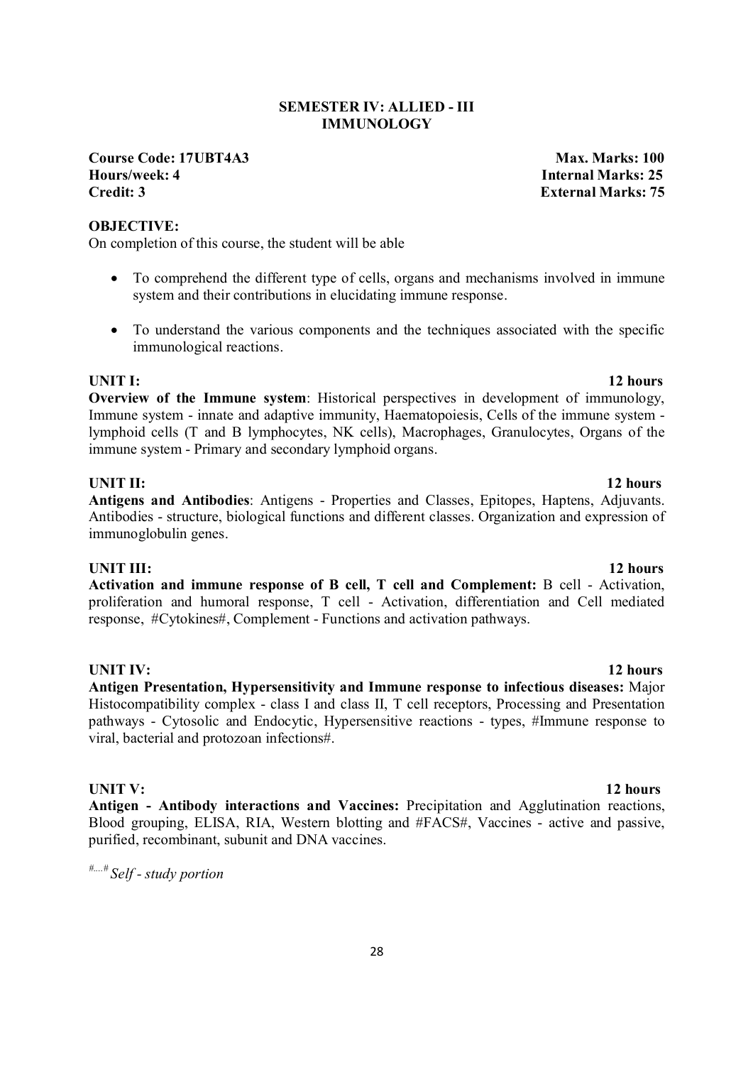**SEMESTER IV: ALLIED - III**
**IMMUNOLOGY**

**Course Code: 17UBT4A3** **Max. Marks: 100**
**Hours/week: 4** **Internal Marks: 25**
**Credit: 3** **External Marks: 75**

**OBJECTIVE:**

On completion of this course, the student will be able

- To comprehend the different type of cells, organs and mechanisms involved in immune system and their contributions in elucidating immune response.
- To understand the various components and the techniques associated with the specific immunological reactions.

**UNIT I:** **12 hours**

**Overview of the Immune system**: Historical perspectives in development of immunology, Immune system - innate and adaptive immunity, Haematopoiesis, Cells of the immune system - lymphoid cells (T and B lymphocytes, NK cells), Macrophages, Granulocytes, Organs of the immune system - Primary and secondary lymphoid organs.

**UNIT II:** **12 hours**

**Antigens and Antibodies**: Antigens - Properties and Classes, Epitopes, Haptens, Adjuvants. Antibodies - structure, biological functions and different classes. Organization and expression of immunoglobulin genes.

**UNIT III:** **12 hours**

**Activation and immune response of B cell, T cell and Complement:** B cell - Activation, proliferation and humoral response, T cell - Activation, differentiation and Cell mediated response, #Cytokines#, Complement - Functions and activation pathways.

**UNIT IV:** **12 hours**

**Antigen Presentation, Hypersensitivity and Immune response to infectious diseases:** Major Histocompatibility complex - class I and class II, T cell receptors, Processing and Presentation pathways - Cytosolic and Endocytic, Hypersensitive reactions - types, #Immune response to viral, bacterial and protozoan infections#.

**UNIT V:** **12 hours**

**Antigen - Antibody interactions and Vaccines:** Precipitation and Agglutination reactions, Blood grouping, ELISA, RIA, Western blotting and #FACS#, Vaccines - active and passive, purified, recombinant, subunit and DNA vaccines.

#....# *Self - study portion*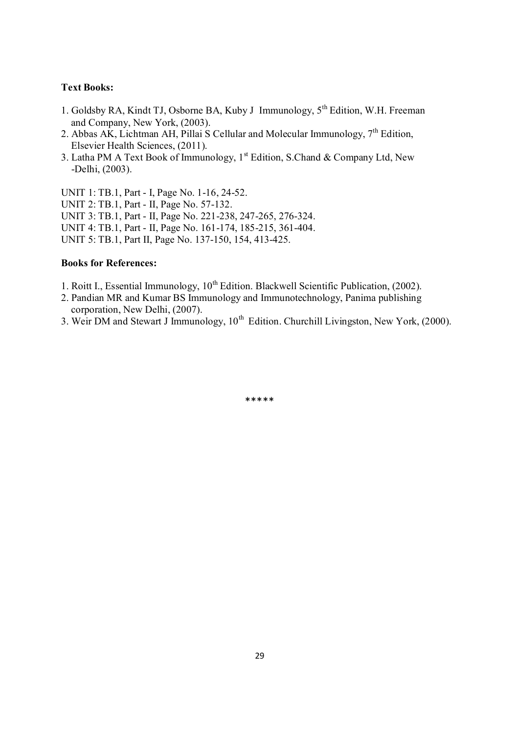**Text Books:**

1. Goldsby RA, Kindt TJ, Osborne BA, Kuby J Immunology, 5th Edition, W.H. Freeman and Company, New York, (2003).
2. Abbas AK, Lichtman AH, Pillai S Cellular and Molecular Immunology, 7th Edition, Elsevier Health Sciences, (2011).
3. Latha PM A Text Book of Immunology, 1st Edition, S.Chand & Company Ltd, New -Delhi, (2003).

UNIT 1: TB.1, Part - I, Page No. 1-16, 24-52.
UNIT 2: TB.1, Part - II, Page No. 57-132.
UNIT 3: TB.1, Part - II, Page No. 221-238, 247-265, 276-324.
UNIT 4: TB.1, Part - II, Page No. 161-174, 185-215, 361-404.
UNIT 5: TB.1, Part II, Page No. 137-150, 154, 413-425.

**Books for References:**

1. Roitt I., Essential Immunology, 10th Edition. Blackwell Scientific Publication, (2002).
2. Pandian MR and Kumar BS Immunology and Immunotechnology, Panima publishing corporation, New Delhi, (2007).
3. Weir DM and Stewart J Immunology, 10th Edition. Churchill Livingston, New York, (2000).

*****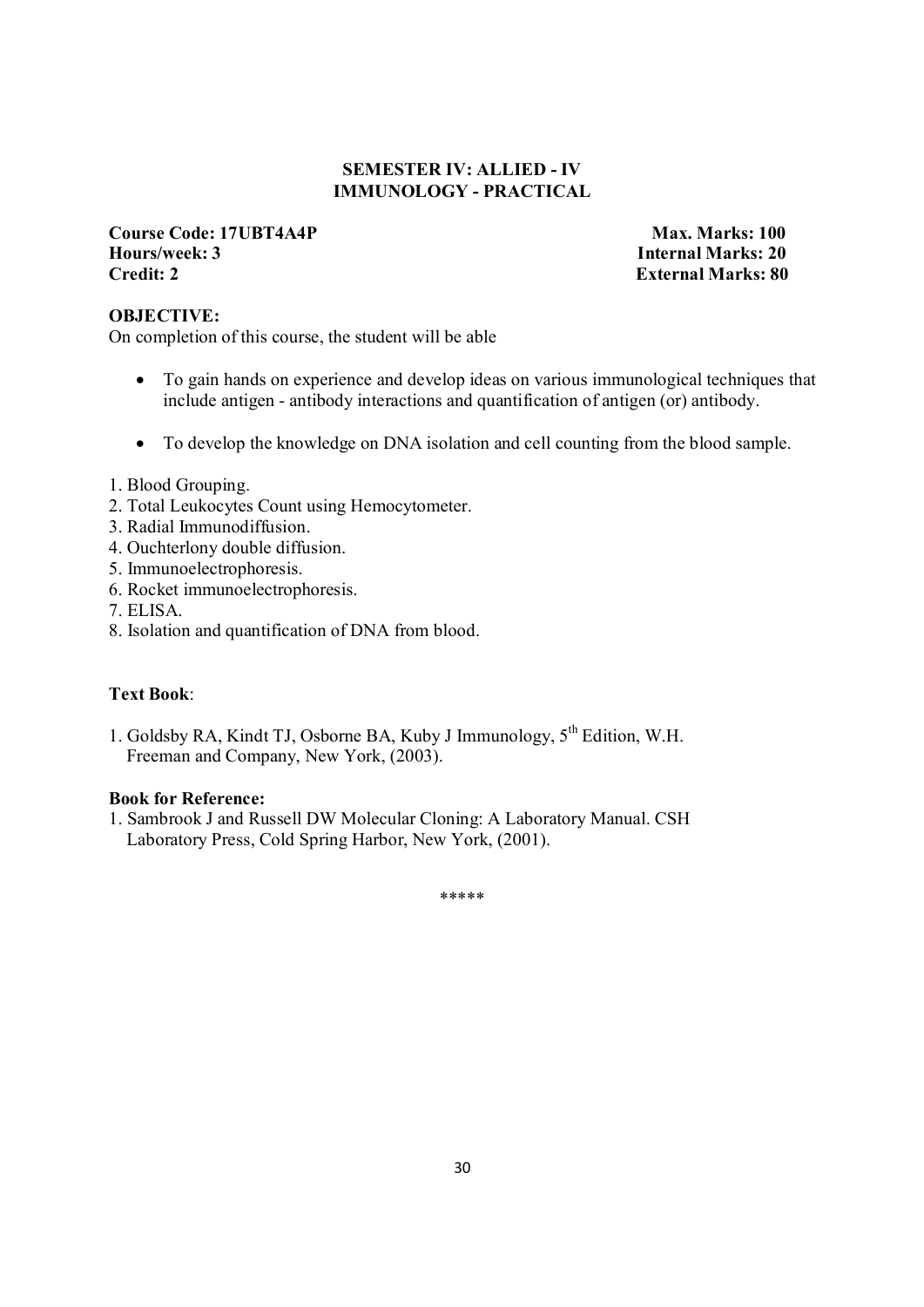## SEMESTER IV: ALLIED - IV
## IMMUNOLOGY - PRACTICAL

**Course Code: 17UBT4A4P** **Max. Marks: 100**
**Hours/week: 3** **Internal Marks: 20**
**Credit: 2** **External Marks: 80**

**OBJECTIVE:**
On completion of this course, the student will be able

- To gain hands on experience and develop ideas on various immunological techniques that include antigen - antibody interactions and quantification of antigen (or) antibody.
- To develop the knowledge on DNA isolation and cell counting from the blood sample.

1. Blood Grouping.
2. Total Leukocytes Count using Hemocytometer.
3. Radial Immunodiffusion.
4. Ouchterlony double diffusion.
5. Immunoelectrophoresis.
6. Rocket immunoelectrophoresis.
7. ELISA.
8. Isolation and quantification of DNA from blood.

**Text Book**:

1. Goldsby RA, Kindt TJ, Osborne BA, Kuby J Immunology, 5th Edition, W.H. Freeman and Company, New York, (2003).

**Book for Reference:**
1. Sambrook J and Russell DW Molecular Cloning: A Laboratory Manual. CSH Laboratory Press, Cold Spring Harbor, New York, (2001).

*****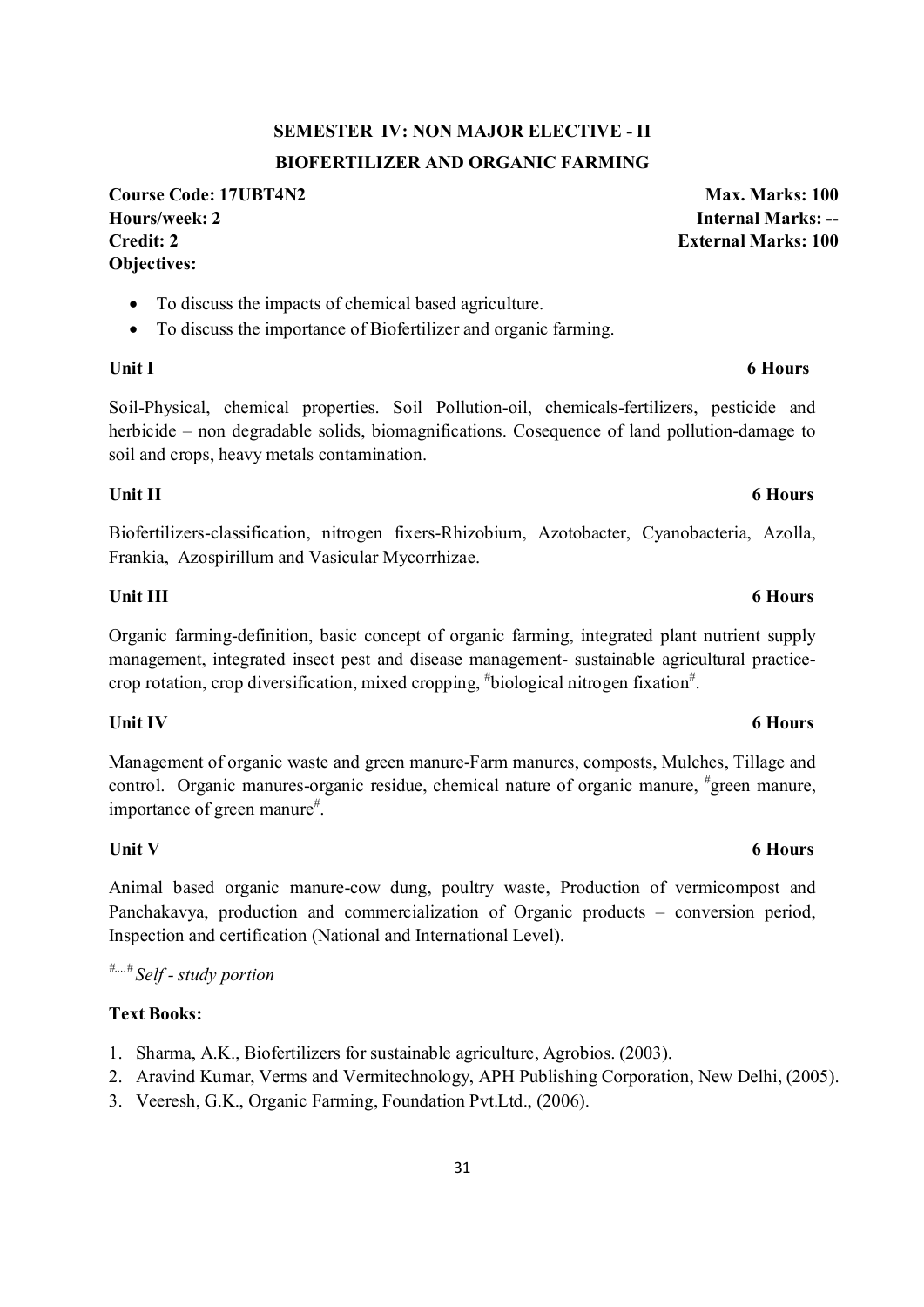## SEMESTER IV: NON MAJOR ELECTIVE - II

## BIOFERTILIZER AND ORGANIC FARMING

**Course Code: 17UBT4N2** **Max. Marks: 100**
**Hours/week: 2** **Internal Marks: --**
**Credit: 2** **External Marks: 100**

**Objectives:**

- To discuss the impacts of chemical based agriculture.
- To discuss the importance of Biofertilizer and organic farming.

**Unit I** **6 Hours**

Soil-Physical, chemical properties. Soil Pollution-oil, chemicals-fertilizers, pesticide and herbicide – non degradable solids, biomagnifications. Cosequence of land pollution-damage to soil and crops, heavy metals contamination.

**Unit II** **6 Hours**

Biofertilizers-classification, nitrogen fixers-Rhizobium, Azotobacter, Cyanobacteria, Azolla, Frankia, Azospirillum and Vasicular Mycorrhizae.

**Unit III** **6 Hours**

Organic farming-definition, basic concept of organic farming, integrated plant nutrient supply management, integrated insect pest and disease management- sustainable agricultural practice-crop rotation, crop diversification, mixed cropping, #biological nitrogen fixation#.

**Unit IV** **6 Hours**

Management of organic waste and green manure-Farm manures, composts, Mulches, Tillage and control. Organic manures-organic residue, chemical nature of organic manure, #green manure, importance of green manure#.

**Unit V** **6 Hours**

Animal based organic manure-cow dung, poultry waste, Production of vermicompost and Panchakavya, production and commercialization of Organic products – conversion period, Inspection and certification (National and International Level).

*#....# Self - study portion*

**Text Books:**

1. Sharma, A.K., Biofertilizers for sustainable agriculture, Agrobios. (2003).
2. Aravind Kumar, Verms and Vermitechnology, APH Publishing Corporation, New Delhi, (2005).
3. Veeresh, G.K., Organic Farming, Foundation Pvt.Ltd., (2006).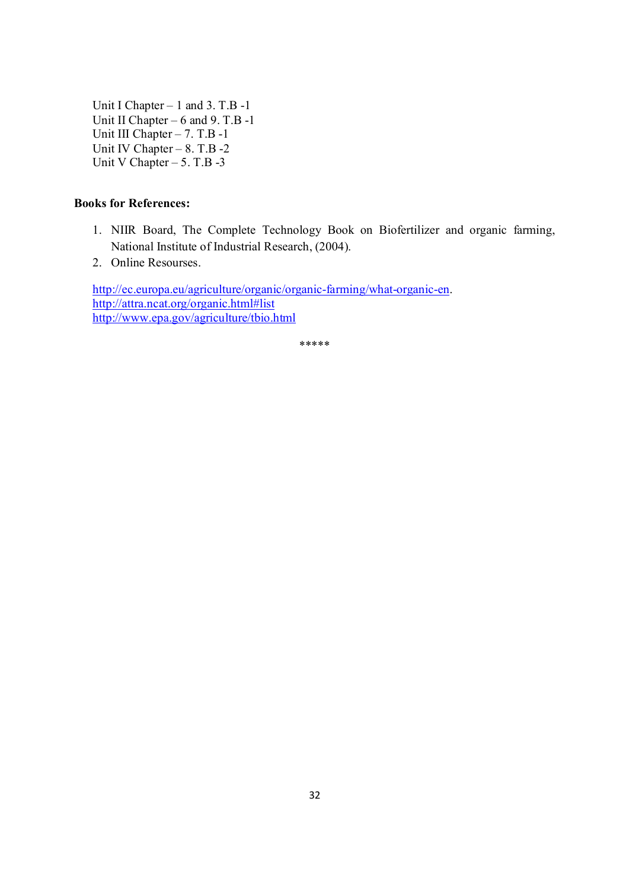Unit I Chapter – 1 and 3. T.B -1
Unit II Chapter – 6 and 9. T.B -1
Unit III Chapter – 7. T.B -1
Unit IV Chapter – 8. T.B -2
Unit V Chapter – 5. T.B -3

**Books for References:**

1. NIIR Board, The Complete Technology Book on Biofertilizer and organic farming, National Institute of Industrial Research, (2004).
2. Online Resourses.

http://ec.europa.eu/agriculture/organic/organic-farming/what-organic-en.
http://attra.ncat.org/organic.html#list
http://www.epa.gov/agriculture/tbio.html

*****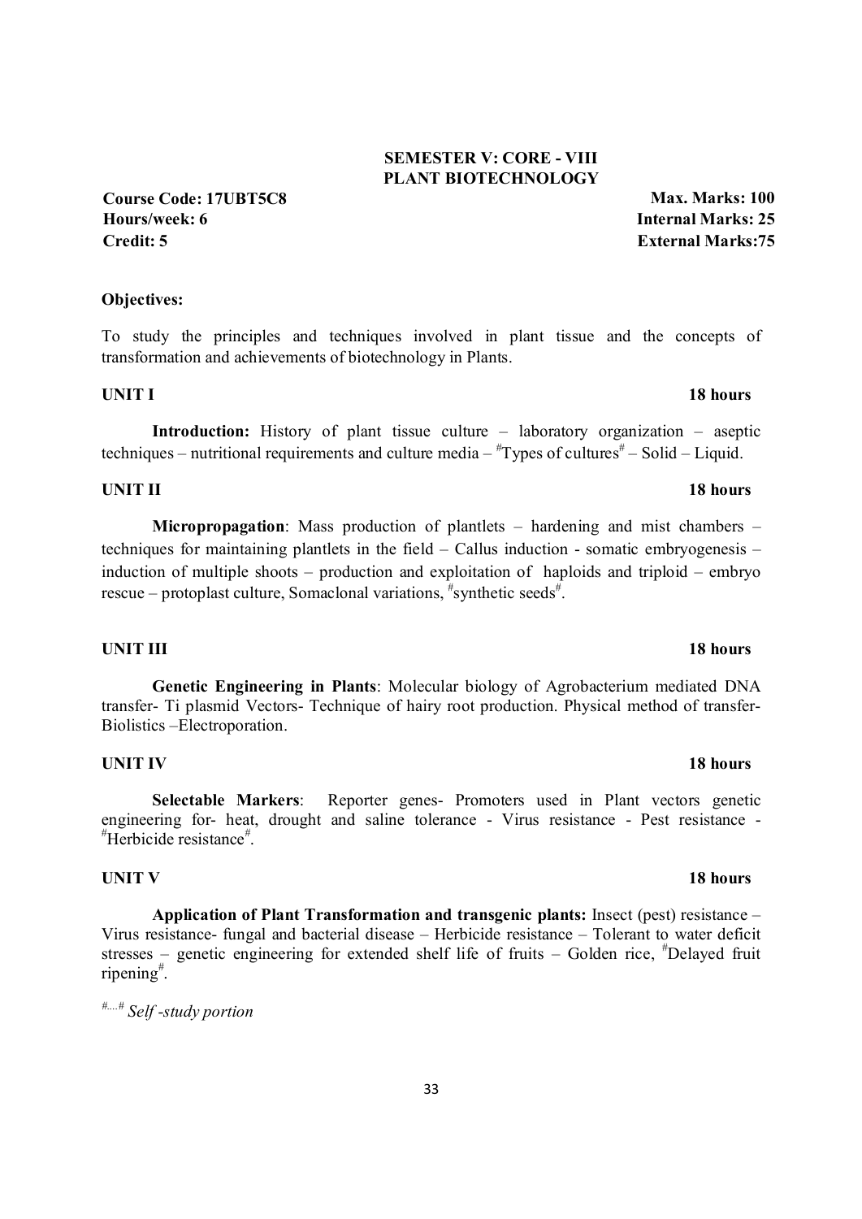## SEMESTER V: CORE - VIII
## PLANT BIOTECHNOLOGY

**Course Code: 17UBT5C8** **Max. Marks: 100**
**Hours/week: 6** **Internal Marks: 25**
**Credit: 5** **External Marks:75**

**Objectives:**

To study the principles and techniques involved in plant tissue and the concepts of transformation and achievements of biotechnology in Plants.

**UNIT I** **18 hours**

**Introduction:** History of plant tissue culture – laboratory organization – aseptic techniques – nutritional requirements and culture media – #Types of cultures# – Solid – Liquid.

**UNIT II** **18 hours**

**Micropropagation**: Mass production of plantlets – hardening and mist chambers – techniques for maintaining plantlets in the field – Callus induction - somatic embryogenesis – induction of multiple shoots – production and exploitation of haploids and triploid – embryo rescue – protoplast culture, Somaclonal variations, #synthetic seeds#.

**UNIT III** **18 hours**

**Genetic Engineering in Plants**: Molecular biology of Agrobacterium mediated DNA transfer- Ti plasmid Vectors- Technique of hairy root production. Physical method of transfer- Biolistics –Electroporation.

**UNIT IV** **18 hours**

**Selectable Markers**: Reporter genes- Promoters used in Plant vectors genetic engineering for- heat, drought and saline tolerance - Virus resistance - Pest resistance - #Herbicide resistance#.

**UNIT V** **18 hours**

**Application of Plant Transformation and transgenic plants:** Insect (pest) resistance – Virus resistance- fungal and bacterial disease – Herbicide resistance – Tolerant to water deficit stresses – genetic engineering for extended shelf life of fruits – Golden rice, #Delayed fruit ripening#.

*#....# Self -study portion*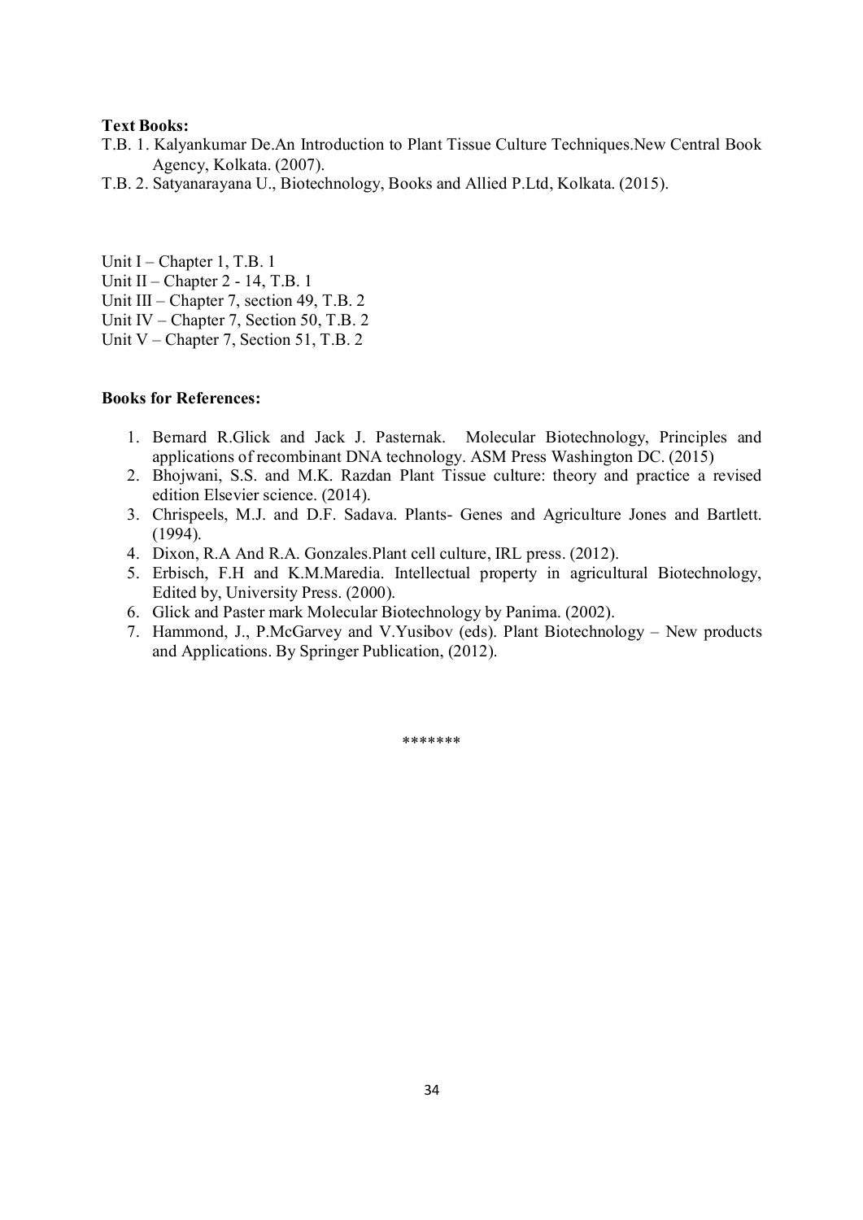**Text Books:**

T.B. 1. Kalyankumar De.An Introduction to Plant Tissue Culture Techniques.New Central Book Agency, Kolkata. (2007).

T.B. 2. Satyanarayana U., Biotechnology, Books and Allied P.Ltd, Kolkata. (2015).

Unit I – Chapter 1, T.B. 1
Unit II – Chapter 2 - 14, T.B. 1
Unit III – Chapter 7, section 49, T.B. 2
Unit IV – Chapter 7, Section 50, T.B. 2
Unit V – Chapter 7, Section 51, T.B. 2

**Books for References:**

1. Bernard R.Glick and Jack J. Pasternak. Molecular Biotechnology, Principles and applications of recombinant DNA technology. ASM Press Washington DC. (2015)
2. Bhojwani, S.S. and M.K. Razdan Plant Tissue culture: theory and practice a revised edition Elsevier science. (2014).
3. Chrispeels, M.J. and D.F. Sadava. Plants- Genes and Agriculture Jones and Bartlett. (1994).
4. Dixon, R.A And R.A. Gonzales.Plant cell culture, IRL press. (2012).
5. Erbisch, F.H and K.M.Maredia. Intellectual property in agricultural Biotechnology, Edited by, University Press. (2000).
6. Glick and Paster mark Molecular Biotechnology by Panima. (2002).
7. Hammond, J., P.McGarvey and V.Yusibov (eds). Plant Biotechnology – New products and Applications. By Springer Publication, (2012).

*******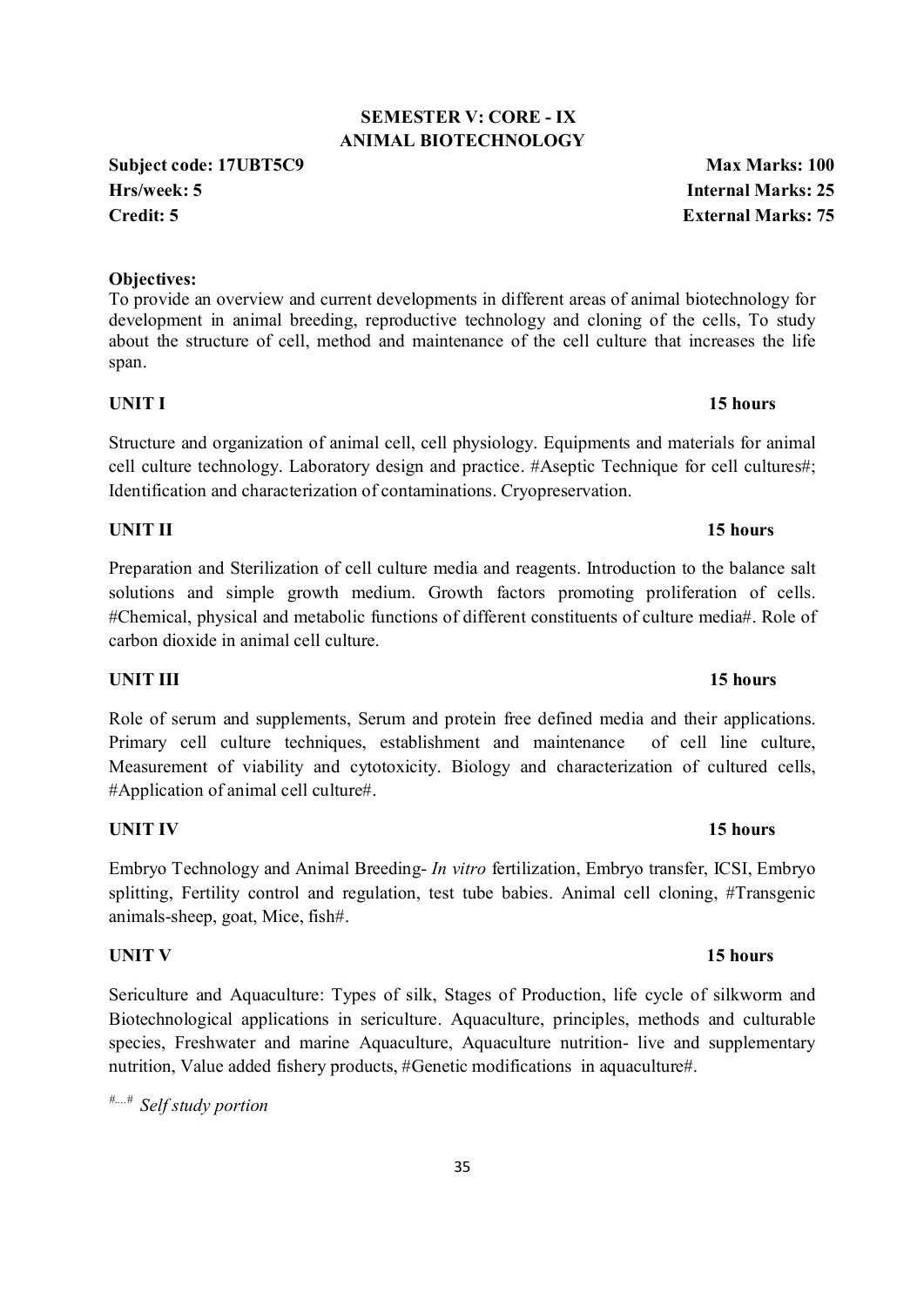## SEMESTER V: CORE - IX
## ANIMAL BIOTECHNOLOGY

**Subject code: 17UBT5C9** **Max Marks: 100**
**Hrs/week: 5** **Internal Marks: 25**
**Credit: 5** **External Marks: 75**

**Objectives:**
To provide an overview and current developments in different areas of animal biotechnology for development in animal breeding, reproductive technology and cloning of the cells, To study about the structure of cell, method and maintenance of the cell culture that increases the life span.

**UNIT I** **15 hours**

Structure and organization of animal cell, cell physiology. Equipments and materials for animal cell culture technology. Laboratory design and practice. #Aseptic Technique for cell cultures#; Identification and characterization of contaminations. Cryopreservation.

**UNIT II** **15 hours**

Preparation and Sterilization of cell culture media and reagents. Introduction to the balance salt solutions and simple growth medium. Growth factors promoting proliferation of cells. #Chemical, physical and metabolic functions of different constituents of culture media#. Role of carbon dioxide in animal cell culture.

**UNIT III** **15 hours**

Role of serum and supplements, Serum and protein free defined media and their applications. Primary cell culture techniques, establishment and maintenance of cell line culture, Measurement of viability and cytotoxicity. Biology and characterization of cultured cells, #Application of animal cell culture#.

**UNIT IV** **15 hours**

Embryo Technology and Animal Breeding- *In vitro* fertilization, Embryo transfer, ICSI, Embryo splitting, Fertility control and regulation, test tube babies. Animal cell cloning, #Transgenic animals-sheep, goat, Mice, fish#.

**UNIT V** **15 hours**

Sericulture and Aquaculture: Types of silk, Stages of Production, life cycle of silkworm and Biotechnological applications in sericulture. Aquaculture, principles, methods and culturable species, Freshwater and marine Aquaculture, Aquaculture nutrition- live and supplementary nutrition, Value added fishery products, #Genetic modifications in aquaculture#.

#....# *Self study portion*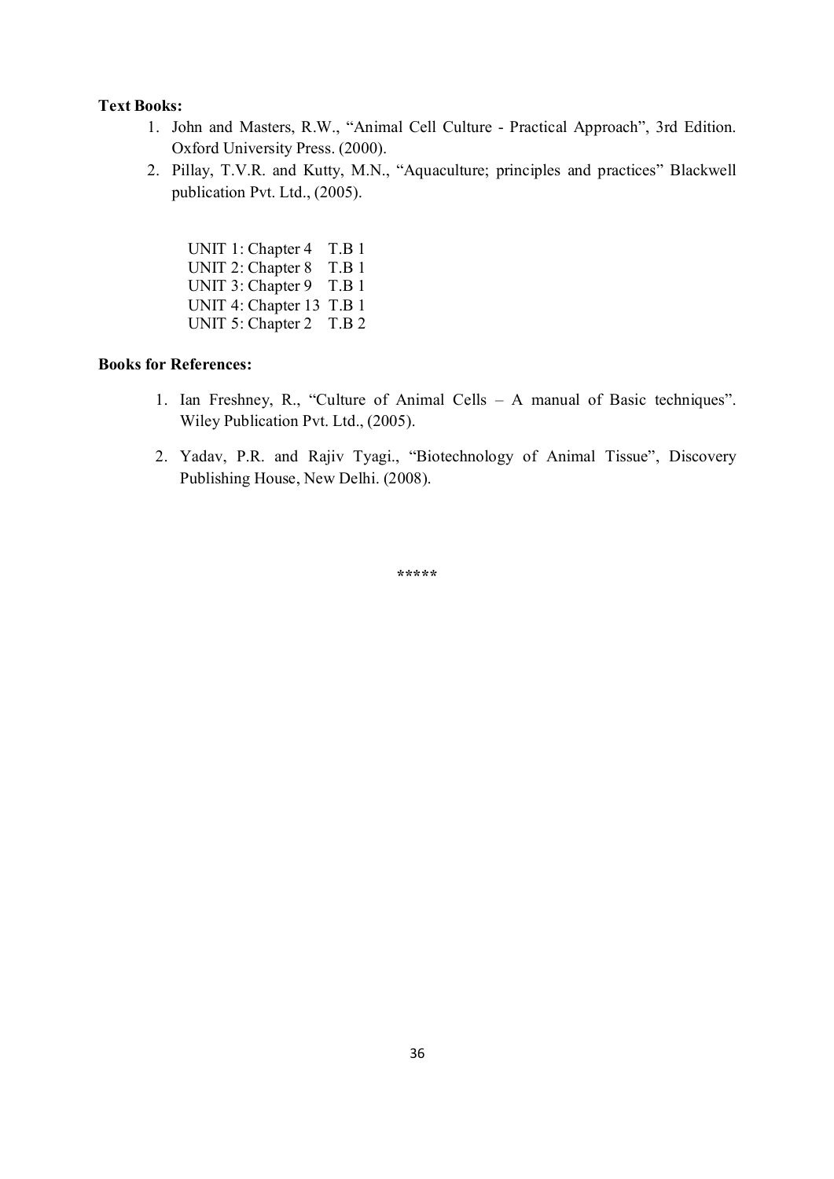**Text Books:**

1. John and Masters, R.W., "Animal Cell Culture - Practical Approach", 3rd Edition. Oxford University Press. (2000).
2. Pillay, T.V.R. and Kutty, M.N., "Aquaculture; principles and practices" Blackwell publication Pvt. Ltd., (2005).

UNIT 1: Chapter 4 T.B 1
UNIT 2: Chapter 8 T.B 1
UNIT 3: Chapter 9 T.B 1
UNIT 4: Chapter 13 T.B 1
UNIT 5: Chapter 2 T.B 2

**Books for References:**

1. Ian Freshney, R., "Culture of Animal Cells – A manual of Basic techniques". Wiley Publication Pvt. Ltd., (2005).
2. Yadav, P.R. and Rajiv Tyagi., "Biotechnology of Animal Tissue", Discovery Publishing House, New Delhi. (2008).

*****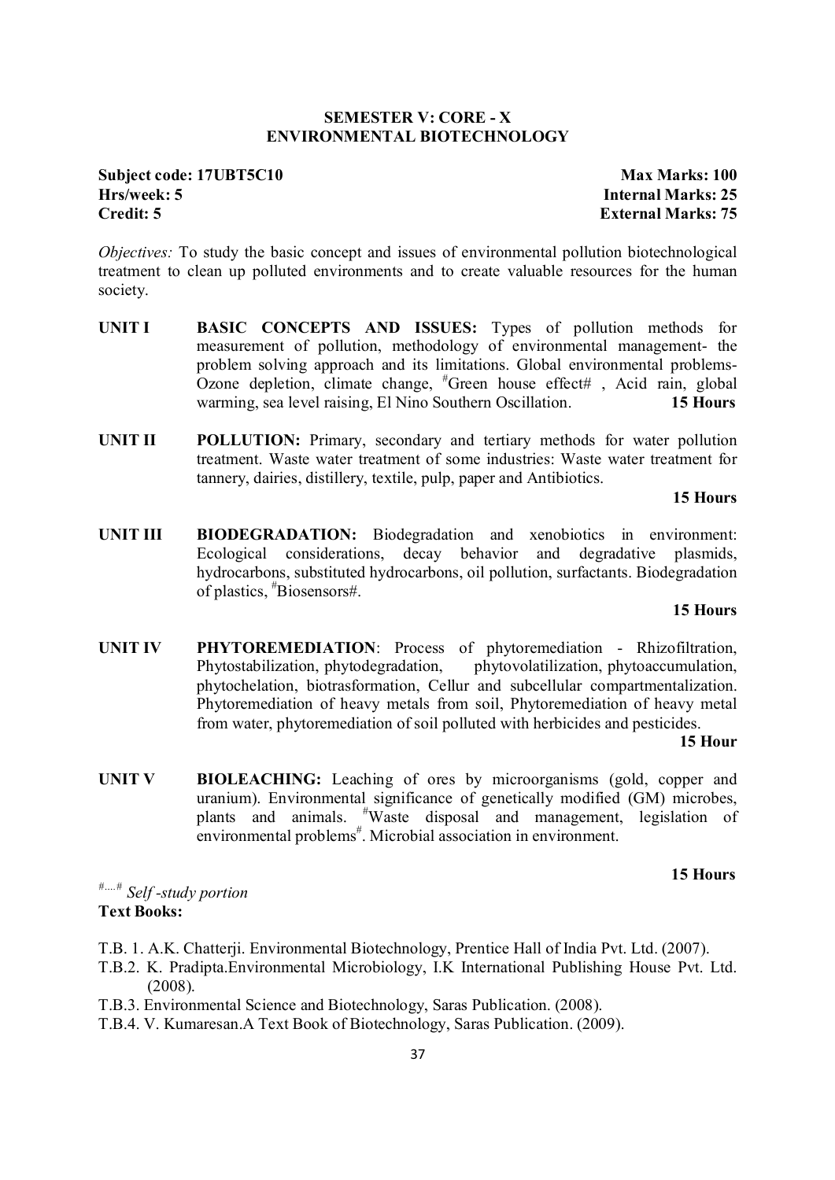## SEMESTER V: CORE - X
## ENVIRONMENTAL BIOTECHNOLOGY

| | |
|---|---|
| **Subject code: 17UBT5C10** | **Max Marks: 100** |
| **Hrs/week: 5** | **Internal Marks: 25** |
| **Credit: 5** | **External Marks: 75** |

*Objectives:* To study the basic concept and issues of environmental pollution biotechnological treatment to clean up polluted environments and to create valuable resources for the human society.

**UNIT I** **BASIC CONCEPTS AND ISSUES:** Types of pollution methods for measurement of pollution, methodology of environmental management- the problem solving approach and its limitations. Global environmental problems- Ozone depletion, climate change, #Green house effect# , Acid rain, global warming, sea level raising, El Nino Southern Oscillation. **15 Hours**

**UNIT II** **POLLUTION:** Primary, secondary and tertiary methods for water pollution treatment. Waste water treatment of some industries: Waste water treatment for tannery, dairies, distillery, textile, pulp, paper and Antibiotics.

**15 Hours**

**UNIT III** **BIODEGRADATION:** Biodegradation and xenobiotics in environment: Ecological considerations, decay behavior and degradative plasmids, hydrocarbons, substituted hydrocarbons, oil pollution, surfactants. Biodegradation of plastics, #Biosensors#.

**15 Hours**

**UNIT IV** **PHYTOREMEDIATION**: Process of phytoremediation - Rhizofiltration, Phytostabilization, phytodegradation, phytovolatilization, phytoaccumulation, phytochelation, biotrasformation, Cellur and subcellular compartmentalization. Phytoremediation of heavy metals from soil, Phytoremediation of heavy metal from water, phytoremediation of soil polluted with herbicides and pesticides.

**15 Hour**

**UNIT V** **BIOLEACHING:** Leaching of ores by microorganisms (gold, copper and uranium). Environmental significance of genetically modified (GM) microbes, plants and animals. #Waste disposal and management, legislation of environmental problems#. Microbial association in environment.

**15 Hours**

#....# *Self -study portion*

**Text Books:**

T.B. 1. A.K. Chatterji. Environmental Biotechnology, Prentice Hall of India Pvt. Ltd. (2007).

T.B.2. K. Pradipta.Environmental Microbiology, I.K International Publishing House Pvt. Ltd. (2008).

T.B.3. Environmental Science and Biotechnology, Saras Publication. (2008).

T.B.4. V. Kumaresan.A Text Book of Biotechnology, Saras Publication. (2009).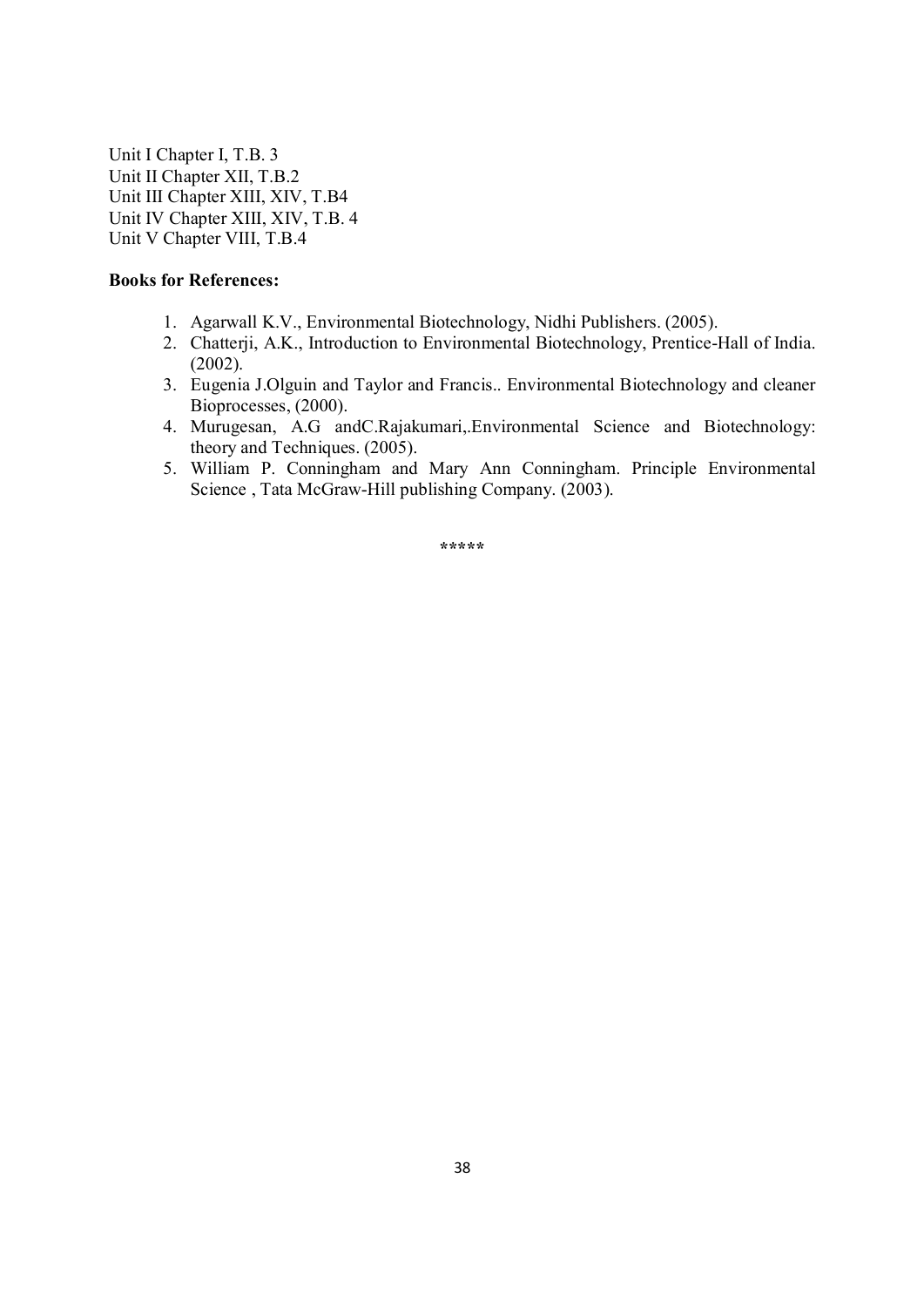Unit I Chapter I, T.B. 3
Unit II Chapter XII, T.B.2
Unit III Chapter XIII, XIV, T.B4
Unit IV Chapter XIII, XIV, T.B. 4
Unit V Chapter VIII, T.B.4

**Books for References:**

1. Agarwall K.V., Environmental Biotechnology, Nidhi Publishers. (2005).
2. Chatterji, A.K., Introduction to Environmental Biotechnology, Prentice-Hall of India. (2002).
3. Eugenia J.Olguin and Taylor and Francis.. Environmental Biotechnology and cleaner Bioprocesses, (2000).
4. Murugesan, A.G andC.Rajakumari,.Environmental Science and Biotechnology: theory and Techniques. (2005).
5. William P. Conningham and Mary Ann Conningham. Principle Environmental Science , Tata McGraw-Hill publishing Company. (2003).

*****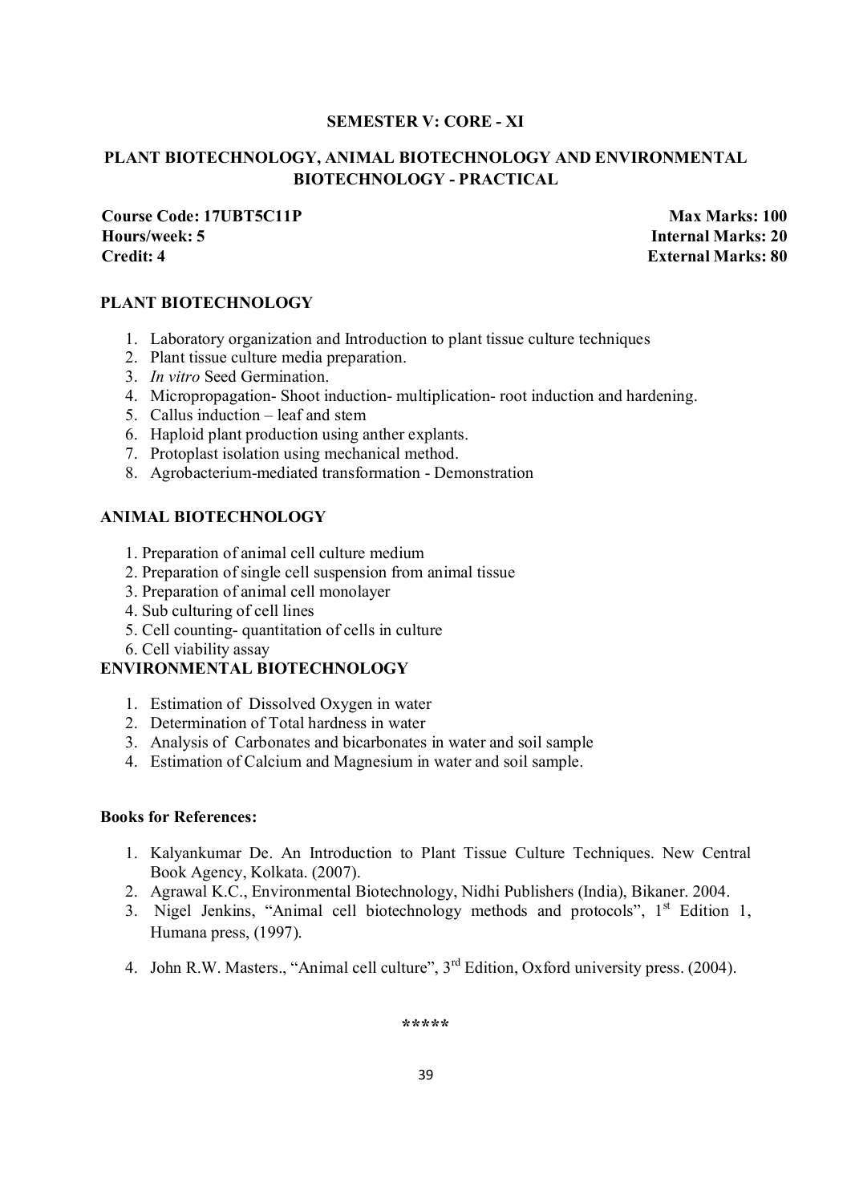**SEMESTER V: CORE - XI**

## PLANT BIOTECHNOLOGY, ANIMAL BIOTECHNOLOGY AND ENVIRONMENTAL BIOTECHNOLOGY - PRACTICAL

**Course Code: 17UBT5C11P** **Max Marks: 100**
**Hours/week: 5** **Internal Marks: 20**
**Credit: 4** **External Marks: 80**

### PLANT BIOTECHNOLOGY

1. Laboratory organization and Introduction to plant tissue culture techniques
2. Plant tissue culture media preparation.
3. *In vitro* Seed Germination.
4. Micropropagation- Shoot induction- multiplication- root induction and hardening.
5. Callus induction – leaf and stem
6. Haploid plant production using anther explants.
7. Protoplast isolation using mechanical method.
8. Agrobacterium-mediated transformation - Demonstration

### ANIMAL BIOTECHNOLOGY

1. Preparation of animal cell culture medium
2. Preparation of single cell suspension from animal tissue
3. Preparation of animal cell monolayer
4. Sub culturing of cell lines
5. Cell counting- quantitation of cells in culture
6. Cell viability assay

### ENVIRONMENTAL BIOTECHNOLOGY

1. Estimation of Dissolved Oxygen in water
2. Determination of Total hardness in water
3. Analysis of Carbonates and bicarbonates in water and soil sample
4. Estimation of Calcium and Magnesium in water and soil sample.

**Books for References:**

1. Kalyankumar De. An Introduction to Plant Tissue Culture Techniques. New Central Book Agency, Kolkata. (2007).
2. Agrawal K.C., Environmental Biotechnology, Nidhi Publishers (India), Bikaner. 2004.
3. Nigel Jenkins, "Animal cell biotechnology methods and protocols", 1st Edition 1, Humana press, (1997).
4. John R.W. Masters., "Animal cell culture", 3rd Edition, Oxford university press. (2004).

\*\*\*\*\*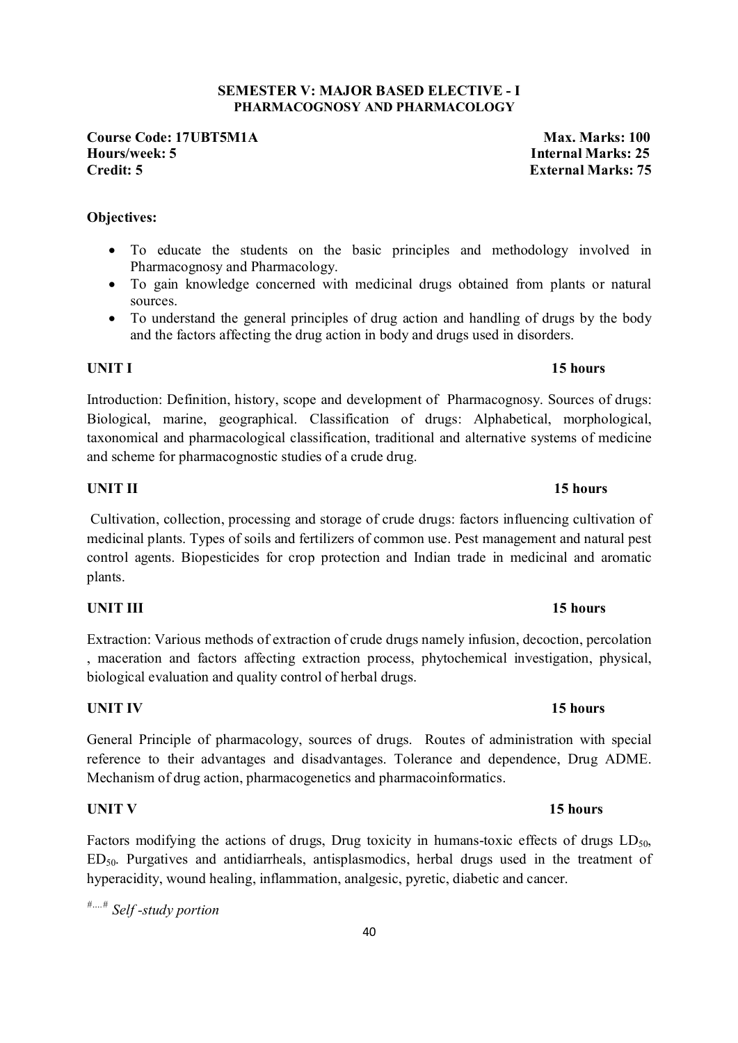**SEMESTER V: MAJOR BASED ELECTIVE - I**
**PHARMACOGNOSY AND PHARMACOLOGY**

**Course Code: 17UBT5M1A** | **Max. Marks: 100**
**Hours/week: 5** | **Internal Marks: 25**
**Credit: 5** | **External Marks: 75**

**Objectives:**

- To educate the students on the basic principles and methodology involved in Pharmacognosy and Pharmacology.
- To gain knowledge concerned with medicinal drugs obtained from plants or natural sources.
- To understand the general principles of drug action and handling of drugs by the body and the factors affecting the drug action in body and drugs used in disorders.

**UNIT I** **15 hours**

Introduction: Definition, history, scope and development of Pharmacognosy. Sources of drugs: Biological, marine, geographical. Classification of drugs: Alphabetical, morphological, taxonomical and pharmacological classification, traditional and alternative systems of medicine and scheme for pharmacognostic studies of a crude drug.

**UNIT II** **15 hours**

Cultivation, collection, processing and storage of crude drugs: factors influencing cultivation of medicinal plants. Types of soils and fertilizers of common use. Pest management and natural pest control agents. Biopesticides for crop protection and Indian trade in medicinal and aromatic plants.

**UNIT III** **15 hours**

Extraction: Various methods of extraction of crude drugs namely infusion, decoction, percolation , maceration and factors affecting extraction process, phytochemical investigation, physical, biological evaluation and quality control of herbal drugs.

**UNIT IV** **15 hours**

General Principle of pharmacology, sources of drugs. Routes of administration with special reference to their advantages and disadvantages. Tolerance and dependence, Drug ADME. Mechanism of drug action, pharmacogenetics and pharmacoinformatics.

**UNIT V** **15 hours**

Factors modifying the actions of drugs, Drug toxicity in humans-toxic effects of drugs $LD_{50}$, $ED_{50}$. Purgatives and antidiarrheals, antisplasmodics, herbal drugs used in the treatment of hyperacidity, wound healing, inflammation, analgesic, pyretic, diabetic and cancer.

#....# *Self -study portion*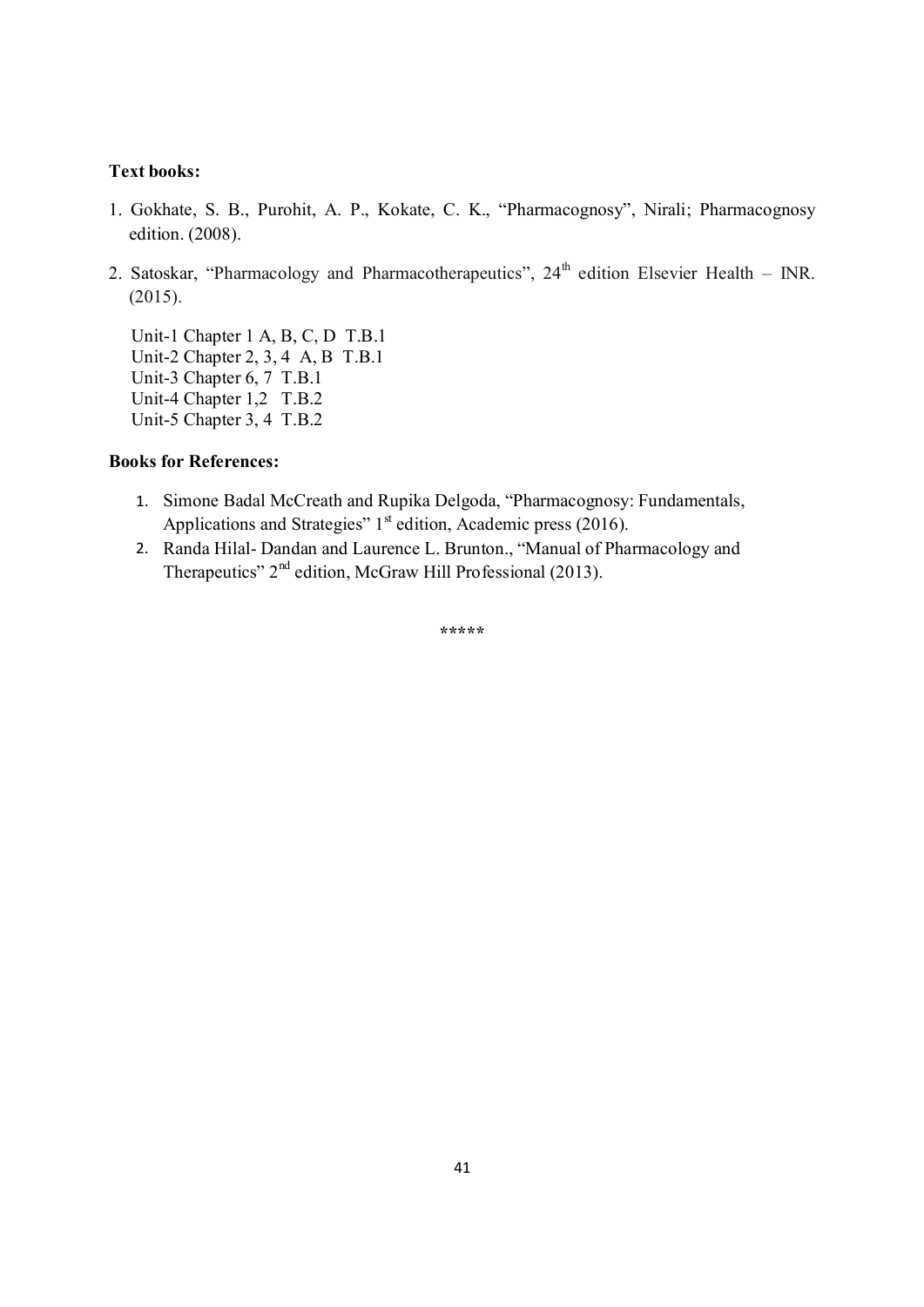**Text books:**

1. Gokhate, S. B., Purohit, A. P., Kokate, C. K., "Pharmacognosy", Nirali; Pharmacognosy edition. (2008).
2. Satoskar, "Pharmacology and Pharmacotherapeutics", 24th edition Elsevier Health – INR. (2015).

Unit-1 Chapter 1 A, B, C, D T.B.1
Unit-2 Chapter 2, 3, 4 A, B T.B.1
Unit-3 Chapter 6, 7 T.B.1
Unit-4 Chapter 1,2 T.B.2
Unit-5 Chapter 3, 4 T.B.2

**Books for References:**

1. Simone Badal McCreath and Rupika Delgoda, "Pharmacognosy: Fundamentals, Applications and Strategies" 1st edition, Academic press (2016).
2. Randa Hilal- Dandan and Laurence L. Brunton., "Manual of Pharmacology and Therapeutics" 2nd edition, McGraw Hill Professional (2013).

*****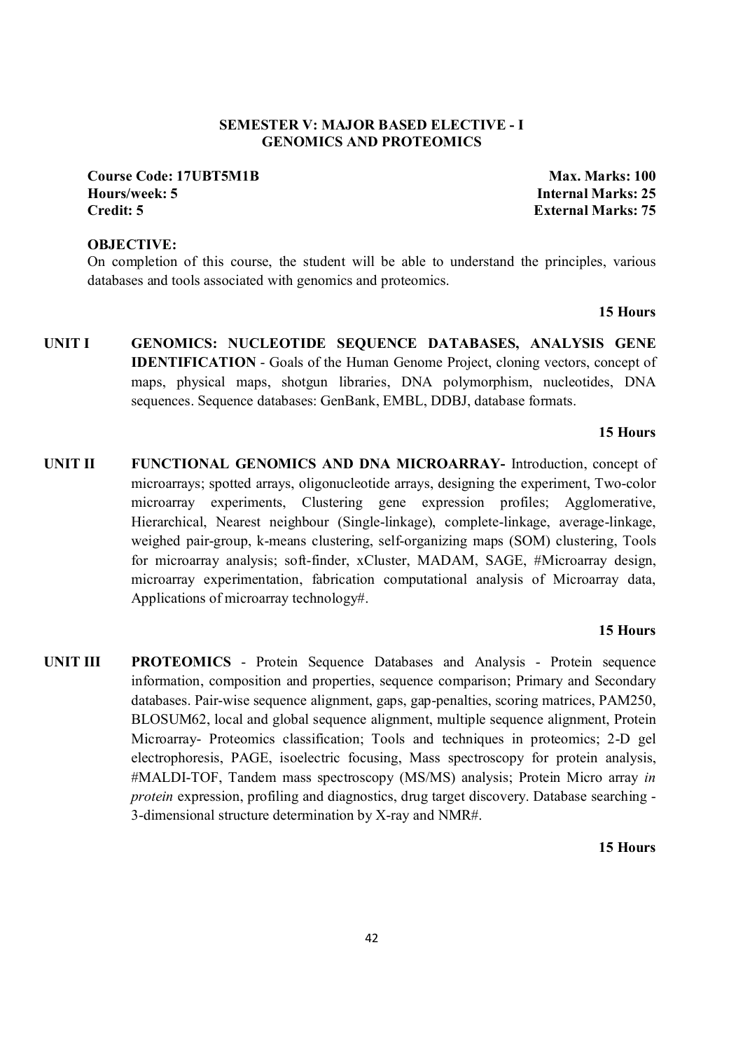**SEMESTER V: MAJOR BASED ELECTIVE - I**
**GENOMICS AND PROTEOMICS**

**Course Code: 17UBT5M1B** | **Max. Marks: 100**
**Hours/week: 5** | **Internal Marks: 25**
**Credit: 5** | **External Marks: 75**

**OBJECTIVE:**

On completion of this course, the student will be able to understand the principles, various databases and tools associated with genomics and proteomics.

**15 Hours**

**UNIT I** **GENOMICS: NUCLEOTIDE SEQUENCE DATABASES, ANALYSIS GENE IDENTIFICATION** - Goals of the Human Genome Project, cloning vectors, concept of maps, physical maps, shotgun libraries, DNA polymorphism, nucleotides, DNA sequences. Sequence databases: GenBank, EMBL, DDBJ, database formats.

**15 Hours**

**UNIT II** **FUNCTIONAL GENOMICS AND DNA MICROARRAY-** Introduction, concept of microarrays; spotted arrays, oligonucleotide arrays, designing the experiment, Two-color microarray experiments, Clustering gene expression profiles; Agglomerative, Hierarchical, Nearest neighbour (Single-linkage), complete-linkage, average-linkage, weighed pair-group, k-means clustering, self-organizing maps (SOM) clustering, Tools for microarray analysis; soft-finder, xCluster, MADAM, SAGE, #Microarray design, microarray experimentation, fabrication computational analysis of Microarray data, Applications of microarray technology#.

**15 Hours**

**UNIT III** **PROTEOMICS** - Protein Sequence Databases and Analysis - Protein sequence information, composition and properties, sequence comparison; Primary and Secondary databases. Pair-wise sequence alignment, gaps, gap-penalties, scoring matrices, PAM250, BLOSUM62, local and global sequence alignment, multiple sequence alignment, Protein Microarray- Proteomics classification; Tools and techniques in proteomics; 2-D gel electrophoresis, PAGE, isoelectric focusing, Mass spectroscopy for protein analysis, #MALDI-TOF, Tandem mass spectroscopy (MS/MS) analysis; Protein Micro array *in protein* expression, profiling and diagnostics, drug target discovery. Database searching - 3-dimensional structure determination by X-ray and NMR#.

**15 Hours**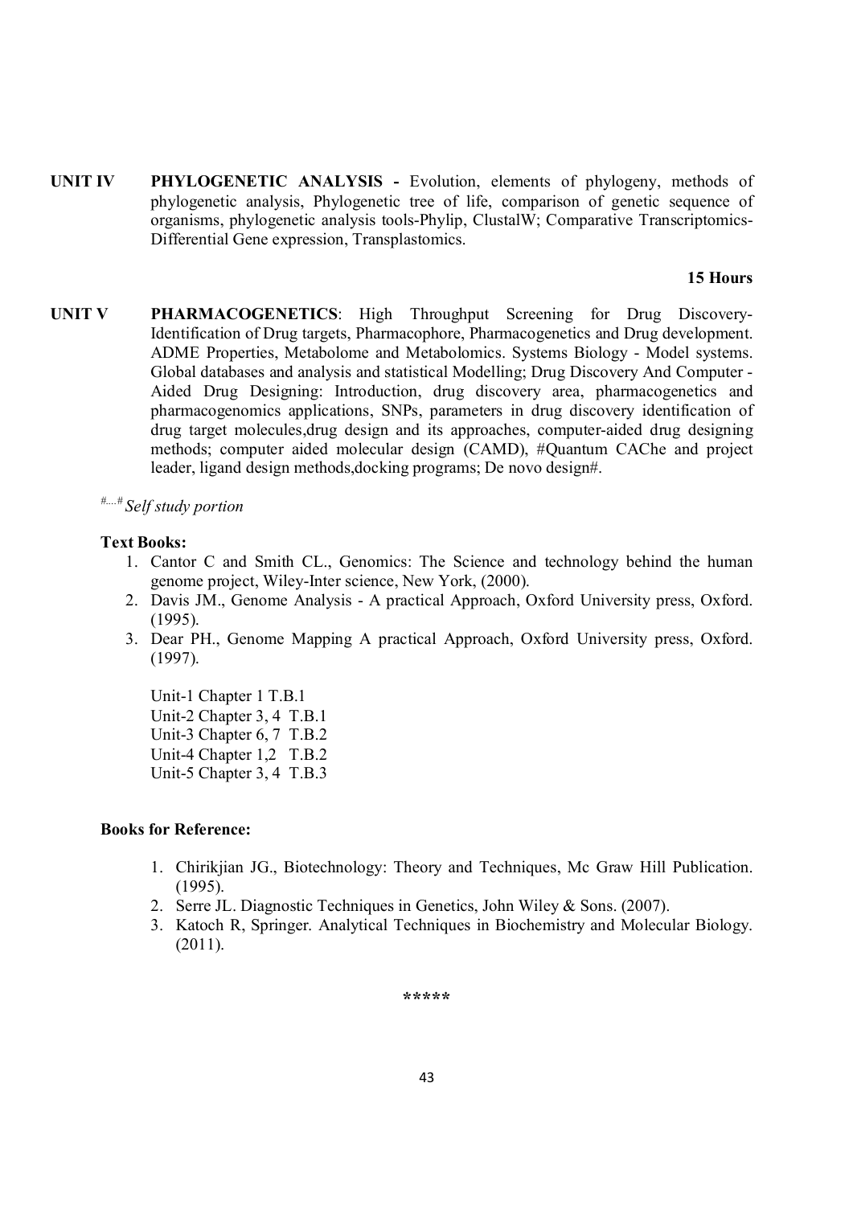**UNIT IV** **PHYLOGENETIC ANALYSIS -** Evolution, elements of phylogeny, methods of phylogenetic analysis, Phylogenetic tree of life, comparison of genetic sequence of organisms, phylogenetic analysis tools-Phylip, ClustalW; Comparative Transcriptomics-Differential Gene expression, Transplastomics.

**15 Hours**

**UNIT V** **PHARMACOGENETICS**: High Throughput Screening for Drug Discovery-Identification of Drug targets, Pharmacophore, Pharmacogenetics and Drug development. ADME Properties, Metabolome and Metabolomics. Systems Biology - Model systems. Global databases and analysis and statistical Modelling; Drug Discovery And Computer - Aided Drug Designing: Introduction, drug discovery area, pharmacogenetics and pharmacogenomics applications, SNPs, parameters in drug discovery identification of drug target molecules,drug design and its approaches, computer-aided drug designing methods; computer aided molecular design (CAMD), #Quantum CAChe and project leader, ligand design methods,docking programs; De novo design#.

#....# *Self study portion*

**Text Books:**

1. Cantor C and Smith CL., Genomics: The Science and technology behind the human genome project, Wiley-Inter science, New York, (2000).
2. Davis JM., Genome Analysis - A practical Approach, Oxford University press, Oxford. (1995).
3. Dear PH., Genome Mapping A practical Approach, Oxford University press, Oxford. (1997).

Unit-1 Chapter 1 T.B.1
Unit-2 Chapter 3, 4 T.B.1
Unit-3 Chapter 6, 7 T.B.2
Unit-4 Chapter 1,2 T.B.2
Unit-5 Chapter 3, 4 T.B.3

**Books for Reference:**

1. Chirikjian JG., Biotechnology: Theory and Techniques, Mc Graw Hill Publication. (1995).
2. Serre JL. Diagnostic Techniques in Genetics, John Wiley & Sons. (2007).
3. Katoch R, Springer. Analytical Techniques in Biochemistry and Molecular Biology. (2011).

*****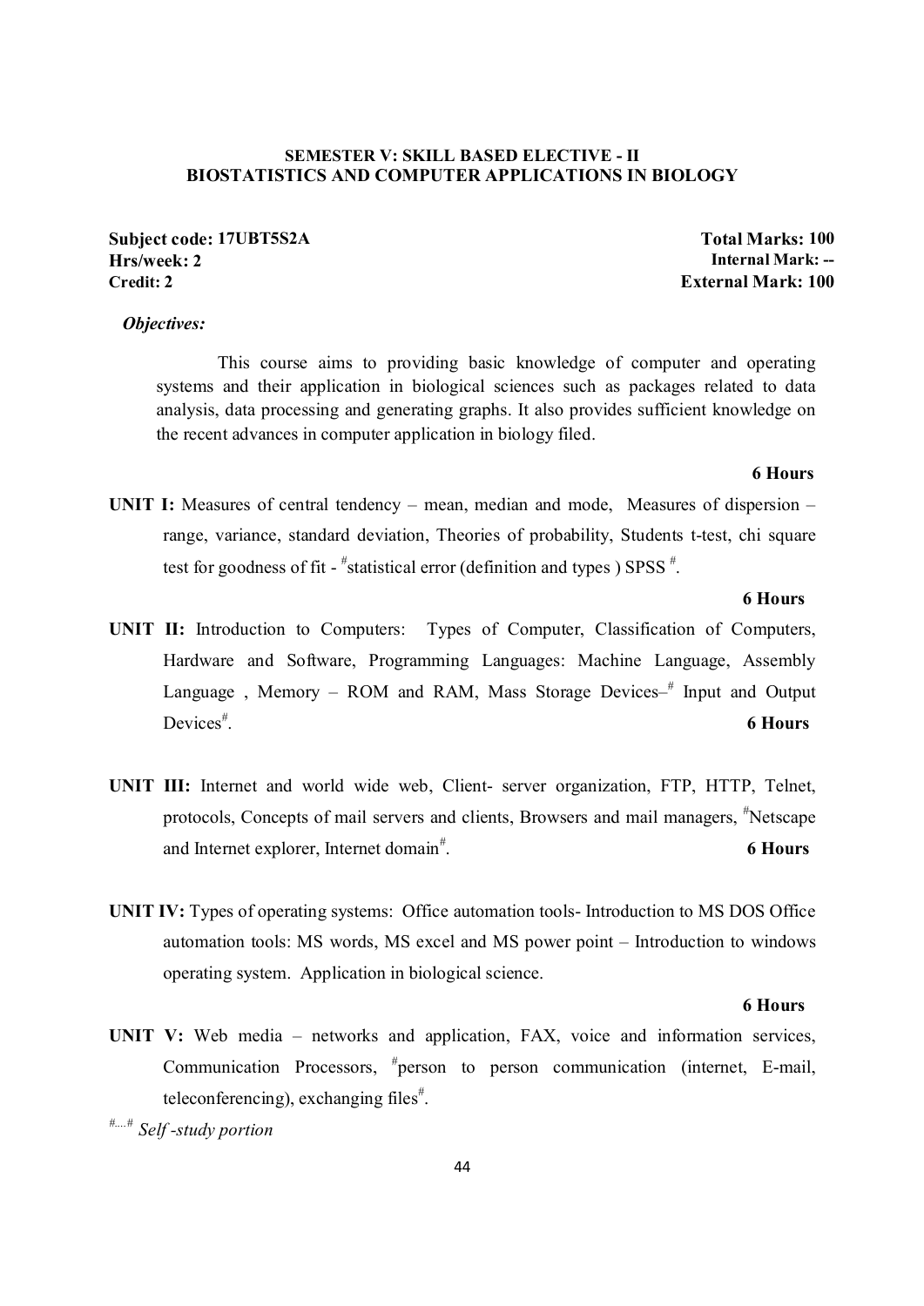## SEMESTER V: SKILL BASED ELECTIVE - II
## BIOSTATISTICS AND COMPUTER APPLICATIONS IN BIOLOGY

**Subject code: 17UBT5S2A** | **Total Marks: 100**
**Hrs/week: 2** | **Internal Mark: --**
**Credit: 2** | **External Mark: 100**

***Objectives:***

This course aims to providing basic knowledge of computer and operating systems and their application in biological sciences such as packages related to data analysis, data processing and generating graphs. It also provides sufficient knowledge on the recent advances in computer application in biology filed.

**6 Hours**

**UNIT I:** Measures of central tendency – mean, median and mode, Measures of dispersion – range, variance, standard deviation, Theories of probability, Students t-test, chi square test for goodness of fit - #statistical error (definition and types ) SPSS #.

**6 Hours**

**UNIT II:** Introduction to Computers: Types of Computer, Classification of Computers, Hardware and Software, Programming Languages: Machine Language, Assembly Language , Memory – ROM and RAM, Mass Storage Devices–# Input and Output Devices#.

**6 Hours**

**UNIT III:** Internet and world wide web, Client- server organization, FTP, HTTP, Telnet, protocols, Concepts of mail servers and clients, Browsers and mail managers, #Netscape and Internet explorer, Internet domain#.

**6 Hours**

**UNIT IV:** Types of operating systems: Office automation tools- Introduction to MS DOS Office automation tools: MS words, MS excel and MS power point – Introduction to windows operating system. Application in biological science.

**6 Hours**

**UNIT V:** Web media – networks and application, FAX, voice and information services, Communication Processors, #person to person communication (internet, E-mail, teleconferencing), exchanging files#.

#....# *Self -study portion*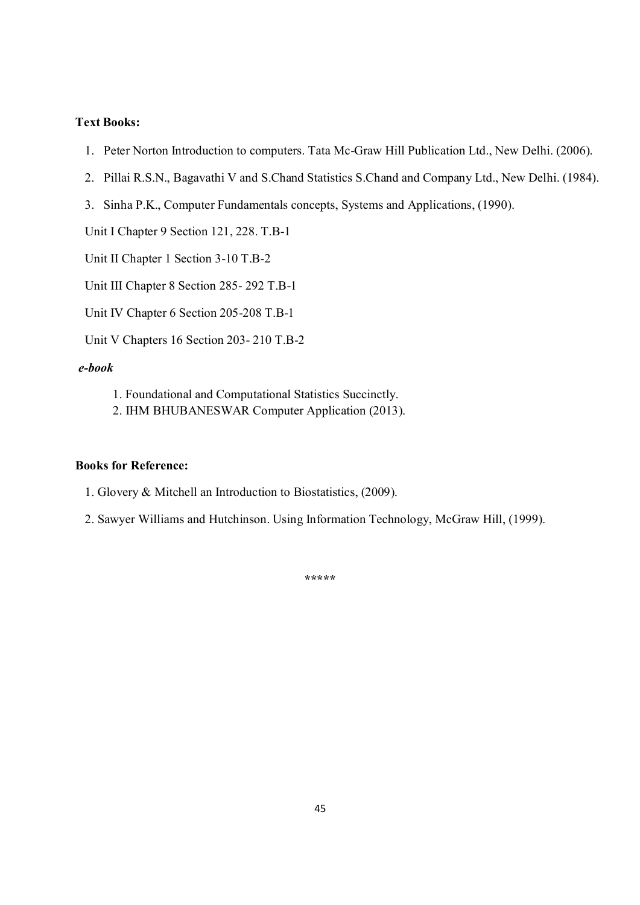**Text Books:**

1. Peter Norton Introduction to computers. Tata Mc-Graw Hill Publication Ltd., New Delhi. (2006).
2. Pillai R.S.N., Bagavathi V and S.Chand Statistics S.Chand and Company Ltd., New Delhi. (1984).
3. Sinha P.K., Computer Fundamentals concepts, Systems and Applications, (1990).

Unit I Chapter 9 Section 121, 228. T.B-1

Unit II Chapter 1 Section 3-10 T.B-2

Unit III Chapter 8 Section 285- 292 T.B-1

Unit IV Chapter 6 Section 205-208 T.B-1

Unit V Chapters 16 Section 203- 210 T.B-2

***e-book***

1. Foundational and Computational Statistics Succinctly.
2. IHM BHUBANESWAR Computer Application (2013).

**Books for Reference:**

1. Glovery & Mitchell an Introduction to Biostatistics, (2009).
2. Sawyer Williams and Hutchinson. Using Information Technology, McGraw Hill, (1999).

\*\*\*\*\*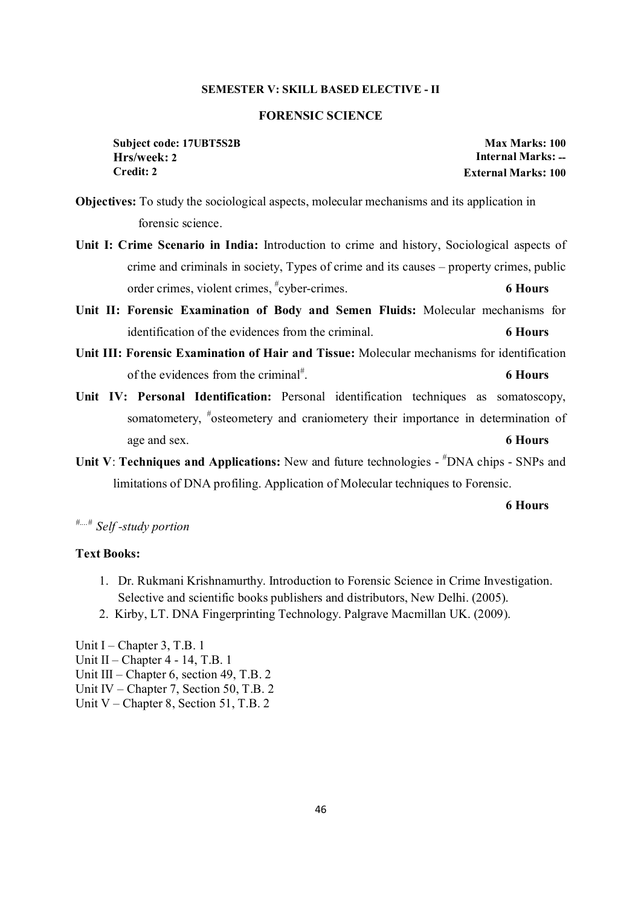## SEMESTER V: SKILL BASED ELECTIVE - II

## FORENSIC SCIENCE

**Subject code: 17UBT5S2B**
**Hrs/week: 2**
**Credit: 2**

**Max Marks: 100**
**Internal Marks: --**
**External Marks: 100**

**Objectives:** To study the sociological aspects, molecular mechanisms and its application in forensic science.

**Unit I: Crime Scenario in India:** Introduction to crime and history, Sociological aspects of crime and criminals in society, Types of crime and its causes – property crimes, public order crimes, violent crimes, #cyber-crimes. **6 Hours**

**Unit II: Forensic Examination of Body and Semen Fluids:** Molecular mechanisms for identification of the evidences from the criminal. **6 Hours**

**Unit III: Forensic Examination of Hair and Tissue:** Molecular mechanisms for identification of the evidences from the criminal#. **6 Hours**

**Unit IV: Personal Identification:** Personal identification techniques as somatoscopy, somatometery, #osteometery and craniometery their importance in determination of age and sex. **6 Hours**

**Unit V**: **Techniques and Applications:** New and future technologies - #DNA chips - SNPs and limitations of DNA profiling. Application of Molecular techniques to Forensic.

**6 Hours**

#....# *Self -study portion*

**Text Books:**

1. Dr. Rukmani Krishnamurthy. Introduction to Forensic Science in Crime Investigation. Selective and scientific books publishers and distributors, New Delhi. (2005).
2. Kirby, LT. DNA Fingerprinting Technology. Palgrave Macmillan UK. (2009).

Unit I – Chapter 3, T.B. 1
Unit II – Chapter 4 - 14, T.B. 1
Unit III – Chapter 6, section 49, T.B. 2
Unit IV – Chapter 7, Section 50, T.B. 2
Unit V – Chapter 8, Section 51, T.B. 2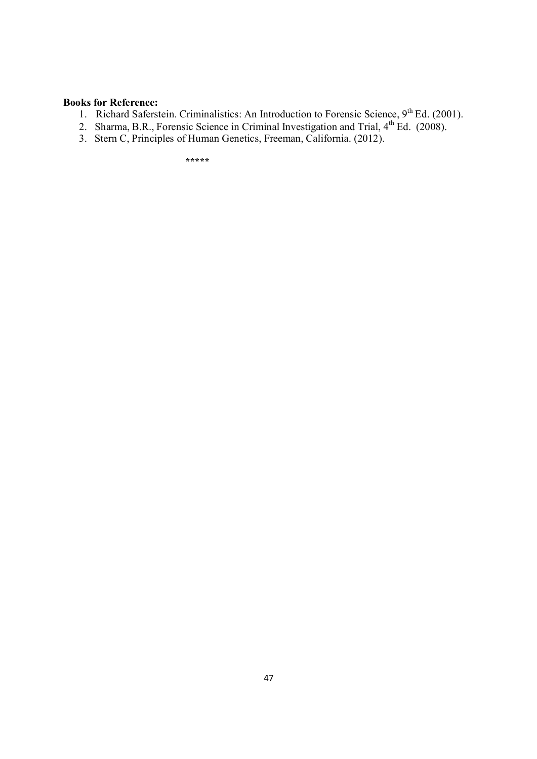**Books for Reference:**

1. Richard Saferstein. Criminalistics: An Introduction to Forensic Science, 9th Ed. (2001).
2. Sharma, B.R., Forensic Science in Criminal Investigation and Trial, 4th Ed. (2008).
3. Stern C, Principles of Human Genetics, Freeman, California. (2012).

*****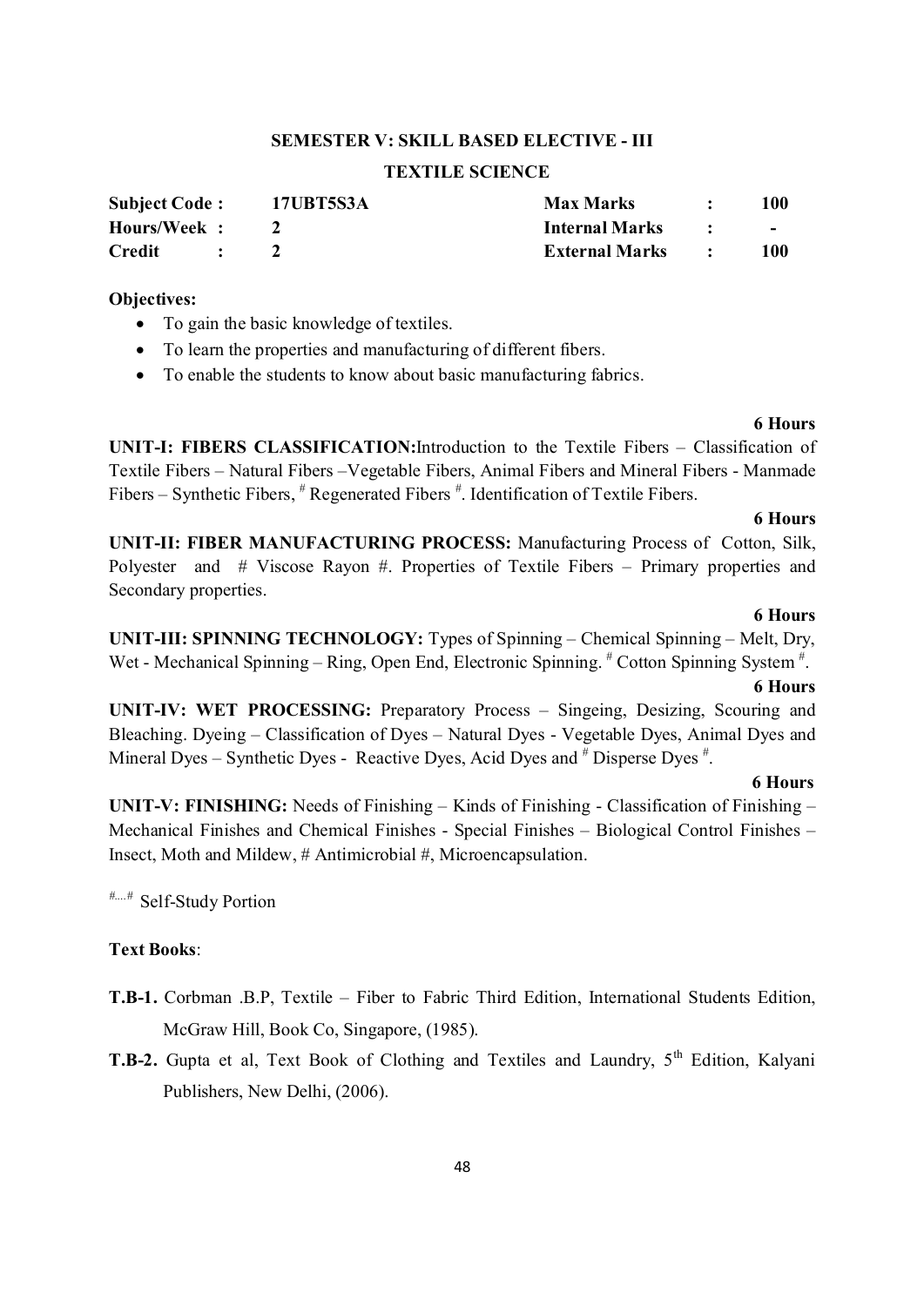## SEMESTER V: SKILL BASED ELECTIVE - III

## TEXTILE SCIENCE

| **Subject Code :** | **17UBT5S3A** | **Max Marks** | **:** | **100** |
|---|---|---|---|---|
| **Hours/Week :** | **2** | **Internal Marks** | **:** | **-** |
| **Credit :** | **2** | **External Marks** | **:** | **100** |

**Objectives:**

- To gain the basic knowledge of textiles.
- To learn the properties and manufacturing of different fibers.
- To enable the students to know about basic manufacturing fabrics.

**6 Hours**

**UNIT-I: FIBERS CLASSIFICATION:** Introduction to the Textile Fibers – Classification of Textile Fibers – Natural Fibers –Vegetable Fibers, Animal Fibers and Mineral Fibers - Manmade Fibers – Synthetic Fibers, # Regenerated Fibers #. Identification of Textile Fibers.

**6 Hours**

**UNIT-II: FIBER MANUFACTURING PROCESS:** Manufacturing Process of Cotton, Silk, Polyester and # Viscose Rayon #. Properties of Textile Fibers – Primary properties and Secondary properties.

**6 Hours**

**UNIT-III: SPINNING TECHNOLOGY:** Types of Spinning – Chemical Spinning – Melt, Dry, Wet - Mechanical Spinning – Ring, Open End, Electronic Spinning. # Cotton Spinning System #.

**6 Hours**

**UNIT-IV: WET PROCESSING:** Preparatory Process – Singeing, Desizing, Scouring and Bleaching. Dyeing – Classification of Dyes – Natural Dyes - Vegetable Dyes, Animal Dyes and Mineral Dyes – Synthetic Dyes - Reactive Dyes, Acid Dyes and # Disperse Dyes #.

**6 Hours**

**UNIT-V: FINISHING:** Needs of Finishing – Kinds of Finishing - Classification of Finishing – Mechanical Finishes and Chemical Finishes - Special Finishes – Biological Control Finishes – Insect, Moth and Mildew, # Antimicrobial #, Microencapsulation.

#....# Self-Study Portion

**Text Books**:

**T.B-1.** Corbman .B.P, Textile – Fiber to Fabric Third Edition, International Students Edition, McGraw Hill, Book Co, Singapore, (1985).

**T.B-2.** Gupta et al, Text Book of Clothing and Textiles and Laundry, 5th Edition, Kalyani Publishers, New Delhi, (2006).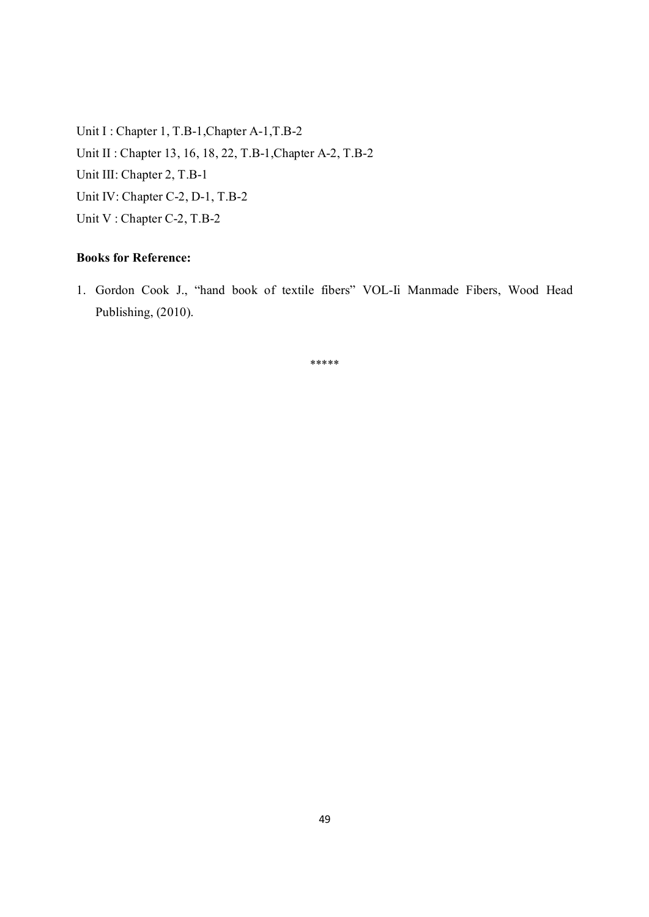Unit I : Chapter 1, T.B-1,Chapter A-1,T.B-2

Unit II : Chapter 13, 16, 18, 22, T.B-1,Chapter A-2, T.B-2

Unit III: Chapter 2, T.B-1

Unit IV: Chapter C-2, D-1, T.B-2

Unit V : Chapter C-2, T.B-2

**Books for Reference:**

1. Gordon Cook J., "hand book of textile fibers" VOL-Ii Manmade Fibers, Wood Head Publishing, (2010).

*****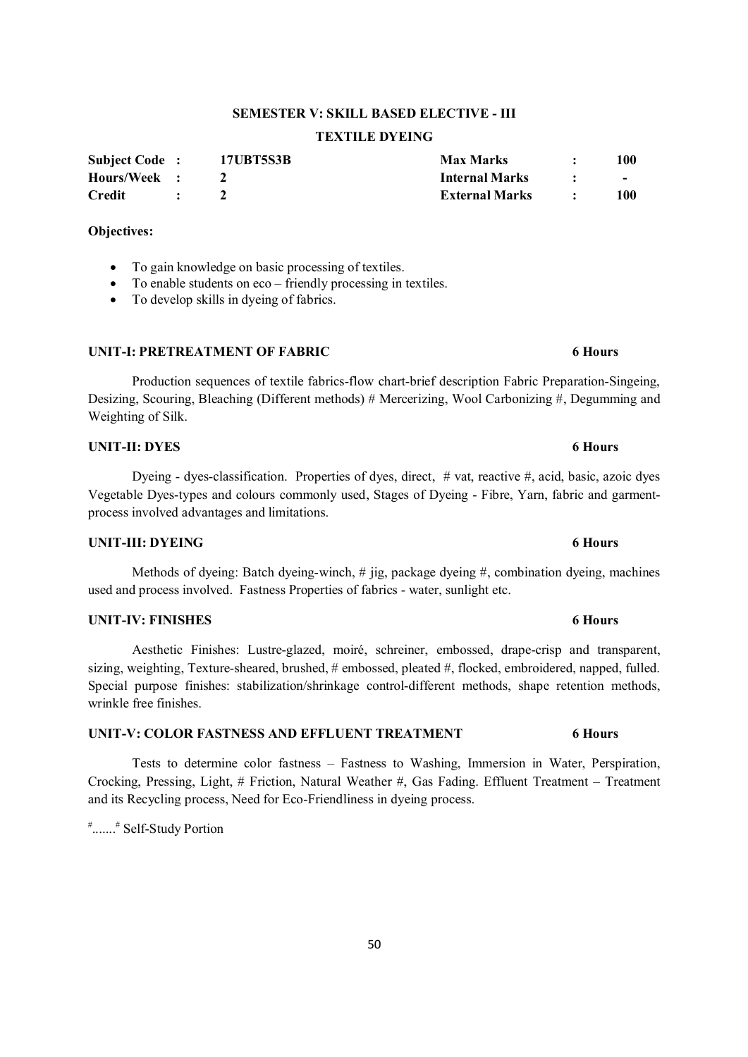**SEMESTER V: SKILL BASED ELECTIVE - III**

**TEXTILE DYEING**

| | | | | | |
|---|---|---|---|---|---|
| **Subject Code** | **:** | **17UBT5S3B** | **Max Marks** | **:** | **100** |
| **Hours/Week** | **:** | **2** | **Internal Marks** | **:** | **-** |
| **Credit** | **:** | **2** | **External Marks** | **:** | **100** |

**Objectives:**

- To gain knowledge on basic processing of textiles.
- To enable students on eco – friendly processing in textiles.
- To develop skills in dyeing of fabrics.

**UNIT-I: PRETREATMENT OF FABRIC** **6 Hours**

Production sequences of textile fabrics-flow chart-brief description Fabric Preparation-Singeing, Desizing, Scouring, Bleaching (Different methods) # Mercerizing, Wool Carbonizing #, Degumming and Weighting of Silk.

**UNIT-II: DYES** **6 Hours**

Dyeing - dyes-classification. Properties of dyes, direct, # vat, reactive #, acid, basic, azoic dyes Vegetable Dyes-types and colours commonly used, Stages of Dyeing - Fibre, Yarn, fabric and garment-process involved advantages and limitations.

**UNIT-III: DYEING** **6 Hours**

Methods of dyeing: Batch dyeing-winch, # jig, package dyeing #, combination dyeing, machines used and process involved. Fastness Properties of fabrics - water, sunlight etc.

**UNIT-IV: FINISHES** **6 Hours**

Aesthetic Finishes: Lustre-glazed, moiré, schreiner, embossed, drape-crisp and transparent, sizing, weighting, Texture-sheared, brushed, # embossed, pleated #, flocked, embroidered, napped, fulled. Special purpose finishes: stabilization/shrinkage control-different methods, shape retention methods, wrinkle free finishes.

**UNIT-V: COLOR FASTNESS AND EFFLUENT TREATMENT** **6 Hours**

Tests to determine color fastness – Fastness to Washing, Immersion in Water, Perspiration, Crocking, Pressing, Light, # Friction, Natural Weather #, Gas Fading. Effluent Treatment – Treatment and its Recycling process, Need for Eco-Friendliness in dyeing process.

#.......# Self-Study Portion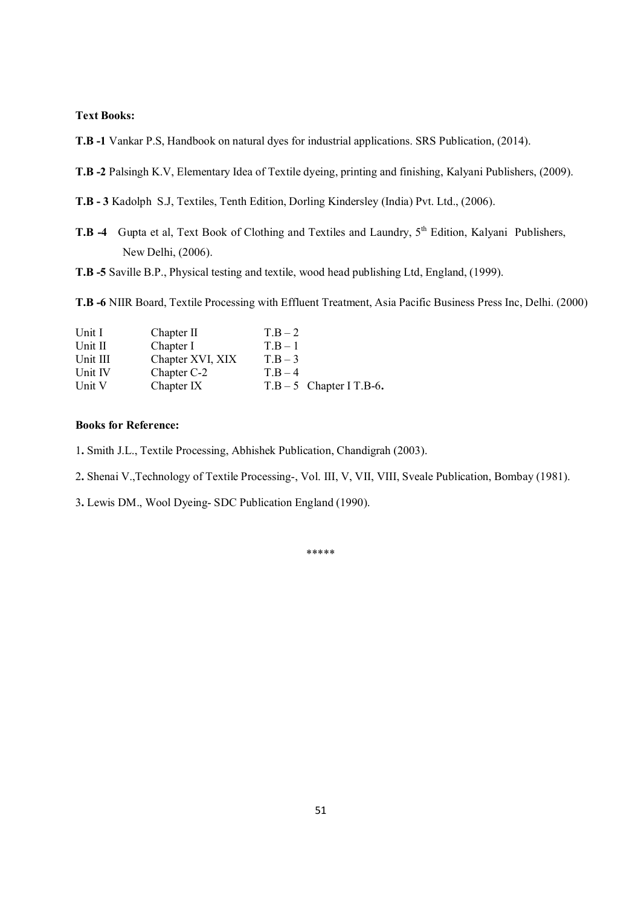**Text Books:**

**T.B -1** Vankar P.S, Handbook on natural dyes for industrial applications. SRS Publication, (2014).

**T.B -2** Palsingh K.V, Elementary Idea of Textile dyeing, printing and finishing, Kalyani Publishers, (2009).

**T.B - 3** Kadolph S.J, Textiles, Tenth Edition, Dorling Kindersley (India) Pvt. Ltd., (2006).

**T.B -4** Gupta et al, Text Book of Clothing and Textiles and Laundry, 5th Edition, Kalyani Publishers, New Delhi, (2006).

**T.B -5** Saville B.P., Physical testing and textile, wood head publishing Ltd, England, (1999).

**T.B -6** NIIR Board, Textile Processing with Effluent Treatment, Asia Pacific Business Press Inc, Delhi. (2000)

| | | |
|---|---|---|
| Unit I | Chapter II | T.B – 2 |
| Unit II | Chapter I | T.B – 1 |
| Unit III | Chapter XVI, XIX | T.B – 3 |
| Unit IV | Chapter C-2 | T.B – 4 |
| Unit V | Chapter IX | T.B – 5 Chapter I T.B-6**.** |

**Books for Reference:**

1**.** Smith J.L., Textile Processing, Abhishek Publication, Chandigrah (2003).

2**.** Shenai V.,Technology of Textile Processing-, Vol. III, V, VII, VIII, Sveale Publication, Bombay (1981).

3**.** Lewis DM., Wool Dyeing- SDC Publication England (1990).

*****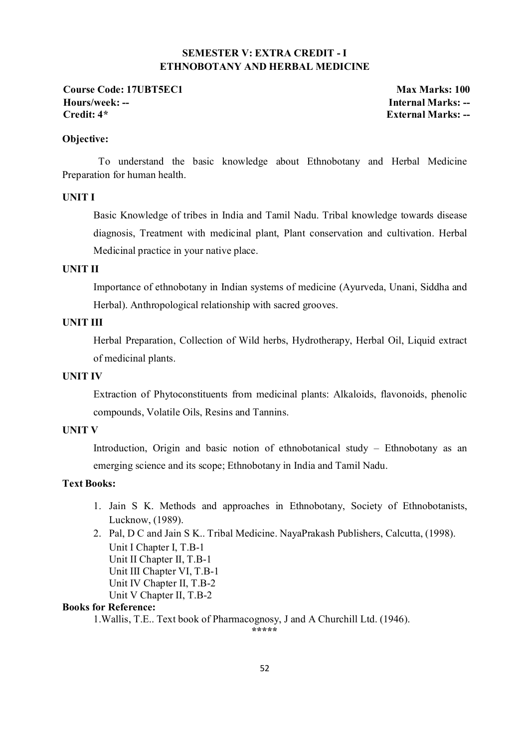## SEMESTER V: EXTRA CREDIT - I
## ETHNOBOTANY AND HERBAL MEDICINE

**Course Code: 17UBT5EC1** | **Max Marks: 100**
**Hours/week: --** | **Internal Marks: --**
**Credit: 4*** | **External Marks: --**

**Objective:**

To understand the basic knowledge about Ethnobotany and Herbal Medicine Preparation for human health.

**UNIT I**

Basic Knowledge of tribes in India and Tamil Nadu. Tribal knowledge towards disease diagnosis, Treatment with medicinal plant, Plant conservation and cultivation. Herbal Medicinal practice in your native place.

**UNIT II**

Importance of ethnobotany in Indian systems of medicine (Ayurveda, Unani, Siddha and Herbal). Anthropological relationship with sacred grooves.

**UNIT III**

Herbal Preparation, Collection of Wild herbs, Hydrotherapy, Herbal Oil, Liquid extract of medicinal plants.

**UNIT IV**

Extraction of Phytoconstituents from medicinal plants: Alkaloids, flavonoids, phenolic compounds, Volatile Oils, Resins and Tannins.

**UNIT V**

Introduction, Origin and basic notion of ethnobotanical study – Ethnobotany as an emerging science and its scope; Ethnobotany in India and Tamil Nadu.

**Text Books:**

1. Jain S K. Methods and approaches in Ethnobotany, Society of Ethnobotanists, Lucknow, (1989).
2. Pal, D C and Jain S K.. Tribal Medicine. NayaPrakash Publishers, Calcutta, (1998).
   Unit I Chapter I, T.B-1
   Unit II Chapter II, T.B-1
   Unit III Chapter VI, T.B-1
   Unit IV Chapter II, T.B-2
   Unit V Chapter II, T.B-2

**Books for Reference:**

1.Wallis, T.E.. Text book of Pharmacognosy, J and A Churchill Ltd. (1946).

*****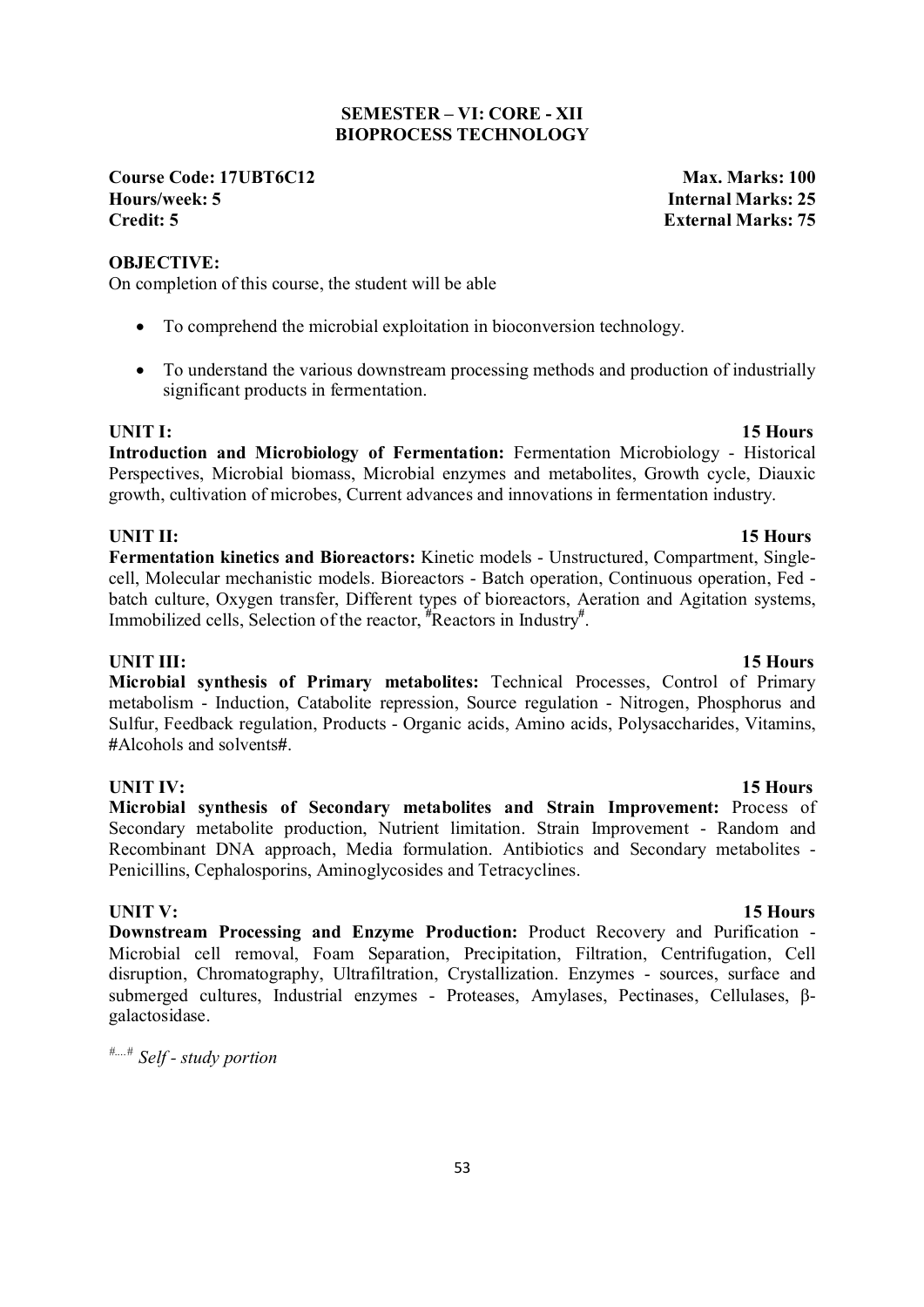## SEMESTER – VI: CORE - XII
## BIOPROCESS TECHNOLOGY

**Course Code: 17UBT6C12** | **Max. Marks: 100**
**Hours/week: 5** | **Internal Marks: 25**
**Credit: 5** | **External Marks: 75**

**OBJECTIVE:**

On completion of this course, the student will be able

- To comprehend the microbial exploitation in bioconversion technology.
- To understand the various downstream processing methods and production of industrially significant products in fermentation.

**UNIT I: 15 Hours**

**Introduction and Microbiology of Fermentation:** Fermentation Microbiology - Historical Perspectives, Microbial biomass, Microbial enzymes and metabolites, Growth cycle, Diauxic growth, cultivation of microbes, Current advances and innovations in fermentation industry.

**UNIT II: 15 Hours**

**Fermentation kinetics and Bioreactors:** Kinetic models - Unstructured, Compartment, Single-cell, Molecular mechanistic models. Bioreactors - Batch operation, Continuous operation, Fed - batch culture, Oxygen transfer, Different types of bioreactors, Aeration and Agitation systems, Immobilized cells, Selection of the reactor, #Reactors in Industry#.

**UNIT III: 15 Hours**

**Microbial synthesis of Primary metabolites:** Technical Processes, Control of Primary metabolism - Induction, Catabolite repression, Source regulation - Nitrogen, Phosphorus and Sulfur, Feedback regulation, Products - Organic acids, Amino acids, Polysaccharides, Vitamins, **#**Alcohols and solvents**#**.

**UNIT IV: 15 Hours**

**Microbial synthesis of Secondary metabolites and Strain Improvement:** Process of Secondary metabolite production, Nutrient limitation. Strain Improvement - Random and Recombinant DNA approach, Media formulation. Antibiotics and Secondary metabolites - Penicillins, Cephalosporins, Aminoglycosides and Tetracyclines.

**UNIT V: 15 Hours**

**Downstream Processing and Enzyme Production:** Product Recovery and Purification - Microbial cell removal, Foam Separation, Precipitation, Filtration, Centrifugation, Cell disruption, Chromatography, Ultrafiltration, Crystallization. Enzymes - sources, surface and submerged cultures, Industrial enzymes - Proteases, Amylases, Pectinases, Cellulases, β-galactosidase.

#....# *Self - study portion*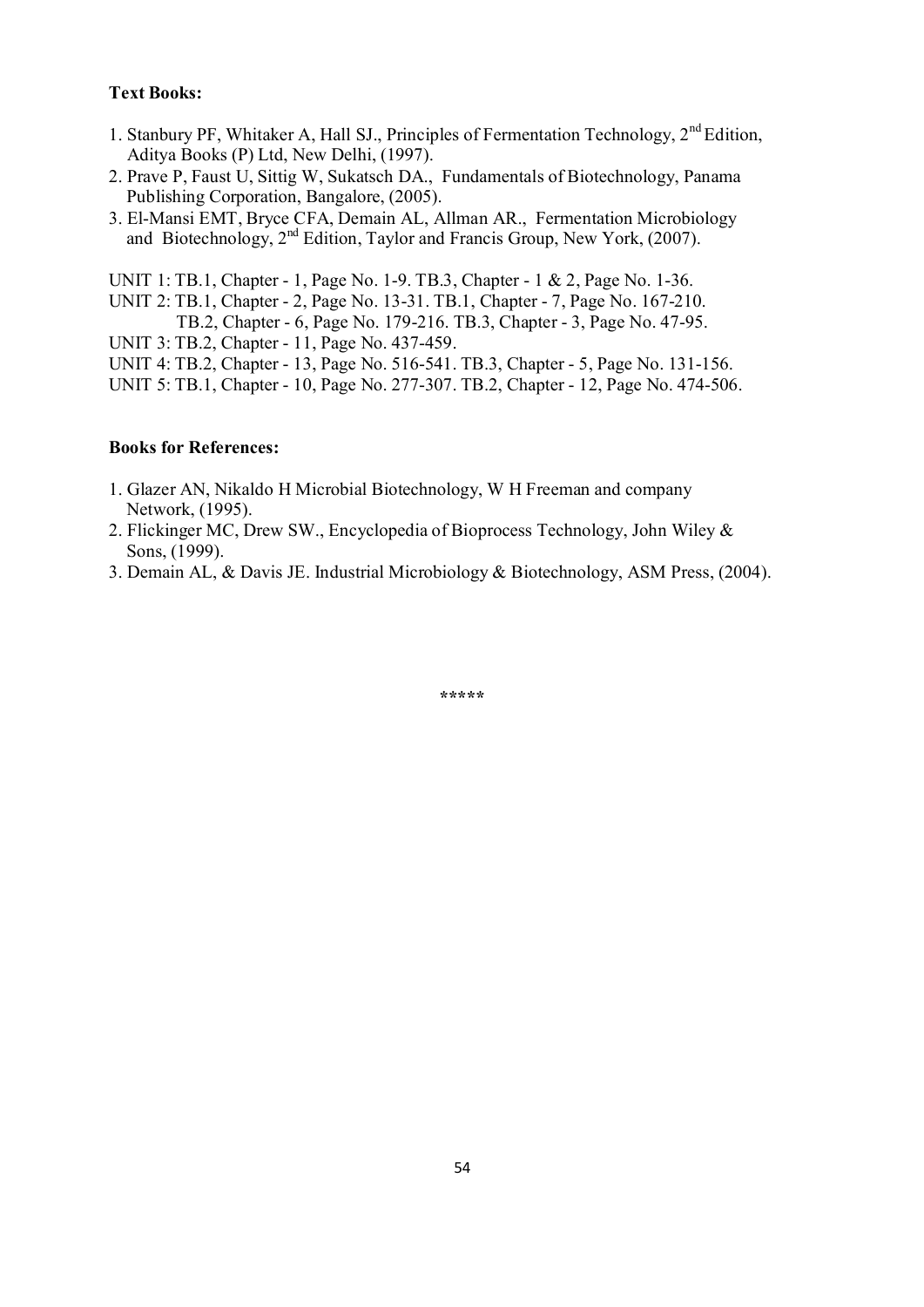**Text Books:**

1. Stanbury PF, Whitaker A, Hall SJ., Principles of Fermentation Technology, 2nd Edition, Aditya Books (P) Ltd, New Delhi, (1997).
2. Prave P, Faust U, Sittig W, Sukatsch DA., Fundamentals of Biotechnology, Panama Publishing Corporation, Bangalore, (2005).
3. El-Mansi EMT, Bryce CFA, Demain AL, Allman AR., Fermentation Microbiology and Biotechnology, 2nd Edition, Taylor and Francis Group, New York, (2007).

UNIT 1: TB.1, Chapter - 1, Page No. 1-9. TB.3, Chapter - 1 & 2, Page No. 1-36.
UNIT 2: TB.1, Chapter - 2, Page No. 13-31. TB.1, Chapter - 7, Page No. 167-210.
TB.2, Chapter - 6, Page No. 179-216. TB.3, Chapter - 3, Page No. 47-95.
UNIT 3: TB.2, Chapter - 11, Page No. 437-459.
UNIT 4: TB.2, Chapter - 13, Page No. 516-541. TB.3, Chapter - 5, Page No. 131-156.
UNIT 5: TB.1, Chapter - 10, Page No. 277-307. TB.2, Chapter - 12, Page No. 474-506.

**Books for References:**

1. Glazer AN, Nikaldo H Microbial Biotechnology, W H Freeman and company Network, (1995).
2. Flickinger MC, Drew SW., Encyclopedia of Bioprocess Technology, John Wiley & Sons, (1999).
3. Demain AL, & Davis JE. Industrial Microbiology & Biotechnology, ASM Press, (2004).

*****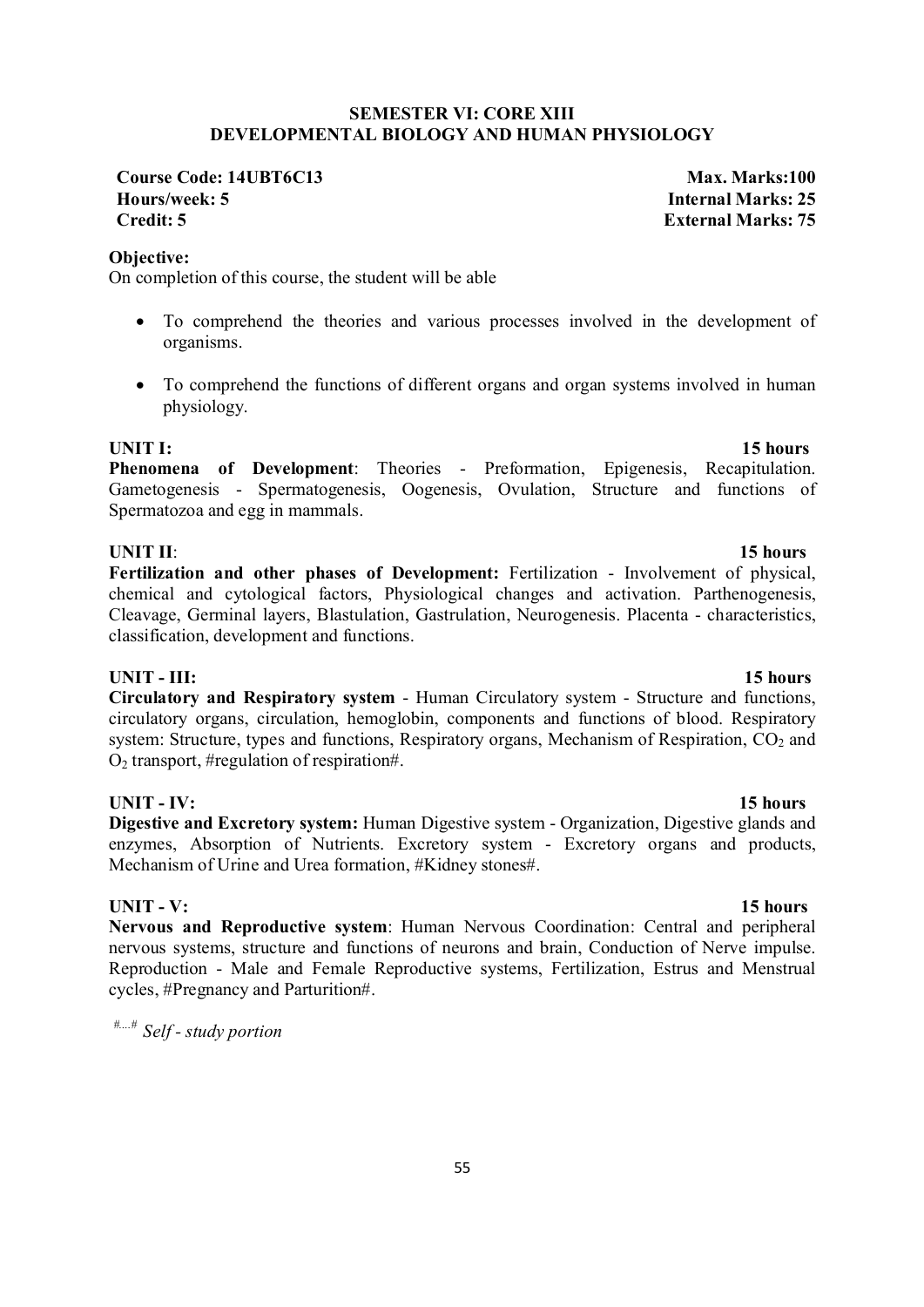## SEMESTER VI: CORE XIII
## DEVELOPMENTAL BIOLOGY AND HUMAN PHYSIOLOGY

**Course Code: 14UBT6C13** | **Max. Marks:100**
**Hours/week: 5** | **Internal Marks: 25**
**Credit: 5** | **External Marks: 75**

**Objective:**
On completion of this course, the student will be able

- To comprehend the theories and various processes involved in the development of organisms.
- To comprehend the functions of different organs and organ systems involved in human physiology.

**UNIT I:** **15 hours**
**Phenomena of Development**: Theories - Preformation, Epigenesis, Recapitulation. Gametogenesis - Spermatogenesis, Oogenesis, Ovulation, Structure and functions of Spermatozoa and egg in mammals.

**UNIT II**: **15 hours**
**Fertilization and other phases of Development:** Fertilization - Involvement of physical, chemical and cytological factors, Physiological changes and activation. Parthenogenesis, Cleavage, Germinal layers, Blastulation, Gastrulation, Neurogenesis. Placenta - characteristics, classification, development and functions.

**UNIT - III:** **15 hours**
**Circulatory and Respiratory system** - Human Circulatory system - Structure and functions, circulatory organs, circulation, hemoglobin, components and functions of blood. Respiratory system: Structure, types and functions, Respiratory organs, Mechanism of Respiration, $CO_2$ and $O_2$ transport, #regulation of respiration#.

**UNIT - IV:** **15 hours**
**Digestive and Excretory system:** Human Digestive system - Organization, Digestive glands and enzymes, Absorption of Nutrients. Excretory system - Excretory organs and products, Mechanism of Urine and Urea formation, #Kidney stones#.

**UNIT - V:** **15 hours**
**Nervous and Reproductive system**: Human Nervous Coordination: Central and peripheral nervous systems, structure and functions of neurons and brain, Conduction of Nerve impulse. Reproduction - Male and Female Reproductive systems, Fertilization, Estrus and Menstrual cycles, #Pregnancy and Parturition#.

#....# *Self - study portion*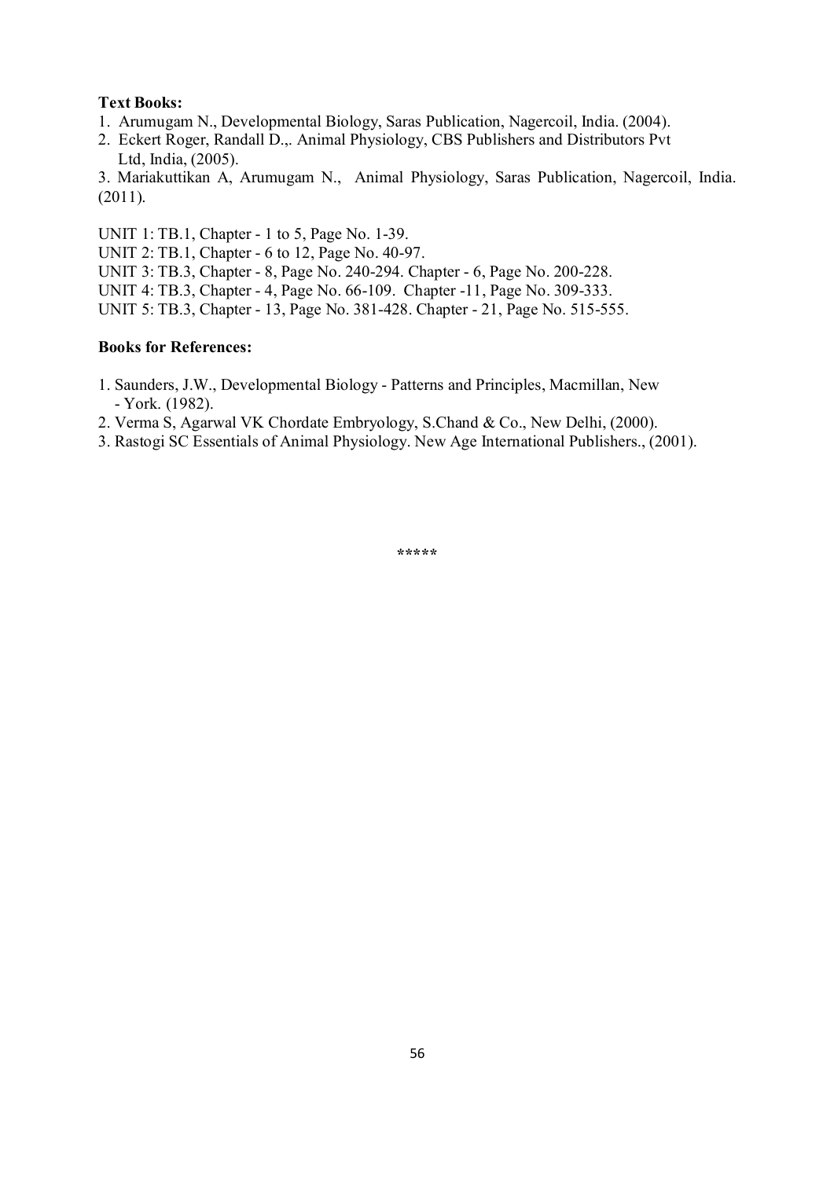**Text Books:**

1. Arumugam N., Developmental Biology, Saras Publication, Nagercoil, India. (2004).
2. Eckert Roger, Randall D.,. Animal Physiology, CBS Publishers and Distributors Pvt Ltd, India, (2005).
3. Mariakuttikan A, Arumugam N., Animal Physiology, Saras Publication, Nagercoil, India. (2011).

UNIT 1: TB.1, Chapter - 1 to 5, Page No. 1-39.
UNIT 2: TB.1, Chapter - 6 to 12, Page No. 40-97.
UNIT 3: TB.3, Chapter - 8, Page No. 240-294. Chapter - 6, Page No. 200-228.
UNIT 4: TB.3, Chapter - 4, Page No. 66-109. Chapter -11, Page No. 309-333.
UNIT 5: TB.3, Chapter - 13, Page No. 381-428. Chapter - 21, Page No. 515-555.

**Books for References:**

1. Saunders, J.W., Developmental Biology - Patterns and Principles, Macmillan, New - York. (1982).
2. Verma S, Agarwal VK Chordate Embryology, S.Chand & Co., New Delhi, (2000).
3. Rastogi SC Essentials of Animal Physiology. New Age International Publishers., (2001).

\*\*\*\*\*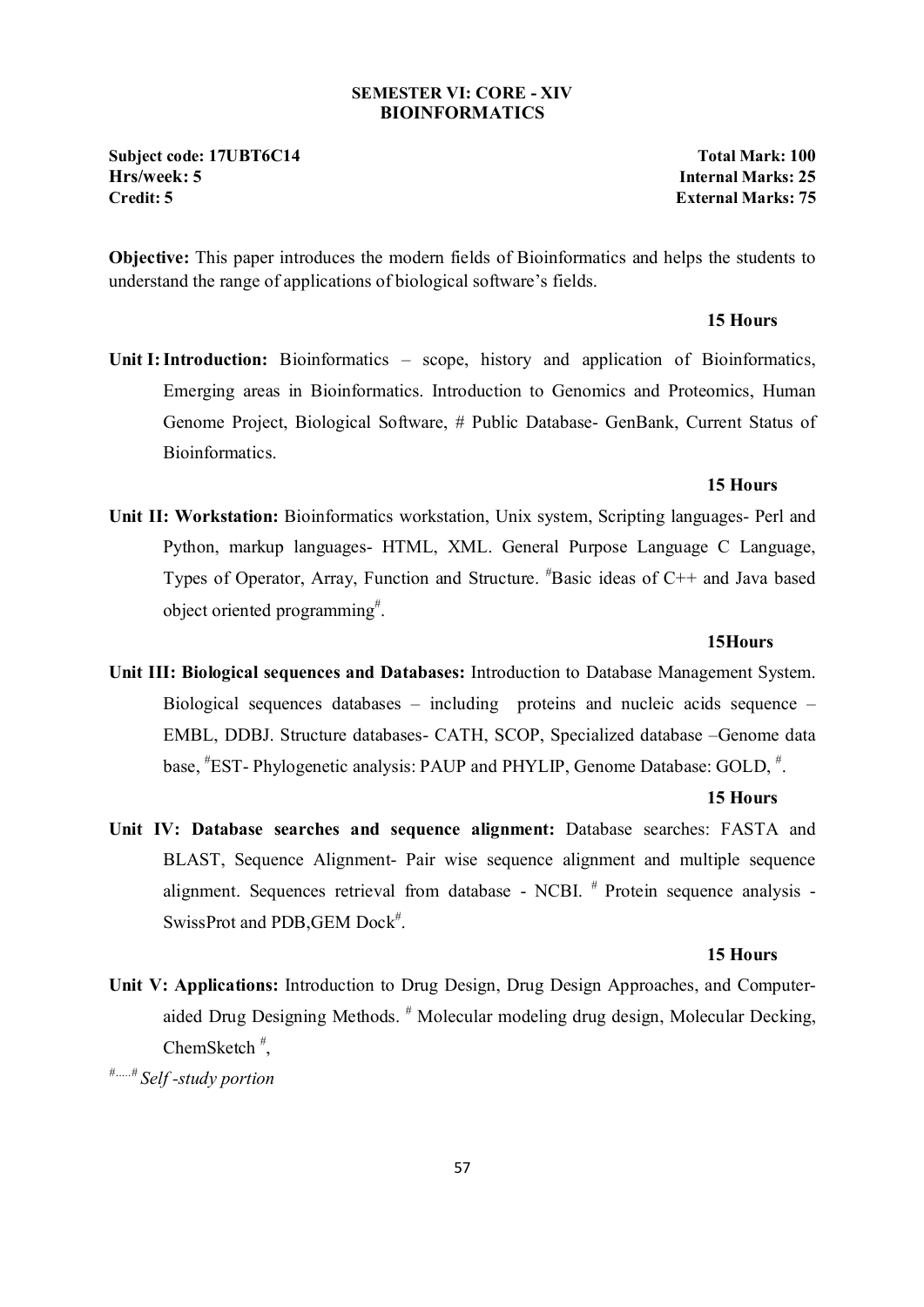## SEMESTER VI: CORE - XIV
## BIOINFORMATICS

**Subject code: 17UBT6C14** **Total Mark: 100**
**Hrs/week: 5** **Internal Marks: 25**
**Credit: 5** **External Marks: 75**

**Objective:** This paper introduces the modern fields of Bioinformatics and helps the students to understand the range of applications of biological software's fields.

**15 Hours**

**Unit I: Introduction:** Bioinformatics – scope, history and application of Bioinformatics, Emerging areas in Bioinformatics. Introduction to Genomics and Proteomics, Human Genome Project, Biological Software, # Public Database- GenBank, Current Status of Bioinformatics.

**15 Hours**

**Unit II: Workstation:** Bioinformatics workstation, Unix system, Scripting languages- Perl and Python, markup languages- HTML, XML. General Purpose Language C Language, Types of Operator, Array, Function and Structure. #Basic ideas of C++ and Java based object oriented programming#.

**15Hours**

**Unit III: Biological sequences and Databases:** Introduction to Database Management System. Biological sequences databases – including proteins and nucleic acids sequence – EMBL, DDBJ. Structure databases- CATH, SCOP, Specialized database –Genome data base, #EST- Phylogenetic analysis: PAUP and PHYLIP, Genome Database: GOLD, #.

**15 Hours**

**Unit IV: Database searches and sequence alignment:** Database searches: FASTA and BLAST, Sequence Alignment- Pair wise sequence alignment and multiple sequence alignment. Sequences retrieval from database - NCBI. # Protein sequence analysis - SwissProt and PDB,GEM Dock#.

**15 Hours**

**Unit V: Applications:** Introduction to Drug Design, Drug Design Approaches, and Computer-aided Drug Designing Methods. # Molecular modeling drug design, Molecular Decking, ChemSketch #,

#.....# *Self -study portion*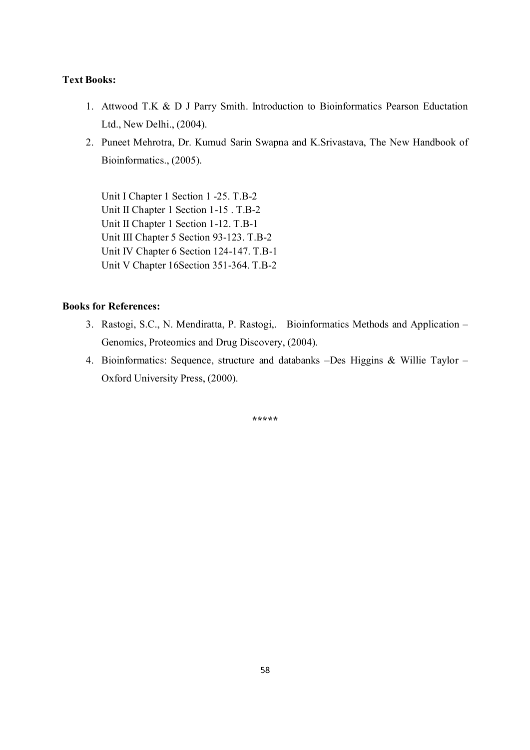**Text Books:**

1. Attwood T.K & D J Parry Smith. Introduction to Bioinformatics Pearson Eductation Ltd., New Delhi., (2004).
2. Puneet Mehrotra, Dr. Kumud Sarin Swapna and K.Srivastava, The New Handbook of Bioinformatics., (2005).

Unit I Chapter 1 Section 1 -25. T.B-2
Unit II Chapter 1 Section 1-15 . T.B-2
Unit II Chapter 1 Section 1-12. T.B-1
Unit III Chapter 5 Section 93-123. T.B-2
Unit IV Chapter 6 Section 124-147. T.B-1
Unit V Chapter 16Section 351-364. T.B-2

**Books for References:**

3. Rastogi, S.C., N. Mendiratta, P. Rastogi,. Bioinformatics Methods and Application – Genomics, Proteomics and Drug Discovery, (2004).
4. Bioinformatics: Sequence, structure and databanks –Des Higgins & Willie Taylor – Oxford University Press, (2000).

*****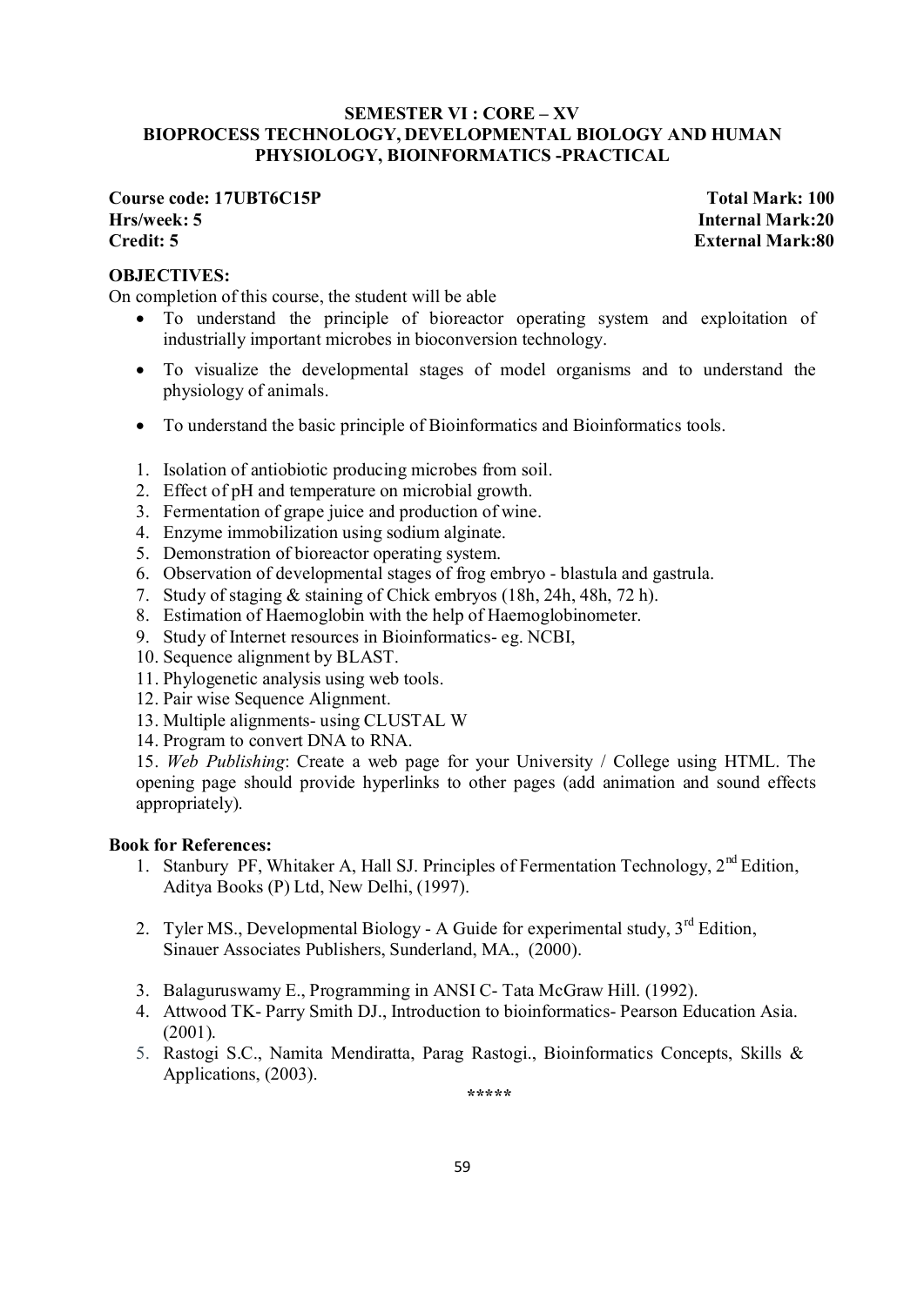## SEMESTER VI : CORE – XV
## BIOPROCESS TECHNOLOGY, DEVELOPMENTAL BIOLOGY AND HUMAN PHYSIOLOGY, BIOINFORMATICS -PRACTICAL

**Course code: 17UBT6C15P** **Total Mark: 100**
**Hrs/week: 5** **Internal Mark:20**
**Credit: 5** **External Mark:80**

**OBJECTIVES:**

On completion of this course, the student will be able

- To understand the principle of bioreactor operating system and exploitation of industrially important microbes in bioconversion technology.
- To visualize the developmental stages of model organisms and to understand the physiology of animals.
- To understand the basic principle of Bioinformatics and Bioinformatics tools.

1. Isolation of antiobiotic producing microbes from soil.
2. Effect of pH and temperature on microbial growth.
3. Fermentation of grape juice and production of wine.
4. Enzyme immobilization using sodium alginate.
5. Demonstration of bioreactor operating system.
6. Observation of developmental stages of frog embryo - blastula and gastrula.
7. Study of staging & staining of Chick embryos (18h, 24h, 48h, 72 h).
8. Estimation of Haemoglobin with the help of Haemoglobinometer.
9. Study of Internet resources in Bioinformatics- eg. NCBI,
10. Sequence alignment by BLAST.
11. Phylogenetic analysis using web tools.
12. Pair wise Sequence Alignment.
13. Multiple alignments- using CLUSTAL W
14. Program to convert DNA to RNA.
15. *Web Publishing*: Create a web page for your University / College using HTML. The opening page should provide hyperlinks to other pages (add animation and sound effects appropriately).

**Book for References:**

1. Stanbury PF, Whitaker A, Hall SJ. Principles of Fermentation Technology, 2nd Edition, Aditya Books (P) Ltd, New Delhi, (1997).
2. Tyler MS., Developmental Biology - A Guide for experimental study, 3rd Edition, Sinauer Associates Publishers, Sunderland, MA., (2000).
3. Balaguruswamy E., Programming in ANSI C- Tata McGraw Hill. (1992).
4. Attwood TK- Parry Smith DJ., Introduction to bioinformatics- Pearson Education Asia. (2001).
5. Rastogi S.C., Namita Mendiratta, Parag Rastogi., Bioinformatics Concepts, Skills & Applications, (2003).

*****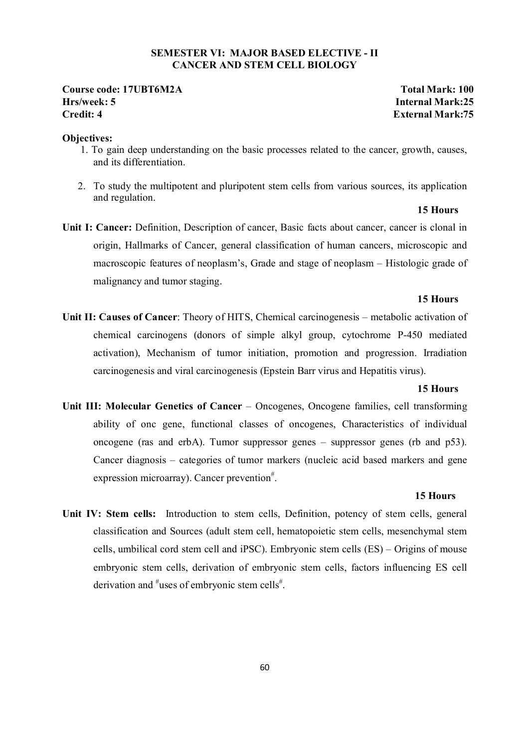## SEMESTER VI: MAJOR BASED ELECTIVE - II
## CANCER AND STEM CELL BIOLOGY

**Course code: 17UBT6M2A** **Total Mark: 100**
**Hrs/week: 5** **Internal Mark:25**
**Credit: 4** **External Mark:75**

**Objectives:**

1. To gain deep understanding on the basic processes related to the cancer, growth, causes, and its differentiation.
2. To study the multipotent and pluripotent stem cells from various sources, its application and regulation.

**15 Hours**

**Unit I: Cancer:** Definition, Description of cancer, Basic facts about cancer, cancer is clonal in origin, Hallmarks of Cancer, general classification of human cancers, microscopic and macroscopic features of neoplasm's, Grade and stage of neoplasm – Histologic grade of malignancy and tumor staging.

**15 Hours**

**Unit II: Causes of Cancer**: Theory of HITS, Chemical carcinogenesis – metabolic activation of chemical carcinogens (donors of simple alkyl group, cytochrome P-450 mediated activation), Mechanism of tumor initiation, promotion and progression. Irradiation carcinogenesis and viral carcinogenesis (Epstein Barr virus and Hepatitis virus).

**15 Hours**

**Unit III: Molecular Genetics of Cancer** – Oncogenes, Oncogene families, cell transforming ability of onc gene, functional classes of oncogenes, Characteristics of individual oncogene (ras and erbA). Tumor suppressor genes – suppressor genes (rb and p53). Cancer diagnosis – categories of tumor markers (nucleic acid based markers and gene expression microarray). Cancer prevention#.

**15 Hours**

**Unit IV: Stem cells:** Introduction to stem cells, Definition, potency of stem cells, general classification and Sources (adult stem cell, hematopoietic stem cells, mesenchymal stem cells, umbilical cord stem cell and iPSC). Embryonic stem cells (ES) – Origins of mouse embryonic stem cells, derivation of embryonic stem cells, factors influencing ES cell derivation and #uses of embryonic stem cells#.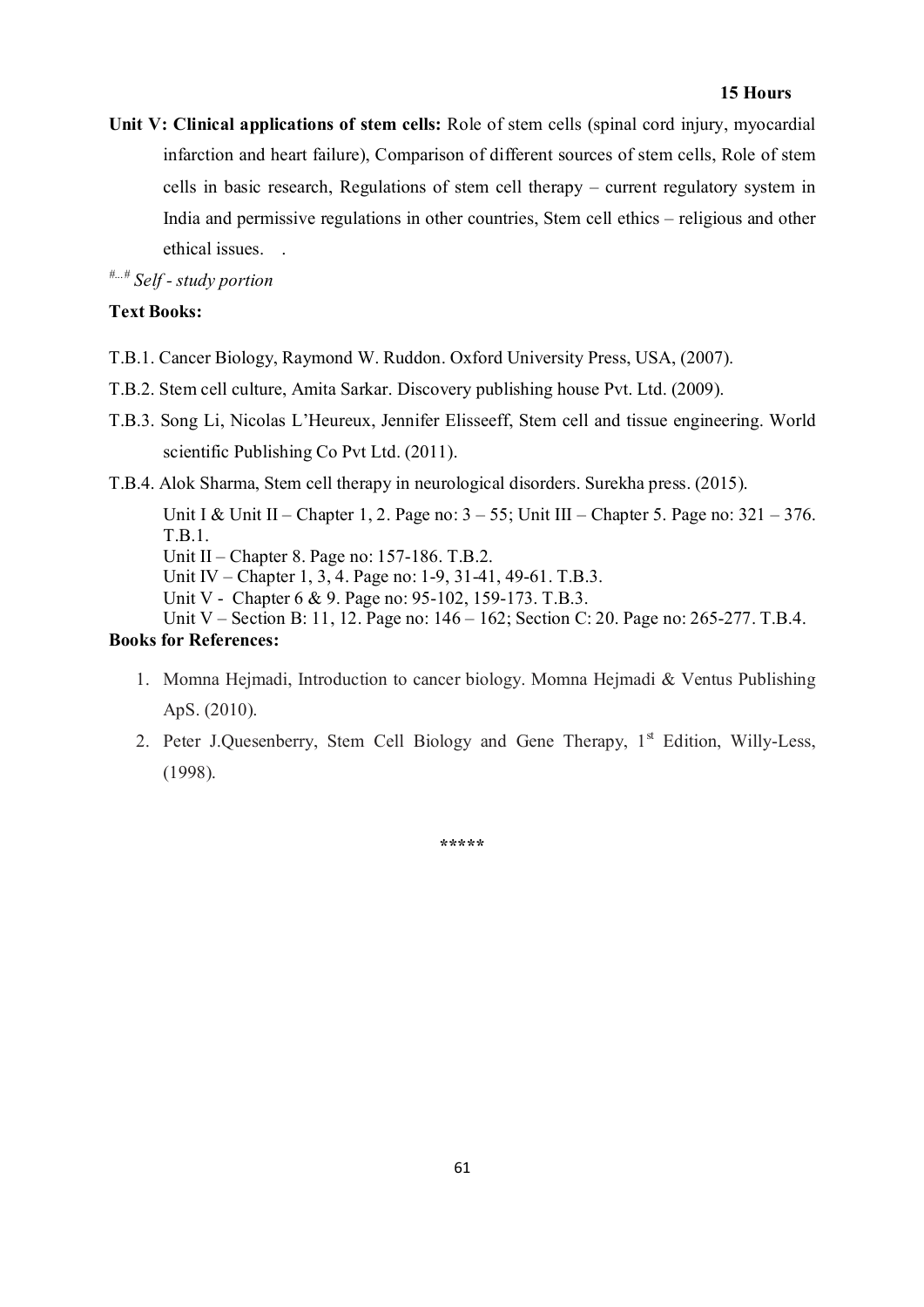**15 Hours**

**Unit V: Clinical applications of stem cells:** Role of stem cells (spinal cord injury, myocardial infarction and heart failure), Comparison of different sources of stem cells, Role of stem cells in basic research, Regulations of stem cell therapy – current regulatory system in India and permissive regulations in other countries, Stem cell ethics – religious and other ethical issues. .

#...# *Self - study portion*

**Text Books:**

T.B.1. Cancer Biology, Raymond W. Ruddon. Oxford University Press, USA, (2007).

T.B.2. Stem cell culture, Amita Sarkar. Discovery publishing house Pvt. Ltd. (2009).

T.B.3. Song Li, Nicolas L'Heureux, Jennifer Elisseeff, Stem cell and tissue engineering. World scientific Publishing Co Pvt Ltd. (2011).

T.B.4. Alok Sharma, Stem cell therapy in neurological disorders. Surekha press. (2015).

Unit I & Unit II – Chapter 1, 2. Page no: 3 – 55; Unit III – Chapter 5. Page no: 321 – 376. T.B.1.
Unit II – Chapter 8. Page no: 157-186. T.B.2.
Unit IV – Chapter 1, 3, 4. Page no: 1-9, 31-41, 49-61. T.B.3.
Unit V - Chapter 6 & 9. Page no: 95-102, 159-173. T.B.3.
Unit V – Section B: 11, 12. Page no: 146 – 162; Section C: 20. Page no: 265-277. T.B.4.

**Books for References:**

1. Momna Hejmadi, Introduction to cancer biology. Momna Hejmadi & Ventus Publishing ApS. (2010).
2. Peter J.Quesenberry, Stem Cell Biology and Gene Therapy, 1st Edition, Willy-Less, (1998).

*****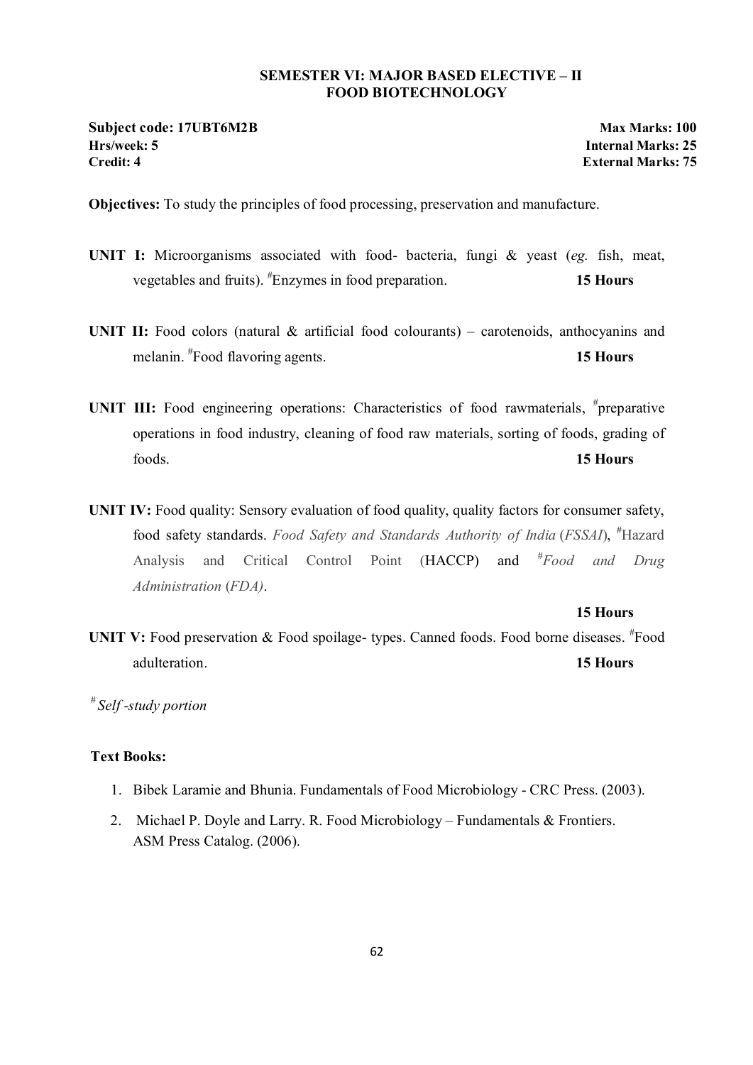**SEMESTER VI: MAJOR BASED ELECTIVE – II**
**FOOD BIOTECHNOLOGY**

**Subject code: 17UBT6M2B** **Max Marks: 100**
**Hrs/week: 5** **Internal Marks: 25**
**Credit: 4** **External Marks: 75**

**Objectives:** To study the principles of food processing, preservation and manufacture.

**UNIT I:** Microorganisms associated with food- bacteria, fungi & yeast (*eg.* fish, meat, vegetables and fruits). #Enzymes in food preparation. **15 Hours**

**UNIT II:** Food colors (natural & artificial food colourants) – carotenoids, anthocyanins and melanin. #Food flavoring agents. **15 Hours**

**UNIT III:** Food engineering operations: Characteristics of food rawmaterials, #preparative operations in food industry, cleaning of food raw materials, sorting of foods, grading of foods. **15 Hours**

**UNIT IV:** Food quality: Sensory evaluation of food quality, quality factors for consumer safety, food safety standards. *Food Safety and Standards Authority of India* (*FSSAI*), #Hazard Analysis and Critical Control Point (HACCP) and #*Food and Drug Administration* (*FDA)*. **15 Hours**

**UNIT V:** Food preservation & Food spoilage- types. Canned foods. Food borne diseases. #Food adulteration. **15 Hours**

*# Self -study portion*

**Text Books:**

1. Bibek Laramie and Bhunia. Fundamentals of Food Microbiology - CRC Press. (2003).
2. Michael P. Doyle and Larry. R. Food Microbiology – Fundamentals & Frontiers. ASM Press Catalog. (2006).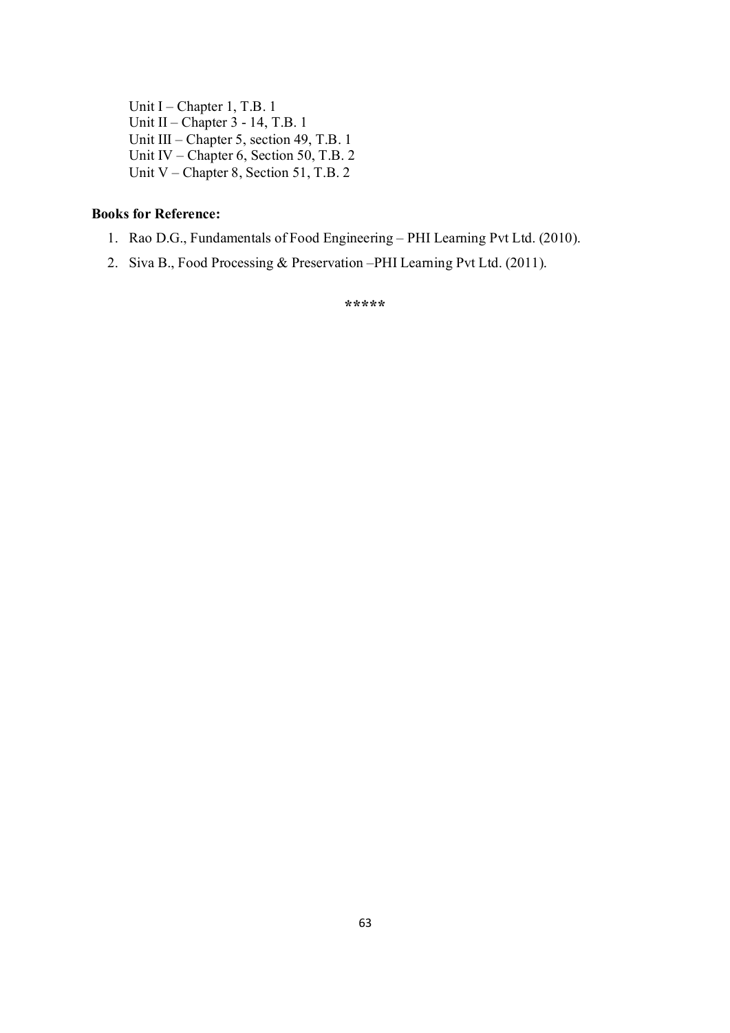Unit I – Chapter 1, T.B. 1
Unit II – Chapter 3 - 14, T.B. 1
Unit III – Chapter 5, section 49, T.B. 1
Unit IV – Chapter 6, Section 50, T.B. 2
Unit V – Chapter 8, Section 51, T.B. 2

**Books for Reference:**

1. Rao D.G., Fundamentals of Food Engineering – PHI Learning Pvt Ltd. (2010).
2. Siva B., Food Processing & Preservation –PHI Learning Pvt Ltd. (2011).

*****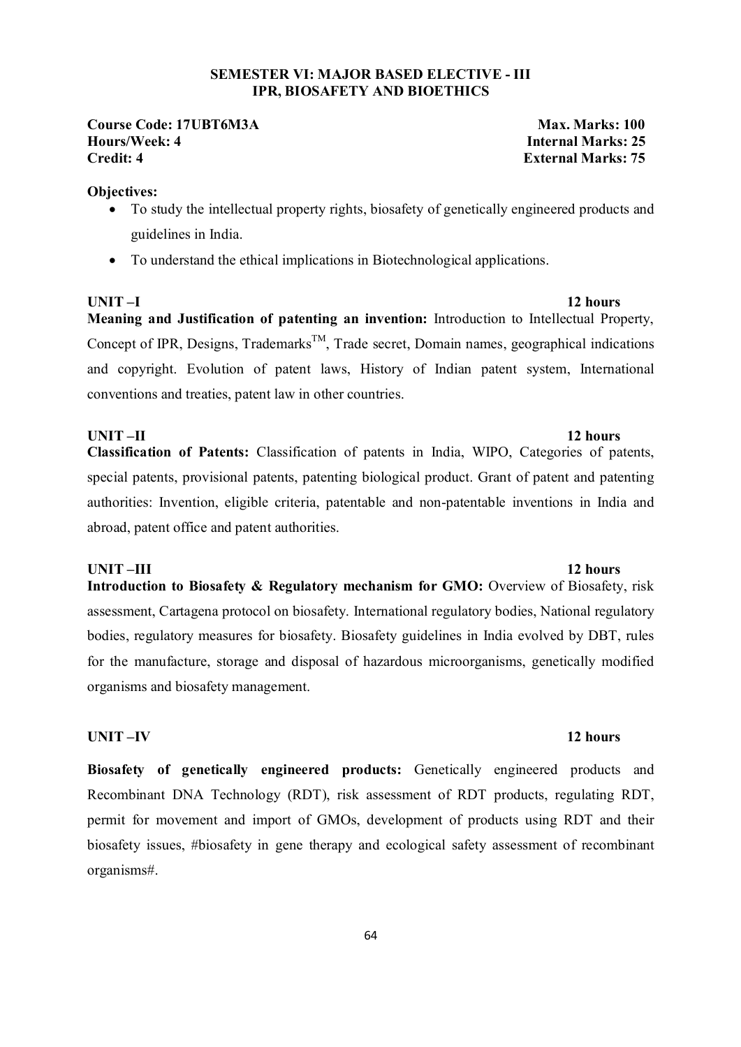## SEMESTER VI: MAJOR BASED ELECTIVE - III
## IPR, BIOSAFETY AND BIOETHICS

**Course Code: 17UBT6M3A** **Max. Marks: 100**
**Hours/Week: 4** **Internal Marks: 25**
**Credit: 4** **External Marks: 75**

**Objectives:**

- To study the intellectual property rights, biosafety of genetically engineered products and guidelines in India.
- To understand the ethical implications in Biotechnological applications.

**UNIT –I** **12 hours**

**Meaning and Justification of patenting an invention:** Introduction to Intellectual Property, Concept of IPR, Designs, Trademarks$^{TM}$, Trade secret, Domain names, geographical indications and copyright. Evolution of patent laws, History of Indian patent system, International conventions and treaties, patent law in other countries.

**UNIT –II** **12 hours**

**Classification of Patents:** Classification of patents in India, WIPO, Categories of patents, special patents, provisional patents, patenting biological product. Grant of patent and patenting authorities: Invention, eligible criteria, patentable and non-patentable inventions in India and abroad, patent office and patent authorities.

**UNIT –III** **12 hours**

**Introduction to Biosafety & Regulatory mechanism for GMO:** Overview of Biosafety, risk assessment, Cartagena protocol on biosafety. International regulatory bodies, National regulatory bodies, regulatory measures for biosafety. Biosafety guidelines in India evolved by DBT, rules for the manufacture, storage and disposal of hazardous microorganisms, genetically modified organisms and biosafety management.

**UNIT –IV** **12 hours**

**Biosafety of genetically engineered products:** Genetically engineered products and Recombinant DNA Technology (RDT), risk assessment of RDT products, regulating RDT, permit for movement and import of GMOs, development of products using RDT and their biosafety issues, #biosafety in gene therapy and ecological safety assessment of recombinant organisms#.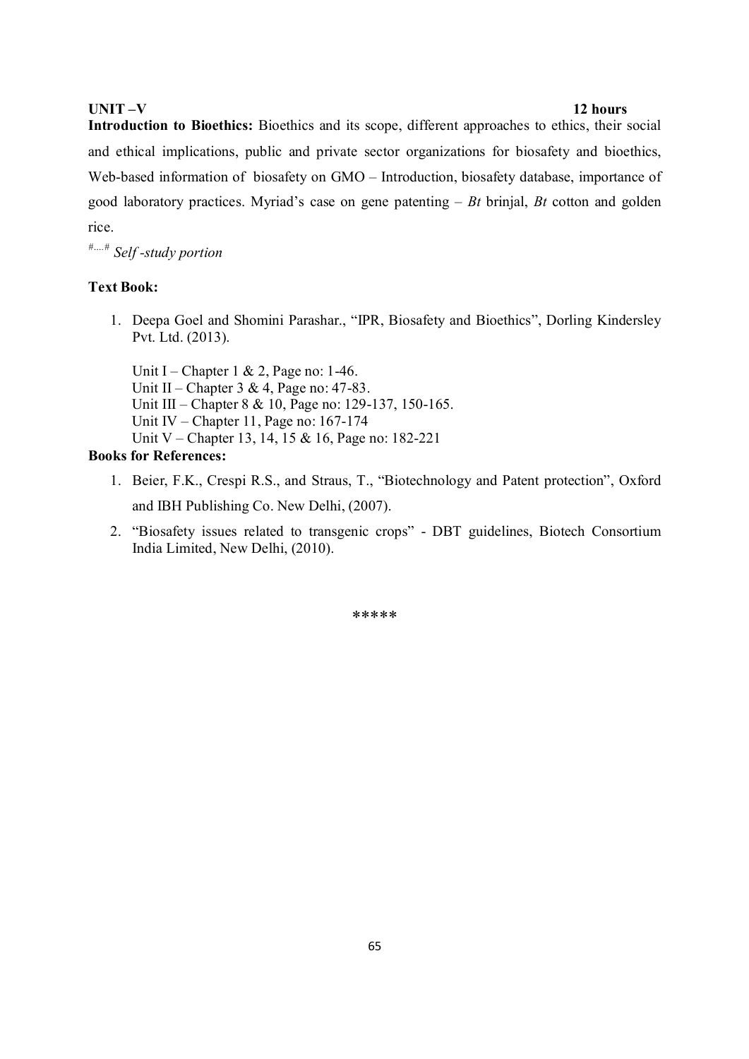**UNIT –V** **12 hours**

**Introduction to Bioethics:** Bioethics and its scope, different approaches to ethics, their social and ethical implications, public and private sector organizations for biosafety and bioethics, Web-based information of biosafety on GMO – Introduction, biosafety database, importance of good laboratory practices. Myriad's case on gene patenting – *Bt* brinjal, *Bt* cotton and golden rice.

#....# *Self -study portion*

**Text Book:**

1. Deepa Goel and Shomini Parashar., "IPR, Biosafety and Bioethics", Dorling Kindersley Pvt. Ltd. (2013).

   Unit I – Chapter 1 & 2, Page no: 1-46.
   Unit II – Chapter 3 & 4, Page no: 47-83.
   Unit III – Chapter 8 & 10, Page no: 129-137, 150-165.
   Unit IV – Chapter 11, Page no: 167-174
   Unit V – Chapter 13, 14, 15 & 16, Page no: 182-221

**Books for References:**

1. Beier, F.K., Crespi R.S., and Straus, T., "Biotechnology and Patent protection", Oxford and IBH Publishing Co. New Delhi, (2007).
2. "Biosafety issues related to transgenic crops" - DBT guidelines, Biotech Consortium India Limited, New Delhi, (2010).

*****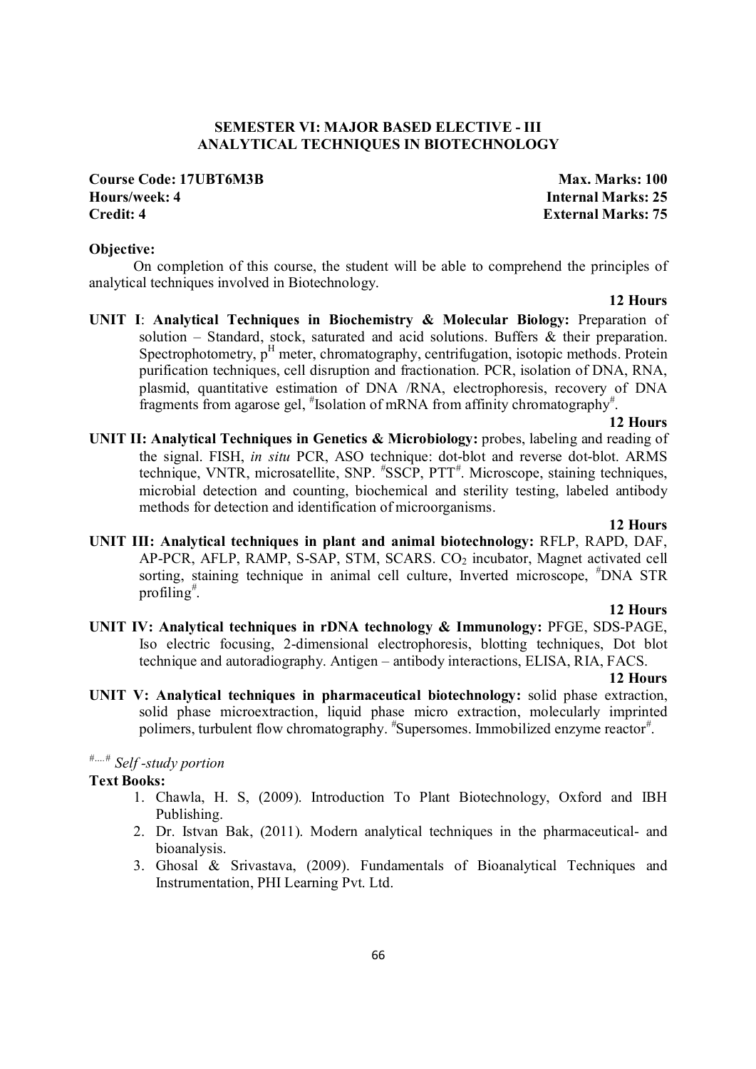## SEMESTER VI: MAJOR BASED ELECTIVE - III
## ANALYTICAL TECHNIQUES IN BIOTECHNOLOGY

**Course Code: 17UBT6M3B** **Max. Marks: 100**
**Hours/week: 4** **Internal Marks: 25**
**Credit: 4** **External Marks: 75**

**Objective:**

On completion of this course, the student will be able to comprehend the principles of analytical techniques involved in Biotechnology.

**12 Hours**

**UNIT I**: **Analytical Techniques in Biochemistry & Molecular Biology:** Preparation of solution – Standard, stock, saturated and acid solutions. Buffers & their preparation. Spectrophotometry, $p^H$ meter, chromatography, centrifugation, isotopic methods. Protein purification techniques, cell disruption and fractionation. PCR, isolation of DNA, RNA, plasmid, quantitative estimation of DNA /RNA, electrophoresis, recovery of DNA fragments from agarose gel, #Isolation of mRNA from affinity chromatography#.

**12 Hours**

**UNIT II: Analytical Techniques in Genetics & Microbiology:** probes, labeling and reading of the signal. FISH, *in situ* PCR, ASO technique: dot-blot and reverse dot-blot. ARMS technique, VNTR, microsatellite, SNP. #SSCP, PTT#. Microscope, staining techniques, microbial detection and counting, biochemical and sterility testing, labeled antibody methods for detection and identification of microorganisms.

**12 Hours**

**UNIT III: Analytical techniques in plant and animal biotechnology:** RFLP, RAPD, DAF, AP-PCR, AFLP, RAMP, S-SAP, STM, SCARS. $CO_2$ incubator, Magnet activated cell sorting, staining technique in animal cell culture, Inverted microscope, #DNA STR profiling#.

**12 Hours**

**UNIT IV: Analytical techniques in rDNA technology & Immunology:** PFGE, SDS-PAGE, Iso electric focusing, 2-dimensional electrophoresis, blotting techniques, Dot blot technique and autoradiography. Antigen – antibody interactions, ELISA, RIA, FACS.

**12 Hours**

**UNIT V: Analytical techniques in pharmaceutical biotechnology:** solid phase extraction, solid phase microextraction, liquid phase micro extraction, molecularly imprinted polimers, turbulent flow chromatography. #Supersomes. Immobilized enzyme reactor#.

#....# *Self -study portion*

**Text Books:**

1. Chawla, H. S, (2009). Introduction To Plant Biotechnology, Oxford and IBH Publishing.
2. Dr. Istvan Bak, (2011). Modern analytical techniques in the pharmaceutical- and bioanalysis.
3. Ghosal & Srivastava, (2009). Fundamentals of Bioanalytical Techniques and Instrumentation, PHI Learning Pvt. Ltd.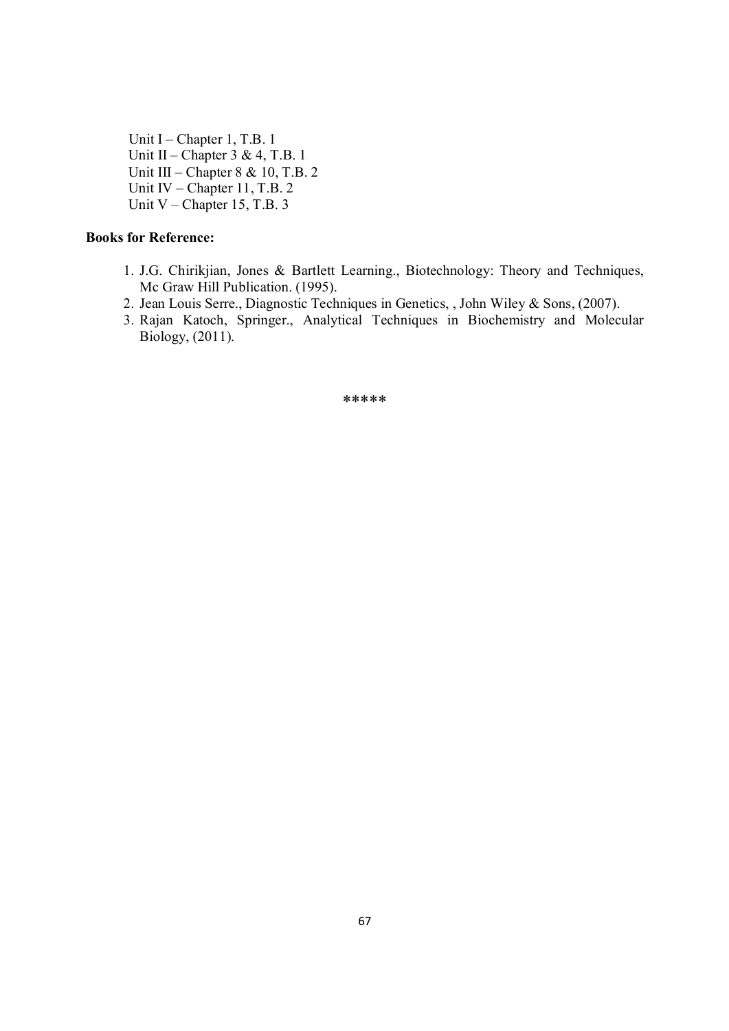Unit I – Chapter 1, T.B. 1  
Unit II – Chapter 3 & 4, T.B. 1  
Unit III – Chapter 8 & 10, T.B. 2  
Unit IV – Chapter 11, T.B. 2  
Unit V – Chapter 15, T.B. 3

**Books for Reference:**

1. J.G. Chirikjian, Jones & Bartlett Learning., Biotechnology: Theory and Techniques, Mc Graw Hill Publication. (1995).
2. Jean Louis Serre., Diagnostic Techniques in Genetics, , John Wiley & Sons, (2007).
3. Rajan Katoch, Springer., Analytical Techniques in Biochemistry and Molecular Biology, (2011).

\*\*\*\*\*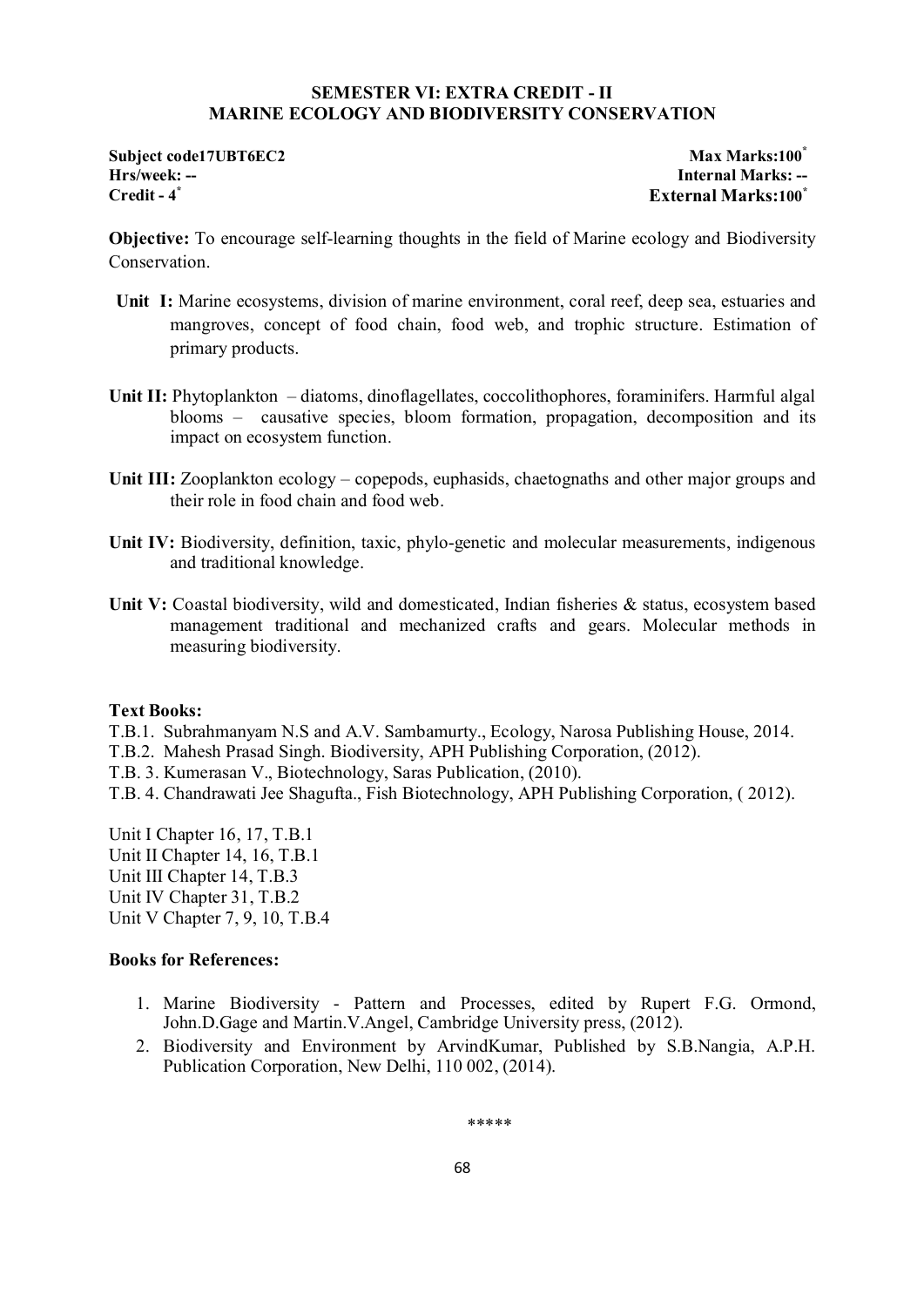## SEMESTER VI: EXTRA CREDIT - II
## MARINE ECOLOGY AND BIODIVERSITY CONSERVATION

**Subject code17UBT6EC2** **Max Marks:100***
**Hrs/week: --** **Internal Marks: --**
**Credit - 4*** **External Marks:100***

**Objective:** To encourage self-learning thoughts in the field of Marine ecology and Biodiversity Conservation.

**Unit I:** Marine ecosystems, division of marine environment, coral reef, deep sea, estuaries and mangroves, concept of food chain, food web, and trophic structure. Estimation of primary products.

**Unit II:** Phytoplankton – diatoms, dinoflagellates, coccolithophores, foraminifers. Harmful algal blooms – causative species, bloom formation, propagation, decomposition and its impact on ecosystem function.

**Unit III:** Zooplankton ecology – copepods, euphasids, chaetognaths and other major groups and their role in food chain and food web.

**Unit IV:** Biodiversity, definition, taxic, phylo-genetic and molecular measurements, indigenous and traditional knowledge.

**Unit V:** Coastal biodiversity, wild and domesticated, Indian fisheries & status, ecosystem based management traditional and mechanized crafts and gears. Molecular methods in measuring biodiversity.

**Text Books:**

T.B.1. Subrahmanyam N.S and A.V. Sambamurty., Ecology, Narosa Publishing House, 2014.
T.B.2. Mahesh Prasad Singh. Biodiversity, APH Publishing Corporation, (2012).
T.B. 3. Kumerasan V., Biotechnology, Saras Publication, (2010).
T.B. 4. Chandrawati Jee Shagufta., Fish Biotechnology, APH Publishing Corporation, ( 2012).

Unit I Chapter 16, 17, T.B.1
Unit II Chapter 14, 16, T.B.1
Unit III Chapter 14, T.B.3
Unit IV Chapter 31, T.B.2
Unit V Chapter 7, 9, 10, T.B.4

**Books for References:**

1. Marine Biodiversity - Pattern and Processes, edited by Rupert F.G. Ormond, John.D.Gage and Martin.V.Angel, Cambridge University press, (2012).
2. Biodiversity and Environment by ArvindKumar, Published by S.B.Nangia, A.P.H. Publication Corporation, New Delhi, 110 002, (2014).

*****